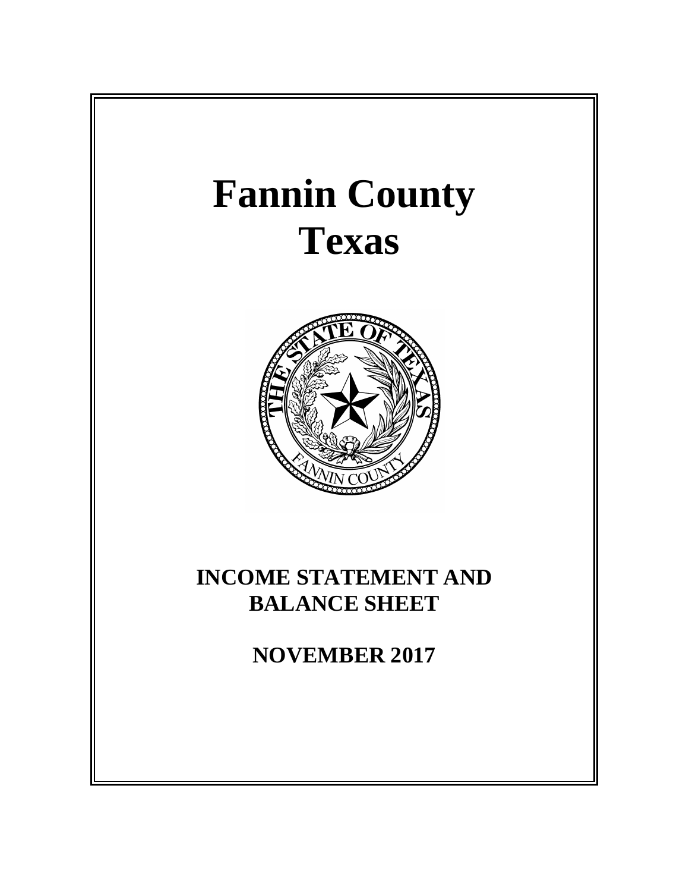# Fannin County
# Texas

## INCOME STATEMENT AND BALANCE SHEET

## NOVEMBER 2017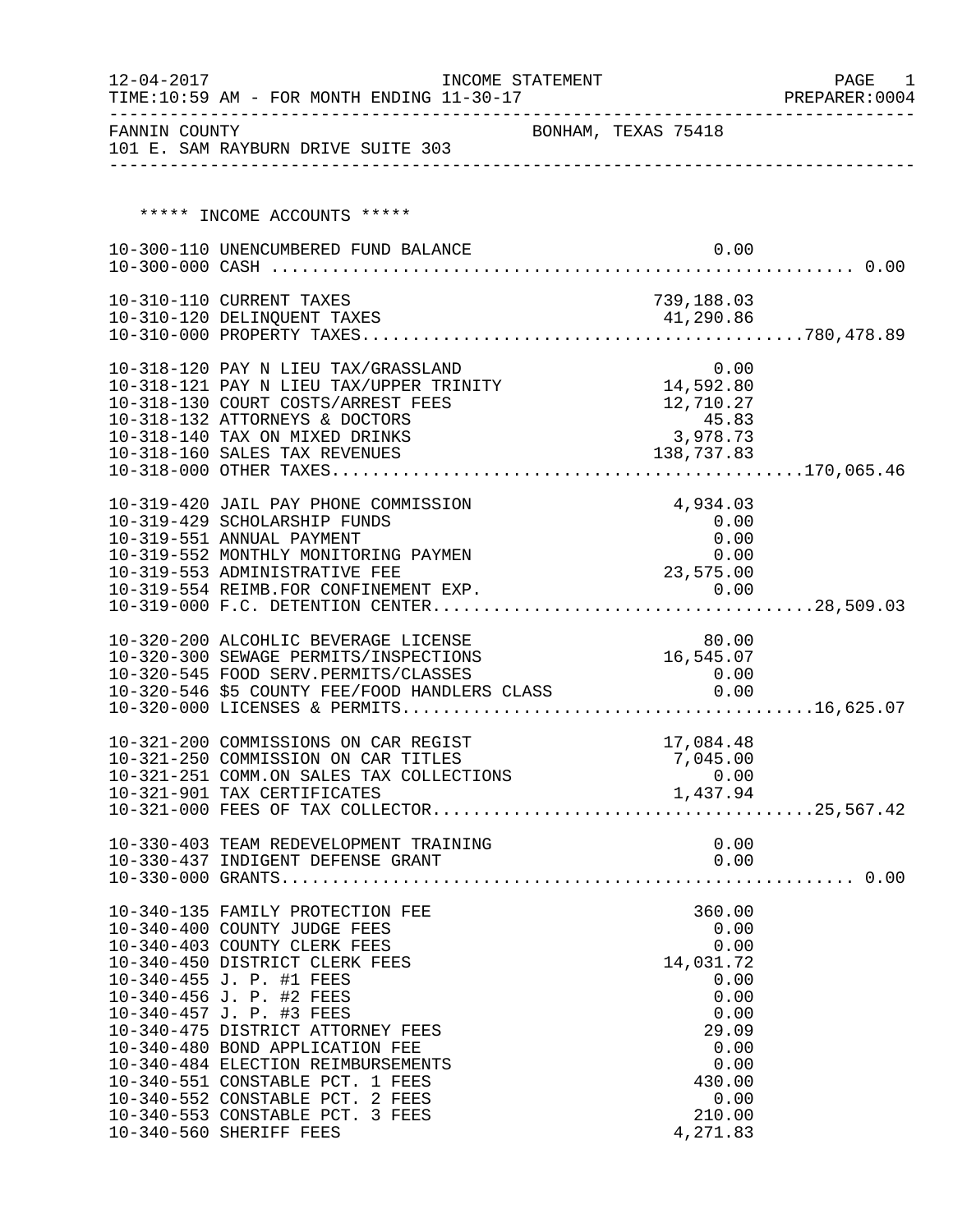12-04-2017 INCOME STATEMENT PAGE 1
TIME:10:59 AM - FOR MONTH ENDING 11-30-17 PREPARER:0004

FANNIN COUNTY BONHAM, TEXAS 75418
101 E. SAM RAYBURN DRIVE SUITE 303

***** INCOME ACCOUNTS *****

| Account | Description | Amount | Total |
|---|---|---|---|
| 10-300-110 | UNENCUMBERED FUND BALANCE | 0.00 | |
| 10-300-000 | CASH | | 0.00 |
| 10-310-110 | CURRENT TAXES | 739,188.03 | |
| 10-310-120 | DELINQUENT TAXES | 41,290.86 | |
| 10-310-000 | PROPERTY TAXES | | 780,478.89 |
| 10-318-120 | PAY N LIEU TAX/GRASSLAND | 0.00 | |
| 10-318-121 | PAY N LIEU TAX/UPPER TRINITY | 14,592.80 | |
| 10-318-130 | COURT COSTS/ARREST FEES | 12,710.27 | |
| 10-318-132 | ATTORNEYS & DOCTORS | 45.83 | |
| 10-318-140 | TAX ON MIXED DRINKS | 3,978.73 | |
| 10-318-160 | SALES TAX REVENUES | 138,737.83 | |
| 10-318-000 | OTHER TAXES | | 170,065.46 |
| 10-319-420 | JAIL PAY PHONE COMMISSION | 4,934.03 | |
| 10-319-429 | SCHOLARSHIP FUNDS | 0.00 | |
| 10-319-551 | ANNUAL PAYMENT | 0.00 | |
| 10-319-552 | MONTHLY MONITORING PAYMEN | 0.00 | |
| 10-319-553 | ADMINISTRATIVE FEE | 23,575.00 | |
| 10-319-554 | REIMB.FOR CONFINEMENT EXP. | 0.00 | |
| 10-319-000 | F.C. DETENTION CENTER | | 28,509.03 |
| 10-320-200 | ALCOHLIC BEVERAGE LICENSE | 80.00 | |
| 10-320-300 | SEWAGE PERMITS/INSPECTIONS | 16,545.07 | |
| 10-320-545 | FOOD SERV.PERMITS/CLASSES | 0.00 | |
| 10-320-546 | $5 COUNTY FEE/FOOD HANDLERS CLASS | 0.00 | |
| 10-320-000 | LICENSES & PERMITS | | 16,625.07 |
| 10-321-200 | COMMISSIONS ON CAR REGIST | 17,084.48 | |
| 10-321-250 | COMMISSION ON CAR TITLES | 7,045.00 | |
| 10-321-251 | COMM.ON SALES TAX COLLECTIONS | 0.00 | |
| 10-321-901 | TAX CERTIFICATES | 1,437.94 | |
| 10-321-000 | FEES OF TAX COLLECTOR | | 25,567.42 |
| 10-330-403 | TEAM REDEVELOPMENT TRAINING | 0.00 | |
| 10-330-437 | INDIGENT DEFENSE GRANT | 0.00 | |
| 10-330-000 | GRANTS | | 0.00 |
| 10-340-135 | FAMILY PROTECTION FEE | 360.00 | |
| 10-340-400 | COUNTY JUDGE FEES | 0.00 | |
| 10-340-403 | COUNTY CLERK FEES | 0.00 | |
| 10-340-450 | DISTRICT CLERK FEES | 14,031.72 | |
| 10-340-455 | J. P. #1 FEES | 0.00 | |
| 10-340-456 | J. P. #2 FEES | 0.00 | |
| 10-340-457 | J. P. #3 FEES | 0.00 | |
| 10-340-475 | DISTRICT ATTORNEY FEES | 29.09 | |
| 10-340-480 | BOND APPLICATION FEE | 0.00 | |
| 10-340-484 | ELECTION REIMBURSEMENTS | 0.00 | |
| 10-340-551 | CONSTABLE PCT. 1 FEES | 430.00 | |
| 10-340-552 | CONSTABLE PCT. 2 FEES | 0.00 | |
| 10-340-553 | CONSTABLE PCT. 3 FEES | 210.00 | |
| 10-340-560 | SHERIFF FEES | 4,271.83 | |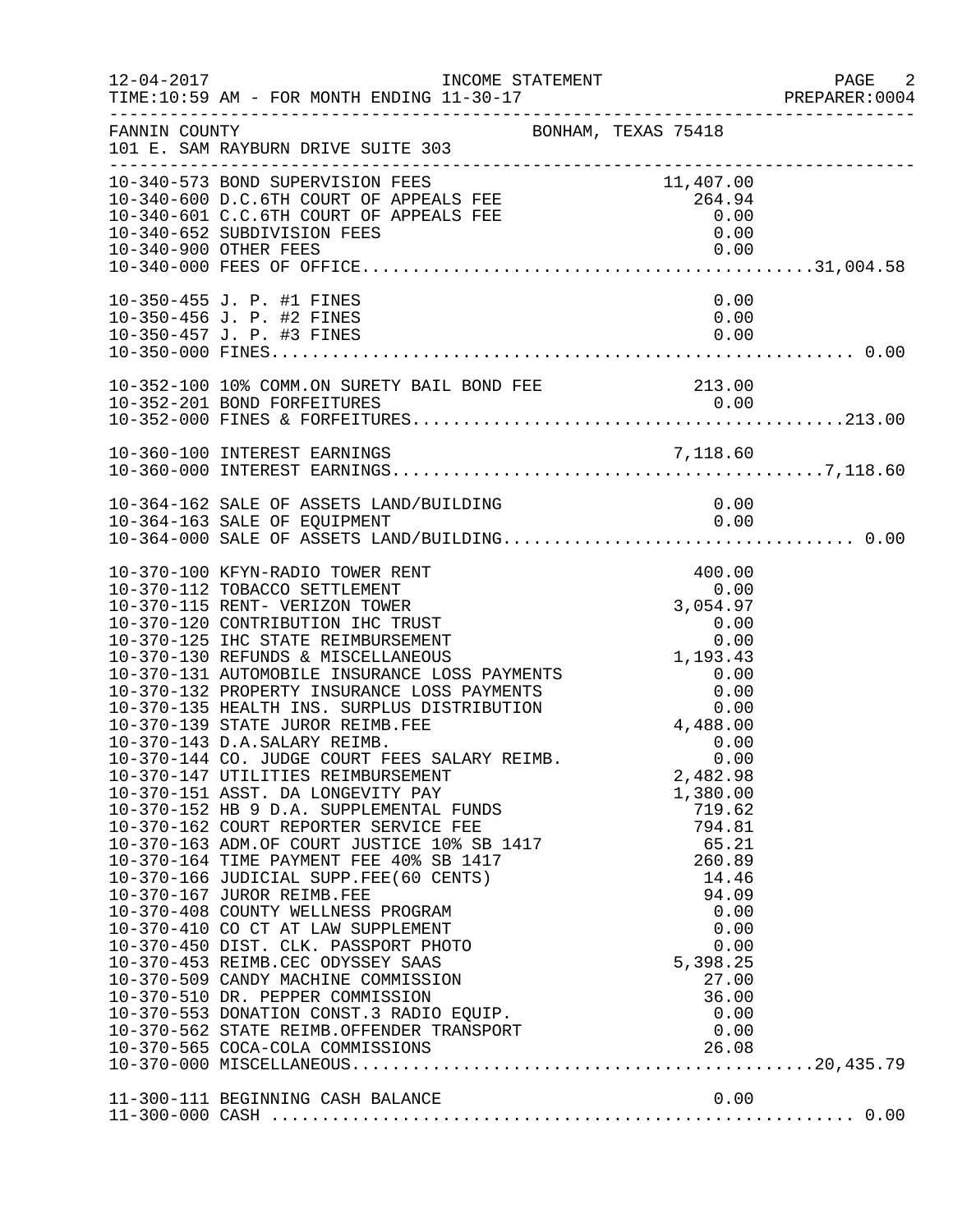FANNIN COUNTY — BONHAM, TEXAS 75418
101 E. SAM RAYBURN DRIVE SUITE 303

INCOME STATEMENT — FOR MONTH ENDING 11-30-17

| Account | Description | Amount | Total |
|---|---|---|---|
| 10-340-573 | BOND SUPERVISION FEES | 11,407.00 | |
| 10-340-600 | D.C.6TH COURT OF APPEALS FEE | 264.94 | |
| 10-340-601 | C.C.6TH COURT OF APPEALS FEE | 0.00 | |
| 10-340-652 | SUBDIVISION FEES | 0.00 | |
| 10-340-900 | OTHER FEES | 0.00 | |
| 10-340-000 | FEES OF OFFICE | | 31,004.58 |
| 10-350-455 | J. P. #1 FINES | 0.00 | |
| 10-350-456 | J. P. #2 FINES | 0.00 | |
| 10-350-457 | J. P. #3 FINES | 0.00 | |
| 10-350-000 | FINES | | 0.00 |
| 10-352-100 | 10% COMM.ON SURETY BAIL BOND FEE | 213.00 | |
| 10-352-201 | BOND FORFEITURES | 0.00 | |
| 10-352-000 | FINES & FORFEITURES | | 213.00 |
| 10-360-100 | INTEREST EARNINGS | 7,118.60 | |
| 10-360-000 | INTEREST EARNINGS | | 7,118.60 |
| 10-364-162 | SALE OF ASSETS LAND/BUILDING | 0.00 | |
| 10-364-163 | SALE OF EQUIPMENT | 0.00 | |
| 10-364-000 | SALE OF ASSETS LAND/BUILDING | | 0.00 |
| 10-370-100 | KFYN-RADIO TOWER RENT | 400.00 | |
| 10-370-112 | TOBACCO SETTLEMENT | 0.00 | |
| 10-370-115 | RENT- VERIZON TOWER | 3,054.97 | |
| 10-370-120 | CONTRIBUTION IHC TRUST | 0.00 | |
| 10-370-125 | IHC STATE REIMBURSEMENT | 0.00 | |
| 10-370-130 | REFUNDS & MISCELLANEOUS | 1,193.43 | |
| 10-370-131 | AUTOMOBILE INSURANCE LOSS PAYMENTS | 0.00 | |
| 10-370-132 | PROPERTY INSURANCE LOSS PAYMENTS | 0.00 | |
| 10-370-135 | HEALTH INS. SURPLUS DISTRIBUTION | 0.00 | |
| 10-370-139 | STATE JUROR REIMB.FEE | 4,488.00 | |
| 10-370-143 | D.A.SALARY REIMB. | 0.00 | |
| 10-370-144 | CO. JUDGE COURT FEES SALARY REIMB. | 0.00 | |
| 10-370-147 | UTILITIES REIMBURSEMENT | 2,482.98 | |
| 10-370-151 | ASST. DA LONGEVITY PAY | 1,380.00 | |
| 10-370-152 | HB 9 D.A. SUPPLEMENTAL FUNDS | 719.62 | |
| 10-370-162 | COURT REPORTER SERVICE FEE | 794.81 | |
| 10-370-163 | ADM.OF COURT JUSTICE 10% SB 1417 | 65.21 | |
| 10-370-164 | TIME PAYMENT FEE 40% SB 1417 | 260.89 | |
| 10-370-166 | JUDICIAL SUPP.FEE(60 CENTS) | 14.46 | |
| 10-370-167 | JUROR REIMB.FEE | 94.09 | |
| 10-370-408 | COUNTY WELLNESS PROGRAM | 0.00 | |
| 10-370-410 | CO CT AT LAW SUPPLEMENT | 0.00 | |
| 10-370-450 | DIST. CLK. PASSPORT PHOTO | 0.00 | |
| 10-370-453 | REIMB.CEC ODYSSEY SAAS | 5,398.25 | |
| 10-370-509 | CANDY MACHINE COMMISSION | 27.00 | |
| 10-370-510 | DR. PEPPER COMMISSION | 36.00 | |
| 10-370-553 | DONATION CONST.3 RADIO EQUIP. | 0.00 | |
| 10-370-562 | STATE REIMB.OFFENDER TRANSPORT | 0.00 | |
| 10-370-565 | COCA-COLA COMMISSIONS | 26.08 | |
| 10-370-000 | MISCELLANEOUS | | 20,435.79 |
| 11-300-111 | BEGINNING CASH BALANCE | 0.00 | |
| 11-300-000 | CASH | | 0.00 |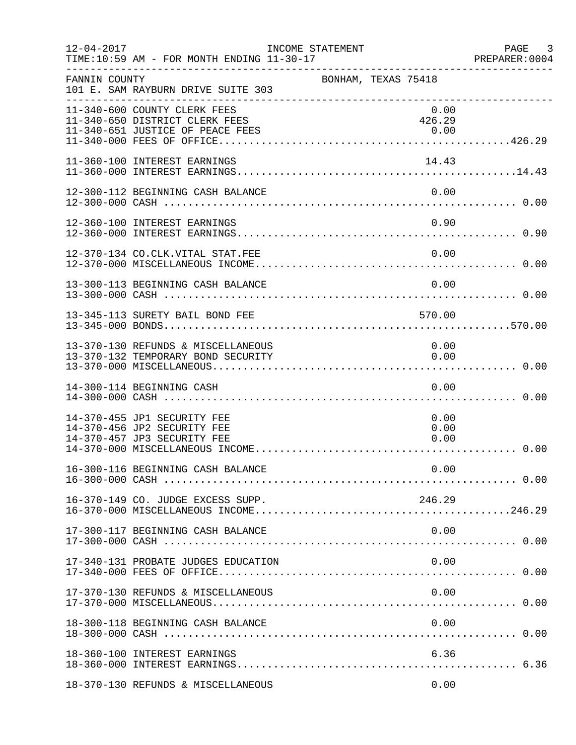12-04-2017 INCOME STATEMENT
TIME:10:59 AM - FOR MONTH ENDING 11-30-17
PREPARER:0004

FANNIN COUNTY BONHAM, TEXAS 75418
101 E. SAM RAYBURN DRIVE SUITE 303

| Account | Description | Amount | Total |
|---|---|---|---|
| 11-340-600 | COUNTY CLERK FEES | 0.00 | |
| 11-340-650 | DISTRICT CLERK FEES | 426.29 | |
| 11-340-651 | JUSTICE OF PEACE FEES | 0.00 | |
| 11-340-000 | FEES OF OFFICE | | 426.29 |
| 11-360-100 | INTEREST EARNINGS | 14.43 | |
| 11-360-000 | INTEREST EARNINGS | | 14.43 |
| 12-300-112 | BEGINNING CASH BALANCE | 0.00 | |
| 12-300-000 | CASH | | 0.00 |
| 12-360-100 | INTEREST EARNINGS | 0.90 | |
| 12-360-000 | INTEREST EARNINGS | | 0.90 |
| 12-370-134 | CO.CLK.VITAL STAT.FEE | 0.00 | |
| 12-370-000 | MISCELLANEOUS INCOME | | 0.00 |
| 13-300-113 | BEGINNING CASH BALANCE | 0.00 | |
| 13-300-000 | CASH | | 0.00 |
| 13-345-113 | SURETY BAIL BOND FEE | 570.00 | |
| 13-345-000 | BONDS | | 570.00 |
| 13-370-130 | REFUNDS & MISCELLANEOUS | 0.00 | |
| 13-370-132 | TEMPORARY BOND SECURITY | 0.00 | |
| 13-370-000 | MISCELLANEOUS | | 0.00 |
| 14-300-114 | BEGINNING CASH | 0.00 | |
| 14-300-000 | CASH | | 0.00 |
| 14-370-455 | JP1 SECURITY FEE | 0.00 | |
| 14-370-456 | JP2 SECURITY FEE | 0.00 | |
| 14-370-457 | JP3 SECURITY FEE | 0.00 | |
| 14-370-000 | MISCELLANEOUS INCOME | | 0.00 |
| 16-300-116 | BEGINNING CASH BALANCE | 0.00 | |
| 16-300-000 | CASH | | 0.00 |
| 16-370-149 | CO. JUDGE EXCESS SUPP. | 246.29 | |
| 16-370-000 | MISCELLANEOUS INCOME | | 246.29 |
| 17-300-117 | BEGINNING CASH BALANCE | 0.00 | |
| 17-300-000 | CASH | | 0.00 |
| 17-340-131 | PROBATE JUDGES EDUCATION | 0.00 | |
| 17-340-000 | FEES OF OFFICE | | 0.00 |
| 17-370-130 | REFUNDS & MISCELLANEOUS | 0.00 | |
| 17-370-000 | MISCELLANEOUS | | 0.00 |
| 18-300-118 | BEGINNING CASH BALANCE | 0.00 | |
| 18-300-000 | CASH | | 0.00 |
| 18-360-100 | INTEREST EARNINGS | 6.36 | |
| 18-360-000 | INTEREST EARNINGS | | 6.36 |
| 18-370-130 | REFUNDS & MISCELLANEOUS | 0.00 | |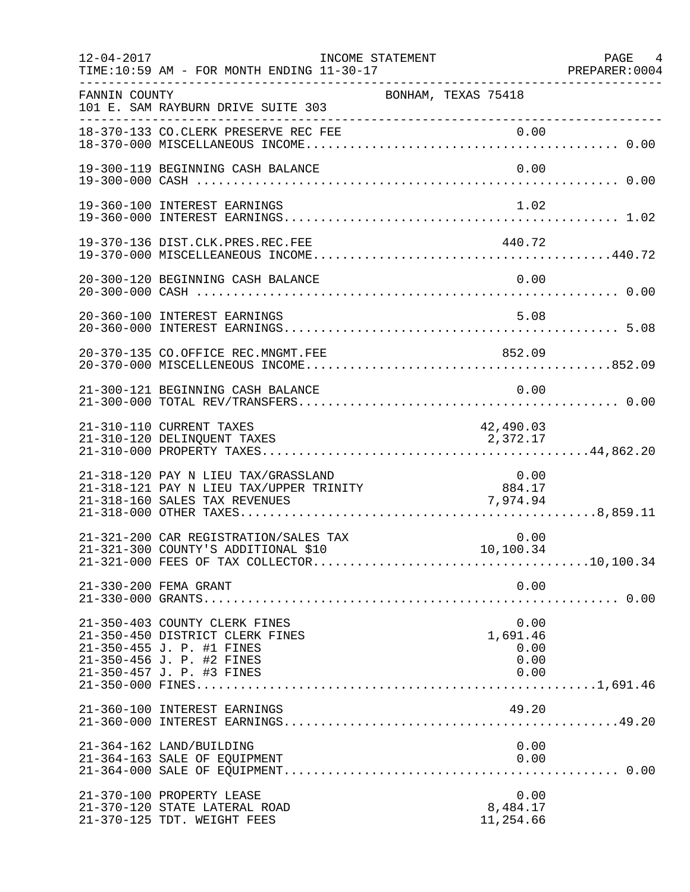FANNIN COUNTY — BONHAM, TEXAS 75418
101 E. SAM RAYBURN DRIVE SUITE 303

INCOME STATEMENT
TIME:10:59 AM - FOR MONTH ENDING 11-30-17

| Account | Description | Amount | Total |
|---|---|---|---|
| 18-370-133 | CO.CLERK PRESERVE REC FEE | 0.00 | |
| 18-370-000 | MISCELLANEOUS INCOME | | 0.00 |
| 19-300-119 | BEGINNING CASH BALANCE | 0.00 | |
| 19-300-000 | CASH | | 0.00 |
| 19-360-100 | INTEREST EARNINGS | 1.02 | |
| 19-360-000 | INTEREST EARNINGS | | 1.02 |
| 19-370-136 | DIST.CLK.PRES.REC.FEE | 440.72 | |
| 19-370-000 | MISCELLEANEOUS INCOME | | 440.72 |
| 20-300-120 | BEGINNING CASH BALANCE | 0.00 | |
| 20-300-000 | CASH | | 0.00 |
| 20-360-100 | INTEREST EARNINGS | 5.08 | |
| 20-360-000 | INTEREST EARNINGS | | 5.08 |
| 20-370-135 | CO.OFFICE REC.MNGMT.FEE | 852.09 | |
| 20-370-000 | MISCELLENEOUS INCOME | | 852.09 |
| 21-300-121 | BEGINNING CASH BALANCE | 0.00 | |
| 21-300-000 | TOTAL REV/TRANSFERS | | 0.00 |
| 21-310-110 | CURRENT TAXES | 42,490.03 | |
| 21-310-120 | DELINQUENT TAXES | 2,372.17 | |
| 21-310-000 | PROPERTY TAXES | | 44,862.20 |
| 21-318-120 | PAY N LIEU TAX/GRASSLAND | 0.00 | |
| 21-318-121 | PAY N LIEU TAX/UPPER TRINITY | 884.17 | |
| 21-318-160 | SALES TAX REVENUES | 7,974.94 | |
| 21-318-000 | OTHER TAXES | | 8,859.11 |
| 21-321-200 | CAR REGISTRATION/SALES TAX | 0.00 | |
| 21-321-300 | COUNTY'S ADDITIONAL $10 | 10,100.34 | |
| 21-321-000 | FEES OF TAX COLLECTOR | | 10,100.34 |
| 21-330-200 | FEMA GRANT | 0.00 | |
| 21-330-000 | GRANTS | | 0.00 |
| 21-350-403 | COUNTY CLERK FINES | 0.00 | |
| 21-350-450 | DISTRICT CLERK FINES | 1,691.46 | |
| 21-350-455 | J. P. #1 FINES | 0.00 | |
| 21-350-456 | J. P. #2 FINES | 0.00 | |
| 21-350-457 | J. P. #3 FINES | 0.00 | |
| 21-350-000 | FINES | | 1,691.46 |
| 21-360-100 | INTEREST EARNINGS | 49.20 | |
| 21-360-000 | INTEREST EARNINGS | | 49.20 |
| 21-364-162 | LAND/BUILDING | 0.00 | |
| 21-364-163 | SALE OF EQUIPMENT | 0.00 | |
| 21-364-000 | SALE OF EQUIPMENT | | 0.00 |
| 21-370-100 | PROPERTY LEASE | 0.00 | |
| 21-370-120 | STATE LATERAL ROAD | 8,484.17 | |
| 21-370-125 | TDT. WEIGHT FEES | 11,254.66 | |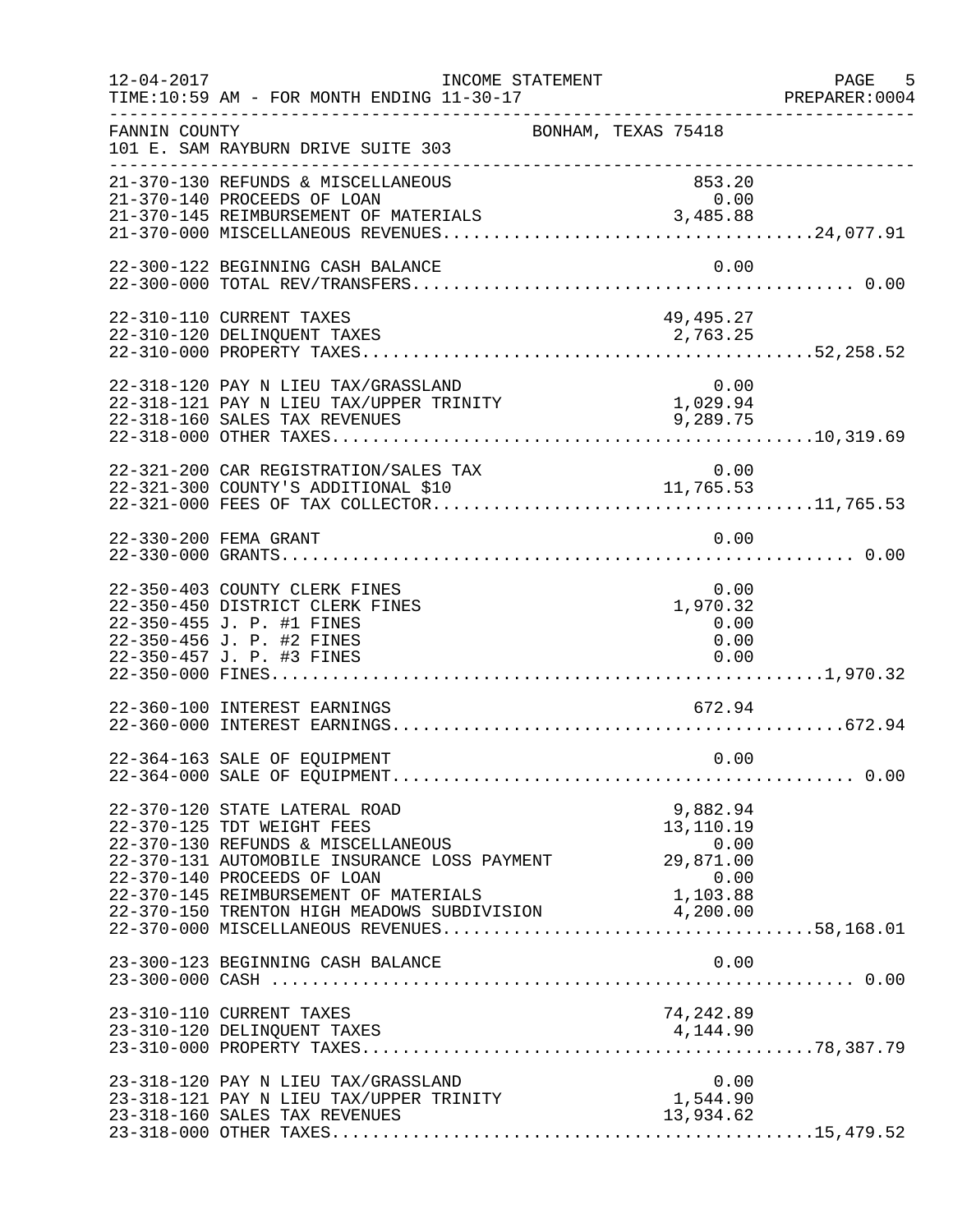12-04-2017 INCOME STATEMENT
TIME:10:59 AM - FOR MONTH ENDING 11-30-17 PREPARER:0004

FANNIN COUNTY BONHAM, TEXAS 75418
101 E. SAM RAYBURN DRIVE SUITE 303

| Account | Description | Amount | Total |
|---|---|---|---|
| 21-370-130 | REFUNDS & MISCELLANEOUS | 853.20 | |
| 21-370-140 | PROCEEDS OF LOAN | 0.00 | |
| 21-370-145 | REIMBURSEMENT OF MATERIALS | 3,485.88 | |
| 21-370-000 | MISCELLANEOUS REVENUES | | 24,077.91 |
| 22-300-122 | BEGINNING CASH BALANCE | 0.00 | |
| 22-300-000 | TOTAL REV/TRANSFERS | | 0.00 |
| 22-310-110 | CURRENT TAXES | 49,495.27 | |
| 22-310-120 | DELINQUENT TAXES | 2,763.25 | |
| 22-310-000 | PROPERTY TAXES | | 52,258.52 |
| 22-318-120 | PAY N LIEU TAX/GRASSLAND | 0.00 | |
| 22-318-121 | PAY N LIEU TAX/UPPER TRINITY | 1,029.94 | |
| 22-318-160 | SALES TAX REVENUES | 9,289.75 | |
| 22-318-000 | OTHER TAXES | | 10,319.69 |
| 22-321-200 | CAR REGISTRATION/SALES TAX | 0.00 | |
| 22-321-300 | COUNTY'S ADDITIONAL $10 | 11,765.53 | |
| 22-321-000 | FEES OF TAX COLLECTOR | | 11,765.53 |
| 22-330-200 | FEMA GRANT | 0.00 | |
| 22-330-000 | GRANTS | | 0.00 |
| 22-350-403 | COUNTY CLERK FINES | 0.00 | |
| 22-350-450 | DISTRICT CLERK FINES | 1,970.32 | |
| 22-350-455 | J. P. #1 FINES | 0.00 | |
| 22-350-456 | J. P. #2 FINES | 0.00 | |
| 22-350-457 | J. P. #3 FINES | 0.00 | |
| 22-350-000 | FINES | | 1,970.32 |
| 22-360-100 | INTEREST EARNINGS | 672.94 | |
| 22-360-000 | INTEREST EARNINGS | | 672.94 |
| 22-364-163 | SALE OF EQUIPMENT | 0.00 | |
| 22-364-000 | SALE OF EQUIPMENT | | 0.00 |
| 22-370-120 | STATE LATERAL ROAD | 9,882.94 | |
| 22-370-125 | TDT WEIGHT FEES | 13,110.19 | |
| 22-370-130 | REFUNDS & MISCELLANEOUS | 0.00 | |
| 22-370-131 | AUTOMOBILE INSURANCE LOSS PAYMENT | 29,871.00 | |
| 22-370-140 | PROCEEDS OF LOAN | 0.00 | |
| 22-370-145 | REIMBURSEMENT OF MATERIALS | 1,103.88 | |
| 22-370-150 | TRENTON HIGH MEADOWS SUBDIVISION | 4,200.00 | |
| 22-370-000 | MISCELLANEOUS REVENUES | | 58,168.01 |
| 23-300-123 | BEGINNING CASH BALANCE | 0.00 | |
| 23-300-000 | CASH | | 0.00 |
| 23-310-110 | CURRENT TAXES | 74,242.89 | |
| 23-310-120 | DELINQUENT TAXES | 4,144.90 | |
| 23-310-000 | PROPERTY TAXES | | 78,387.79 |
| 23-318-120 | PAY N LIEU TAX/GRASSLAND | 0.00 | |
| 23-318-121 | PAY N LIEU TAX/UPPER TRINITY | 1,544.90 | |
| 23-318-160 | SALES TAX REVENUES | 13,934.62 | |
| 23-318-000 | OTHER TAXES | | 15,479.52 |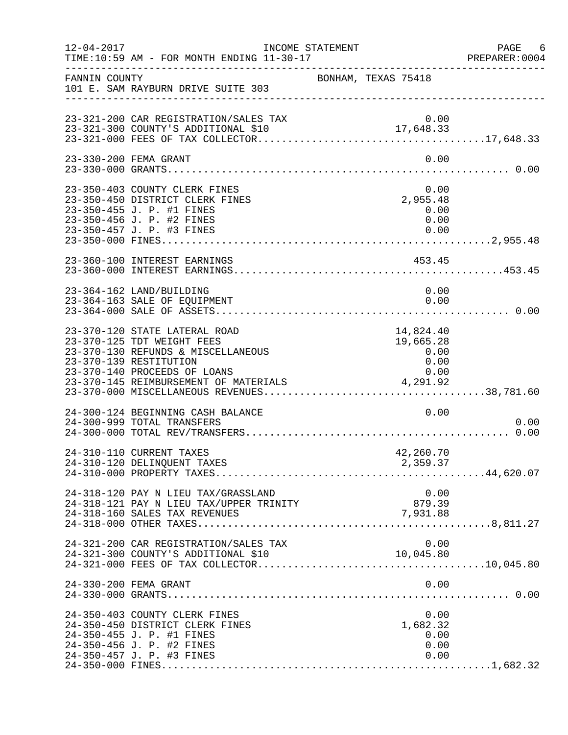FANNIN COUNTY — BONHAM, TEXAS 75418
101 E. SAM RAYBURN DRIVE SUITE 303

INCOME STATEMENT — TIME:10:59 AM - FOR MONTH ENDING 11-30-17

| Account | Description | Amount | Total |
|---|---|---|---|
| 23-321-200 | CAR REGISTRATION/SALES TAX | 0.00 | |
| 23-321-300 | COUNTY'S ADDITIONAL $10 | 17,648.33 | |
| 23-321-000 | FEES OF TAX COLLECTOR | | 17,648.33 |
| 23-330-200 | FEMA GRANT | 0.00 | |
| 23-330-000 | GRANTS | | 0.00 |
| 23-350-403 | COUNTY CLERK FINES | 0.00 | |
| 23-350-450 | DISTRICT CLERK FINES | 2,955.48 | |
| 23-350-455 | J. P. #1 FINES | 0.00 | |
| 23-350-456 | J. P. #2 FINES | 0.00 | |
| 23-350-457 | J. P. #3 FINES | 0.00 | |
| 23-350-000 | FINES | | 2,955.48 |
| 23-360-100 | INTEREST EARNINGS | 453.45 | |
| 23-360-000 | INTEREST EARNINGS | | 453.45 |
| 23-364-162 | LAND/BUILDING | 0.00 | |
| 23-364-163 | SALE OF EQUIPMENT | 0.00 | |
| 23-364-000 | SALE OF ASSETS | | 0.00 |
| 23-370-120 | STATE LATERAL ROAD | 14,824.40 | |
| 23-370-125 | TDT WEIGHT FEES | 19,665.28 | |
| 23-370-130 | REFUNDS & MISCELLANEOUS | 0.00 | |
| 23-370-139 | RESTITUTION | 0.00 | |
| 23-370-140 | PROCEEDS OF LOANS | 0.00 | |
| 23-370-145 | REIMBURSEMENT OF MATERIALS | 4,291.92 | |
| 23-370-000 | MISCELLANEOUS REVENUES | | 38,781.60 |
| 24-300-124 | BEGINNING CASH BALANCE | 0.00 | |
| 24-300-999 | TOTAL TRANSFERS | | 0.00 |
| 24-300-000 | TOTAL REV/TRANSFERS | | 0.00 |
| 24-310-110 | CURRENT TAXES | 42,260.70 | |
| 24-310-120 | DELINQUENT TAXES | 2,359.37 | |
| 24-310-000 | PROPERTY TAXES | | 44,620.07 |
| 24-318-120 | PAY N LIEU TAX/GRASSLAND | 0.00 | |
| 24-318-121 | PAY N LIEU TAX/UPPER TRINITY | 879.39 | |
| 24-318-160 | SALES TAX REVENUES | 7,931.88 | |
| 24-318-000 | OTHER TAXES | | 8,811.27 |
| 24-321-200 | CAR REGISTRATION/SALES TAX | 0.00 | |
| 24-321-300 | COUNTY'S ADDITIONAL $10 | 10,045.80 | |
| 24-321-000 | FEES OF TAX COLLECTOR | | 10,045.80 |
| 24-330-200 | FEMA GRANT | 0.00 | |
| 24-330-000 | GRANTS | | 0.00 |
| 24-350-403 | COUNTY CLERK FINES | 0.00 | |
| 24-350-450 | DISTRICT CLERK FINES | 1,682.32 | |
| 24-350-455 | J. P. #1 FINES | 0.00 | |
| 24-350-456 | J. P. #2 FINES | 0.00 | |
| 24-350-457 | J. P. #3 FINES | 0.00 | |
| 24-350-000 | FINES | | 1,682.32 |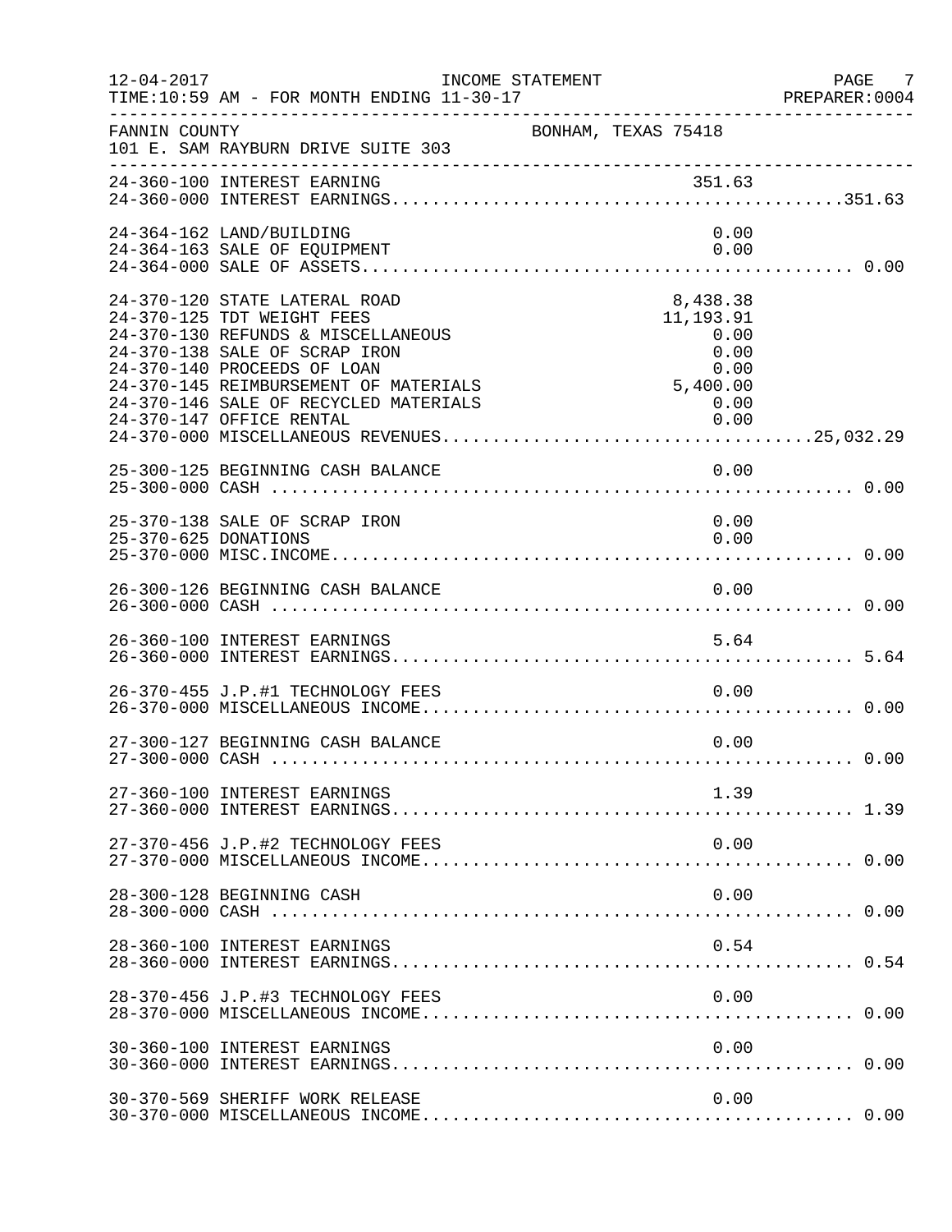FANNIN COUNTY — BONHAM, TEXAS 75418
101 E. SAM RAYBURN DRIVE SUITE 303

INCOME STATEMENT — TIME:10:59 AM - FOR MONTH ENDING 11-30-17

| Account | Description | Amount | Total |
|---|---|---|---|
| 24-360-100 | INTEREST EARNING | 351.63 | |
| 24-360-000 | INTEREST EARNINGS | | 351.63 |
| 24-364-162 | LAND/BUILDING | 0.00 | |
| 24-364-163 | SALE OF EQUIPMENT | 0.00 | |
| 24-364-000 | SALE OF ASSETS | | 0.00 |
| 24-370-120 | STATE LATERAL ROAD | 8,438.38 | |
| 24-370-125 | TDT WEIGHT FEES | 11,193.91 | |
| 24-370-130 | REFUNDS & MISCELLANEOUS | 0.00 | |
| 24-370-138 | SALE OF SCRAP IRON | 0.00 | |
| 24-370-140 | PROCEEDS OF LOAN | 0.00 | |
| 24-370-145 | REIMBURSEMENT OF MATERIALS | 5,400.00 | |
| 24-370-146 | SALE OF RECYCLED MATERIALS | 0.00 | |
| 24-370-147 | OFFICE RENTAL | 0.00 | |
| 24-370-000 | MISCELLANEOUS REVENUES | | 25,032.29 |
| 25-300-125 | BEGINNING CASH BALANCE | 0.00 | |
| 25-300-000 | CASH | | 0.00 |
| 25-370-138 | SALE OF SCRAP IRON | 0.00 | |
| 25-370-625 | DONATIONS | 0.00 | |
| 25-370-000 | MISC.INCOME | | 0.00 |
| 26-300-126 | BEGINNING CASH BALANCE | 0.00 | |
| 26-300-000 | CASH | | 0.00 |
| 26-360-100 | INTEREST EARNINGS | 5.64 | |
| 26-360-000 | INTEREST EARNINGS | | 5.64 |
| 26-370-455 | J.P.#1 TECHNOLOGY FEES | 0.00 | |
| 26-370-000 | MISCELLANEOUS INCOME | | 0.00 |
| 27-300-127 | BEGINNING CASH BALANCE | 0.00 | |
| 27-300-000 | CASH | | 0.00 |
| 27-360-100 | INTEREST EARNINGS | 1.39 | |
| 27-360-000 | INTEREST EARNINGS | | 1.39 |
| 27-370-456 | J.P.#2 TECHNOLOGY FEES | 0.00 | |
| 27-370-000 | MISCELLANEOUS INCOME | | 0.00 |
| 28-300-128 | BEGINNING CASH | 0.00 | |
| 28-300-000 | CASH | | 0.00 |
| 28-360-100 | INTEREST EARNINGS | 0.54 | |
| 28-360-000 | INTEREST EARNINGS | | 0.54 |
| 28-370-456 | J.P.#3 TECHNOLOGY FEES | 0.00 | |
| 28-370-000 | MISCELLANEOUS INCOME | | 0.00 |
| 30-360-100 | INTEREST EARNINGS | 0.00 | |
| 30-360-000 | INTEREST EARNINGS | | 0.00 |
| 30-370-569 | SHERIFF WORK RELEASE | 0.00 | |
| 30-370-000 | MISCELLANEOUS INCOME | | 0.00 |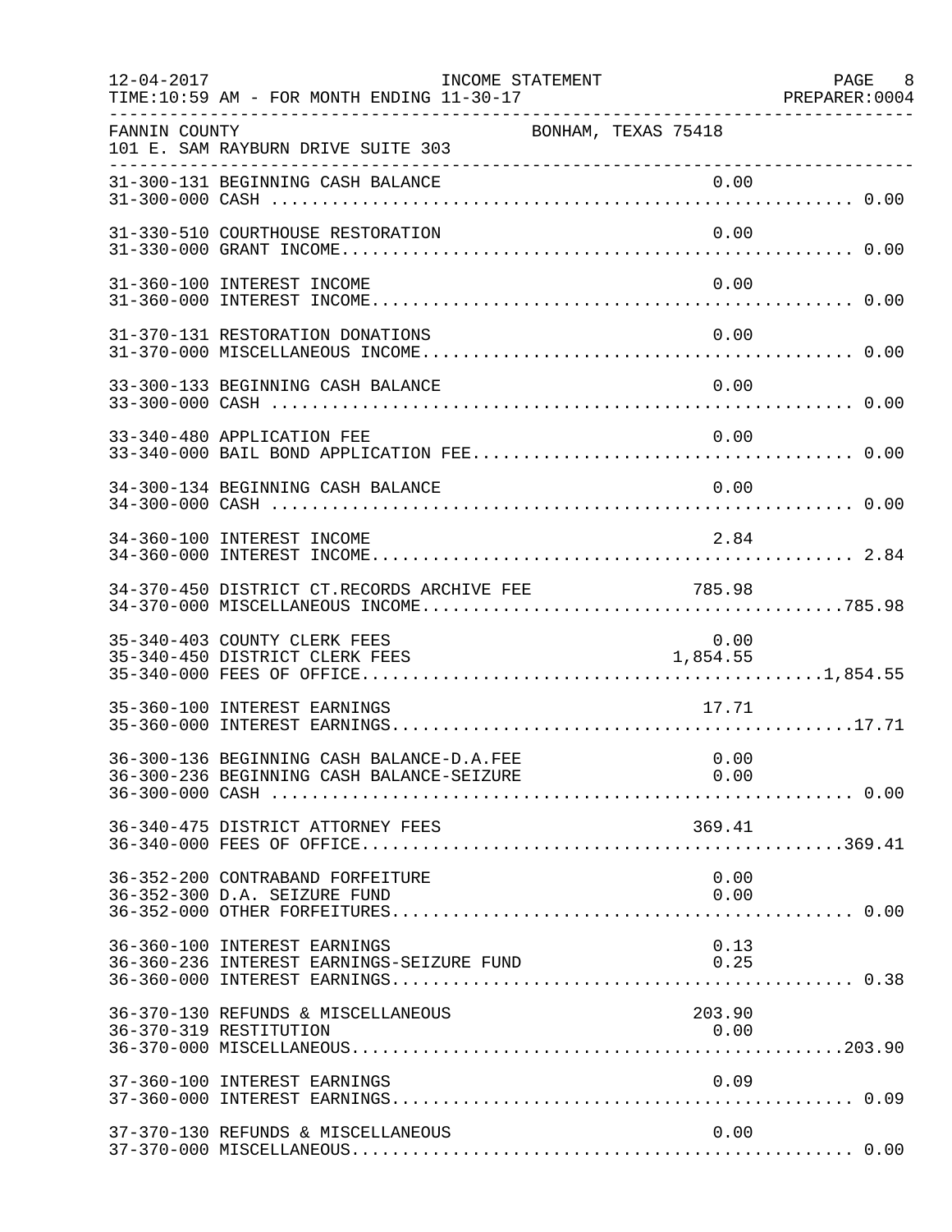12-04-2017 INCOME STATEMENT
TIME:10:59 AM - FOR MONTH ENDING 11-30-17

FANNIN COUNTY BONHAM, TEXAS 75418
101 E. SAM RAYBURN DRIVE SUITE 303

| Account | Description | Detail | Total |
|---|---|---|---|
| 31-300-131 | BEGINNING CASH BALANCE | 0.00 | |
| 31-300-000 | CASH | | 0.00 |
| 31-330-510 | COURTHOUSE RESTORATION | 0.00 | |
| 31-330-000 | GRANT INCOME | | 0.00 |
| 31-360-100 | INTEREST INCOME | 0.00 | |
| 31-360-000 | INTEREST INCOME | | 0.00 |
| 31-370-131 | RESTORATION DONATIONS | 0.00 | |
| 31-370-000 | MISCELLANEOUS INCOME | | 0.00 |
| 33-300-133 | BEGINNING CASH BALANCE | 0.00 | |
| 33-300-000 | CASH | | 0.00 |
| 33-340-480 | APPLICATION FEE | 0.00 | |
| 33-340-000 | BAIL BOND APPLICATION FEE | | 0.00 |
| 34-300-134 | BEGINNING CASH BALANCE | 0.00 | |
| 34-300-000 | CASH | | 0.00 |
| 34-360-100 | INTEREST INCOME | 2.84 | |
| 34-360-000 | INTEREST INCOME | | 2.84 |
| 34-370-450 | DISTRICT CT.RECORDS ARCHIVE FEE | 785.98 | |
| 34-370-000 | MISCELLANEOUS INCOME | | 785.98 |
| 35-340-403 | COUNTY CLERK FEES | 0.00 | |
| 35-340-450 | DISTRICT CLERK FEES | 1,854.55 | |
| 35-340-000 | FEES OF OFFICE | | 1,854.55 |
| 35-360-100 | INTEREST EARNINGS | 17.71 | |
| 35-360-000 | INTEREST EARNINGS | | 17.71 |
| 36-300-136 | BEGINNING CASH BALANCE-D.A.FEE | 0.00 | |
| 36-300-236 | BEGINNING CASH BALANCE-SEIZURE | 0.00 | |
| 36-300-000 | CASH | | 0.00 |
| 36-340-475 | DISTRICT ATTORNEY FEES | 369.41 | |
| 36-340-000 | FEES OF OFFICE | | 369.41 |
| 36-352-200 | CONTRABAND FORFEITURE | 0.00 | |
| 36-352-300 | D.A. SEIZURE FUND | 0.00 | |
| 36-352-000 | OTHER FORFEITURES | | 0.00 |
| 36-360-100 | INTEREST EARNINGS | 0.13 | |
| 36-360-236 | INTEREST EARNINGS-SEIZURE FUND | 0.25 | |
| 36-360-000 | INTEREST EARNINGS | | 0.38 |
| 36-370-130 | REFUNDS & MISCELLANEOUS | 203.90 | |
| 36-370-319 | RESTITUTION | 0.00 | |
| 36-370-000 | MISCELLANEOUS | | 203.90 |
| 37-360-100 | INTEREST EARNINGS | 0.09 | |
| 37-360-000 | INTEREST EARNINGS | | 0.09 |
| 37-370-130 | REFUNDS & MISCELLANEOUS | 0.00 | |
| 37-370-000 | MISCELLANEOUS | | 0.00 |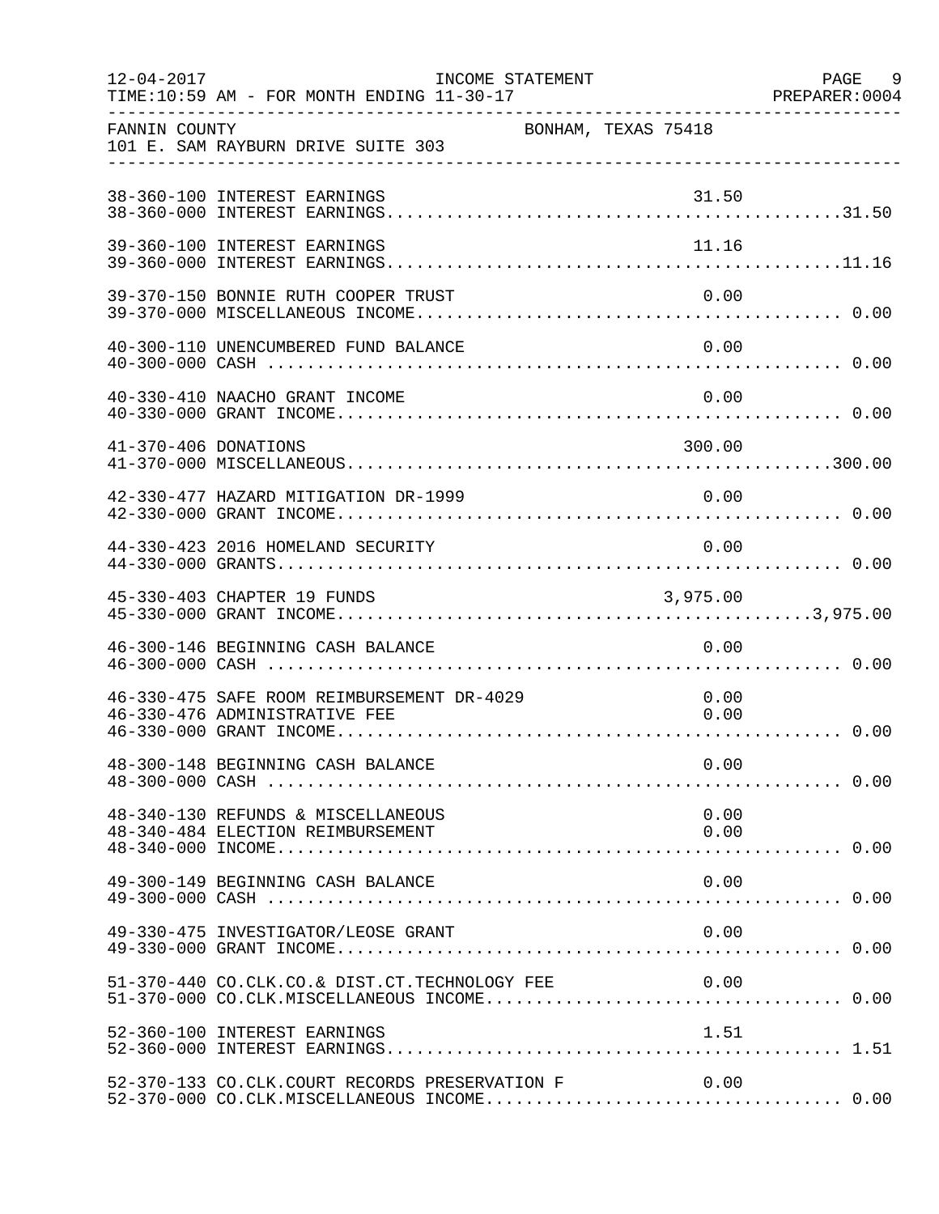12-04-2017 INCOME STATEMENT
TIME:10:59 AM - FOR MONTH ENDING 11-30-17 PREPARER:0004

FANNIN COUNTY BONHAM, TEXAS 75418
101 E. SAM RAYBURN DRIVE SUITE 303

| Account | Description | Amount | Total |
|---|---|---|---|
| 38-360-100 | INTEREST EARNINGS | 31.50 | |
| 38-360-000 | INTEREST EARNINGS | | 31.50 |
| 39-360-100 | INTEREST EARNINGS | 11.16 | |
| 39-360-000 | INTEREST EARNINGS | | 11.16 |
| 39-370-150 | BONNIE RUTH COOPER TRUST | 0.00 | |
| 39-370-000 | MISCELLANEOUS INCOME | | 0.00 |
| 40-300-110 | UNENCUMBERED FUND BALANCE | 0.00 | |
| 40-300-000 | CASH | | 0.00 |
| 40-330-410 | NAACHO GRANT INCOME | 0.00 | |
| 40-330-000 | GRANT INCOME | | 0.00 |
| 41-370-406 | DONATIONS | 300.00 | |
| 41-370-000 | MISCELLANEOUS | | 300.00 |
| 42-330-477 | HAZARD MITIGATION DR-1999 | 0.00 | |
| 42-330-000 | GRANT INCOME | | 0.00 |
| 44-330-423 | 2016 HOMELAND SECURITY | 0.00 | |
| 44-330-000 | GRANTS | | 0.00 |
| 45-330-403 | CHAPTER 19 FUNDS | 3,975.00 | |
| 45-330-000 | GRANT INCOME | | 3,975.00 |
| 46-300-146 | BEGINNING CASH BALANCE | 0.00 | |
| 46-300-000 | CASH | | 0.00 |
| 46-330-475 | SAFE ROOM REIMBURSEMENT DR-4029 | 0.00 | |
| 46-330-476 | ADMINISTRATIVE FEE | 0.00 | |
| 46-330-000 | GRANT INCOME | | 0.00 |
| 48-300-148 | BEGINNING CASH BALANCE | 0.00 | |
| 48-300-000 | CASH | | 0.00 |
| 48-340-130 | REFUNDS & MISCELLANEOUS | 0.00 | |
| 48-340-484 | ELECTION REIMBURSEMENT | 0.00 | |
| 48-340-000 | INCOME | | 0.00 |
| 49-300-149 | BEGINNING CASH BALANCE | 0.00 | |
| 49-300-000 | CASH | | 0.00 |
| 49-330-475 | INVESTIGATOR/LEOSE GRANT | 0.00 | |
| 49-330-000 | GRANT INCOME | | 0.00 |
| 51-370-440 | CO.CLK.CO.& DIST.CT.TECHNOLOGY FEE | 0.00 | |
| 51-370-000 | CO.CLK.MISCELLANEOUS INCOME | | 0.00 |
| 52-360-100 | INTEREST EARNINGS | 1.51 | |
| 52-360-000 | INTEREST EARNINGS | | 1.51 |
| 52-370-133 | CO.CLK.COURT RECORDS PRESERVATION F | 0.00 | |
| 52-370-000 | CO.CLK.MISCELLANEOUS INCOME | | 0.00 |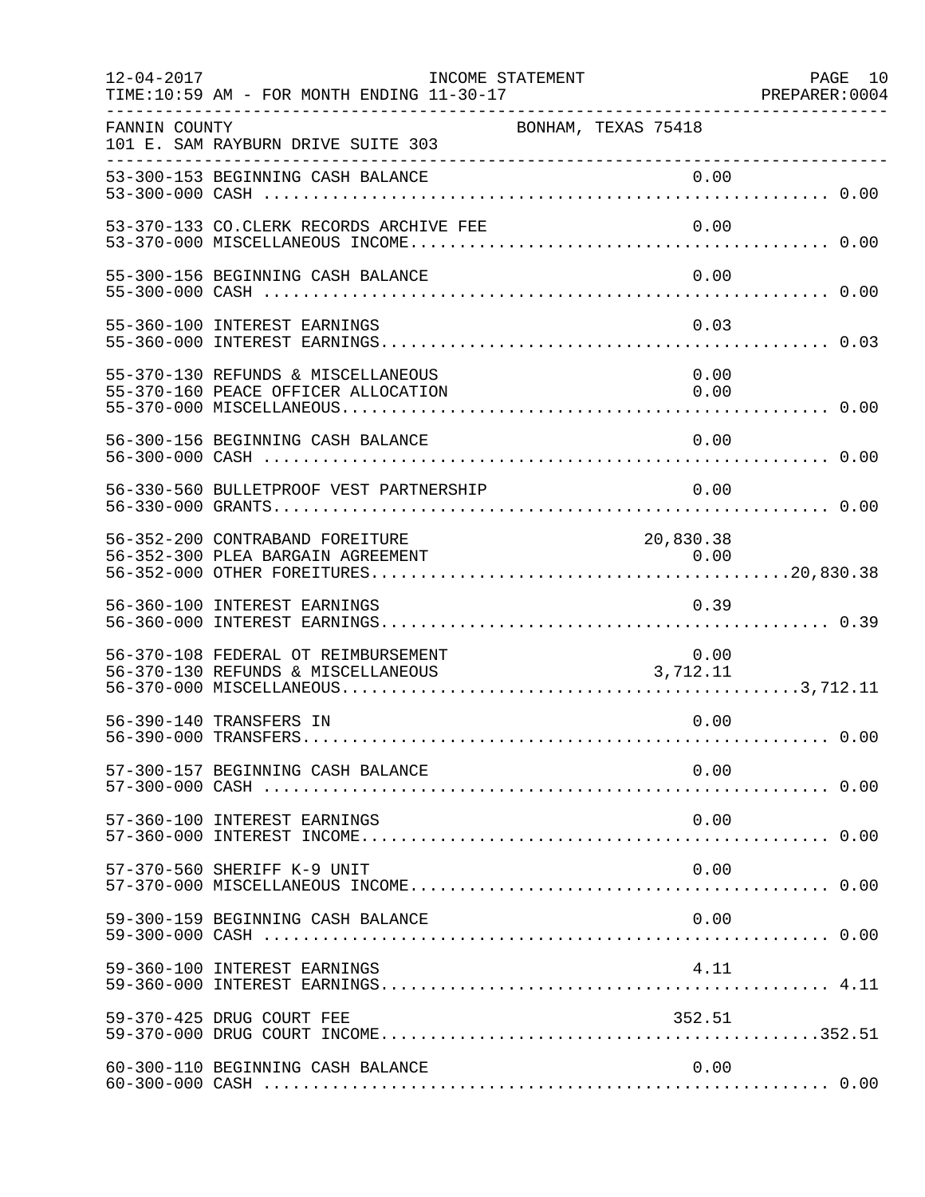FANNIN COUNTY BONHAM, TEXAS 75418
101 E. SAM RAYBURN DRIVE SUITE 303

| Account | Description | Amount | Total |
|---|---|---|---|
| 53-300-153 | BEGINNING CASH BALANCE | 0.00 | |
| 53-300-000 | CASH | | 0.00 |
| 53-370-133 | CO.CLERK RECORDS ARCHIVE FEE | 0.00 | |
| 53-370-000 | MISCELLANEOUS INCOME | | 0.00 |
| 55-300-156 | BEGINNING CASH BALANCE | 0.00 | |
| 55-300-000 | CASH | | 0.00 |
| 55-360-100 | INTEREST EARNINGS | 0.03 | |
| 55-360-000 | INTEREST EARNINGS | | 0.03 |
| 55-370-130 | REFUNDS & MISCELLANEOUS | 0.00 | |
| 55-370-160 | PEACE OFFICER ALLOCATION | 0.00 | |
| 55-370-000 | MISCELLANEOUS | | 0.00 |
| 56-300-156 | BEGINNING CASH BALANCE | 0.00 | |
| 56-300-000 | CASH | | 0.00 |
| 56-330-560 | BULLETPROOF VEST PARTNERSHIP | 0.00 | |
| 56-330-000 | GRANTS | | 0.00 |
| 56-352-200 | CONTRABAND FOREITURE | 20,830.38 | |
| 56-352-300 | PLEA BARGAIN AGREEMENT | 0.00 | |
| 56-352-000 | OTHER FOREITURES | | 20,830.38 |
| 56-360-100 | INTEREST EARNINGS | 0.39 | |
| 56-360-000 | INTEREST EARNINGS | | 0.39 |
| 56-370-108 | FEDERAL OT REIMBURSEMENT | 0.00 | |
| 56-370-130 | REFUNDS & MISCELLANEOUS | 3,712.11 | |
| 56-370-000 | MISCELLANEOUS | | 3,712.11 |
| 56-390-140 | TRANSFERS IN | 0.00 | |
| 56-390-000 | TRANSFERS | | 0.00 |
| 57-300-157 | BEGINNING CASH BALANCE | 0.00 | |
| 57-300-000 | CASH | | 0.00 |
| 57-360-100 | INTEREST EARNINGS | 0.00 | |
| 57-360-000 | INTEREST INCOME | | 0.00 |
| 57-370-560 | SHERIFF K-9 UNIT | 0.00 | |
| 57-370-000 | MISCELLANEOUS INCOME | | 0.00 |
| 59-300-159 | BEGINNING CASH BALANCE | 0.00 | |
| 59-300-000 | CASH | | 0.00 |
| 59-360-100 | INTEREST EARNINGS | 4.11 | |
| 59-360-000 | INTEREST EARNINGS | | 4.11 |
| 59-370-425 | DRUG COURT FEE | 352.51 | |
| 59-370-000 | DRUG COURT INCOME | | 352.51 |
| 60-300-110 | BEGINNING CASH BALANCE | 0.00 | |
| 60-300-000 | CASH | | 0.00 |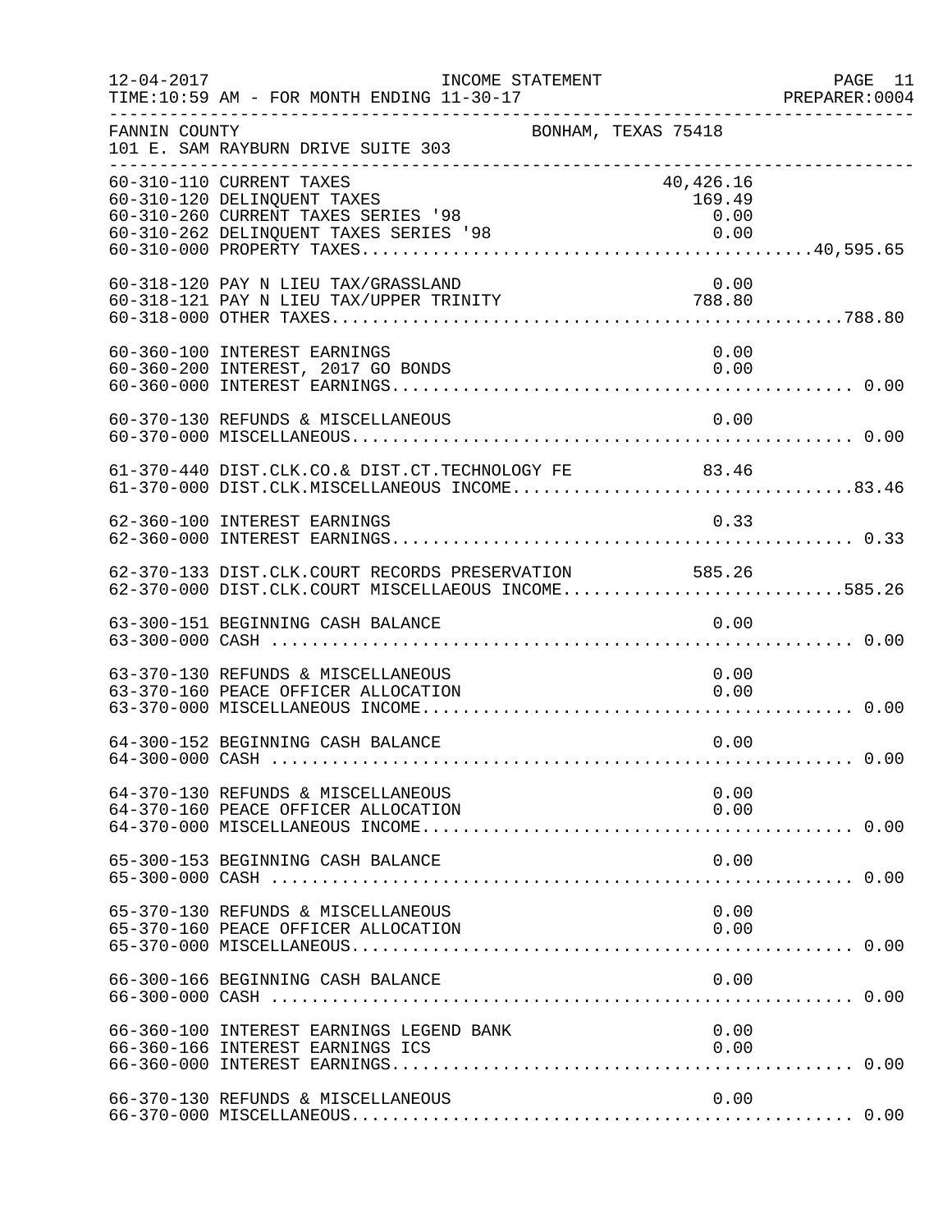FANNIN COUNTY  BONHAM, TEXAS 75418
101 E. SAM RAYBURN DRIVE SUITE 303

| Account | Description | Amount | Total |
|---|---|---|---|
| 60-310-110 | CURRENT TAXES | 40,426.16 | |
| 60-310-120 | DELINQUENT TAXES | 169.49 | |
| 60-310-260 | CURRENT TAXES SERIES '98 | 0.00 | |
| 60-310-262 | DELINQUENT TAXES SERIES '98 | 0.00 | |
| 60-310-000 | PROPERTY TAXES | | 40,595.65 |
| 60-318-120 | PAY N LIEU TAX/GRASSLAND | 0.00 | |
| 60-318-121 | PAY N LIEU TAX/UPPER TRINITY | 788.80 | |
| 60-318-000 | OTHER TAXES | | 788.80 |
| 60-360-100 | INTEREST EARNINGS | 0.00 | |
| 60-360-200 | INTEREST, 2017 GO BONDS | 0.00 | |
| 60-360-000 | INTEREST EARNINGS | | 0.00 |
| 60-370-130 | REFUNDS & MISCELLANEOUS | 0.00 | |
| 60-370-000 | MISCELLANEOUS | | 0.00 |
| 61-370-440 | DIST.CLK.CO.& DIST.CT.TECHNOLOGY FE | 83.46 | |
| 61-370-000 | DIST.CLK.MISCELLANEOUS INCOME | | 83.46 |
| 62-360-100 | INTEREST EARNINGS | 0.33 | |
| 62-360-000 | INTEREST EARNINGS | | 0.33 |
| 62-370-133 | DIST.CLK.COURT RECORDS PRESERVATION | 585.26 | |
| 62-370-000 | DIST.CLK.COURT MISCELLAEOUS INCOME | | 585.26 |
| 63-300-151 | BEGINNING CASH BALANCE | 0.00 | |
| 63-300-000 | CASH | | 0.00 |
| 63-370-130 | REFUNDS & MISCELLANEOUS | 0.00 | |
| 63-370-160 | PEACE OFFICER ALLOCATION | 0.00 | |
| 63-370-000 | MISCELLANEOUS INCOME | | 0.00 |
| 64-300-152 | BEGINNING CASH BALANCE | 0.00 | |
| 64-300-000 | CASH | | 0.00 |
| 64-370-130 | REFUNDS & MISCELLANEOUS | 0.00 | |
| 64-370-160 | PEACE OFFICER ALLOCATION | 0.00 | |
| 64-370-000 | MISCELLANEOUS INCOME | | 0.00 |
| 65-300-153 | BEGINNING CASH BALANCE | 0.00 | |
| 65-300-000 | CASH | | 0.00 |
| 65-370-130 | REFUNDS & MISCELLANEOUS | 0.00 | |
| 65-370-160 | PEACE OFFICER ALLOCATION | 0.00 | |
| 65-370-000 | MISCELLANEOUS | | 0.00 |
| 66-300-166 | BEGINNING CASH BALANCE | 0.00 | |
| 66-300-000 | CASH | | 0.00 |
| 66-360-100 | INTEREST EARNINGS LEGEND BANK | 0.00 | |
| 66-360-166 | INTEREST EARNINGS ICS | 0.00 | |
| 66-360-000 | INTEREST EARNINGS | | 0.00 |
| 66-370-130 | REFUNDS & MISCELLANEOUS | 0.00 | |
| 66-370-000 | MISCELLANEOUS | | 0.00 |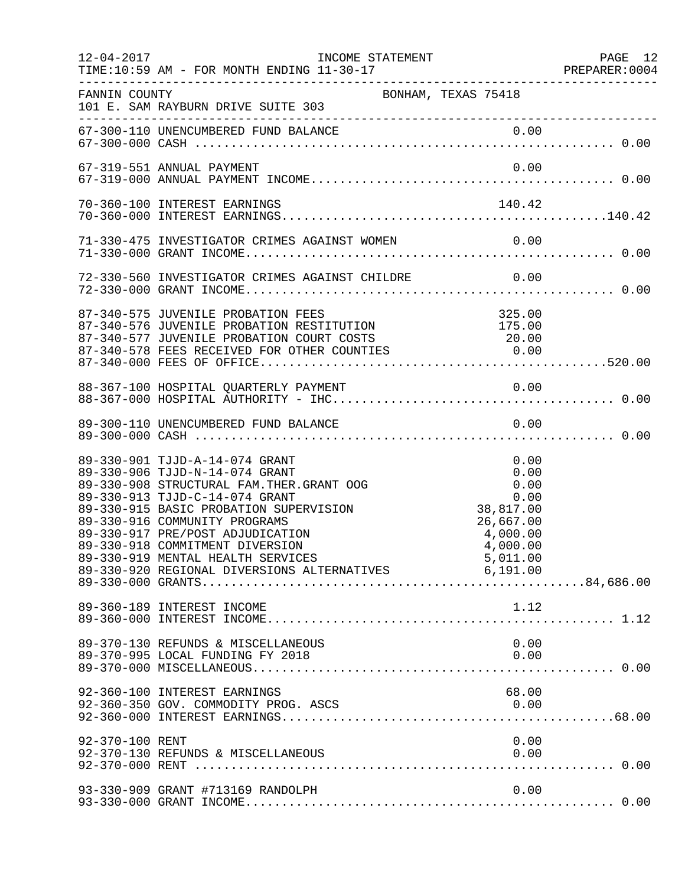INCOME STATEMENT

TIME:10:59 AM - FOR MONTH ENDING 11-30-17

FANNIN COUNTY — BONHAM, TEXAS 75418

101 E. SAM RAYBURN DRIVE SUITE 303

| Account | Description | Amount | Total |
|---|---|---|---|
| 67-300-110 | UNENCUMBERED FUND BALANCE | 0.00 | |
| 67-300-000 | CASH | | 0.00 |
| 67-319-551 | ANNUAL PAYMENT | 0.00 | |
| 67-319-000 | ANNUAL PAYMENT INCOME | | 0.00 |
| 70-360-100 | INTEREST EARNINGS | 140.42 | |
| 70-360-000 | INTEREST EARNINGS | | 140.42 |
| 71-330-475 | INVESTIGATOR CRIMES AGAINST WOMEN | 0.00 | |
| 71-330-000 | GRANT INCOME | | 0.00 |
| 72-330-560 | INVESTIGATOR CRIMES AGAINST CHILDRE | 0.00 | |
| 72-330-000 | GRANT INCOME | | 0.00 |
| 87-340-575 | JUVENILE PROBATION FEES | 325.00 | |
| 87-340-576 | JUVENILE PROBATION RESTITUTION | 175.00 | |
| 87-340-577 | JUVENILE PROBATION COURT COSTS | 20.00 | |
| 87-340-578 | FEES RECEIVED FOR OTHER COUNTIES | 0.00 | |
| 87-340-000 | FEES OF OFFICE | | 520.00 |
| 88-367-100 | HOSPITAL QUARTERLY PAYMENT | 0.00 | |
| 88-367-000 | HOSPITAL AUTHORITY - IHC | | 0.00 |
| 89-300-110 | UNENCUMBERED FUND BALANCE | 0.00 | |
| 89-300-000 | CASH | | 0.00 |
| 89-330-901 | TJJD-A-14-074 GRANT | 0.00 | |
| 89-330-906 | TJJD-N-14-074 GRANT | 0.00 | |
| 89-330-908 | STRUCTURAL FAM.THER.GRANT OOG | 0.00 | |
| 89-330-913 | TJJD-C-14-074 GRANT | 0.00 | |
| 89-330-915 | BASIC PROBATION SUPERVISION | 38,817.00 | |
| 89-330-916 | COMMUNITY PROGRAMS | 26,667.00 | |
| 89-330-917 | PRE/POST ADJUDICATION | 4,000.00 | |
| 89-330-918 | COMMITMENT DIVERSION | 4,000.00 | |
| 89-330-919 | MENTAL HEALTH SERVICES | 5,011.00 | |
| 89-330-920 | REGIONAL DIVERSIONS ALTERNATIVES | 6,191.00 | |
| 89-330-000 | GRANTS | | 84,686.00 |
| 89-360-189 | INTEREST INCOME | 1.12 | |
| 89-360-000 | INTEREST INCOME | | 1.12 |
| 89-370-130 | REFUNDS & MISCELLANEOUS | 0.00 | |
| 89-370-995 | LOCAL FUNDING FY 2018 | 0.00 | |
| 89-370-000 | MISCELLANEOUS | | 0.00 |
| 92-360-100 | INTEREST EARNINGS | 68.00 | |
| 92-360-350 | GOV. COMMODITY PROG. ASCS | 0.00 | |
| 92-360-000 | INTEREST EARNINGS | | 68.00 |
| 92-370-100 | RENT | 0.00 | |
| 92-370-130 | REFUNDS & MISCELLANEOUS | 0.00 | |
| 92-370-000 | RENT | | 0.00 |
| 93-330-909 | GRANT #713169 RANDOLPH | 0.00 | |
| 93-330-000 | GRANT INCOME | | 0.00 |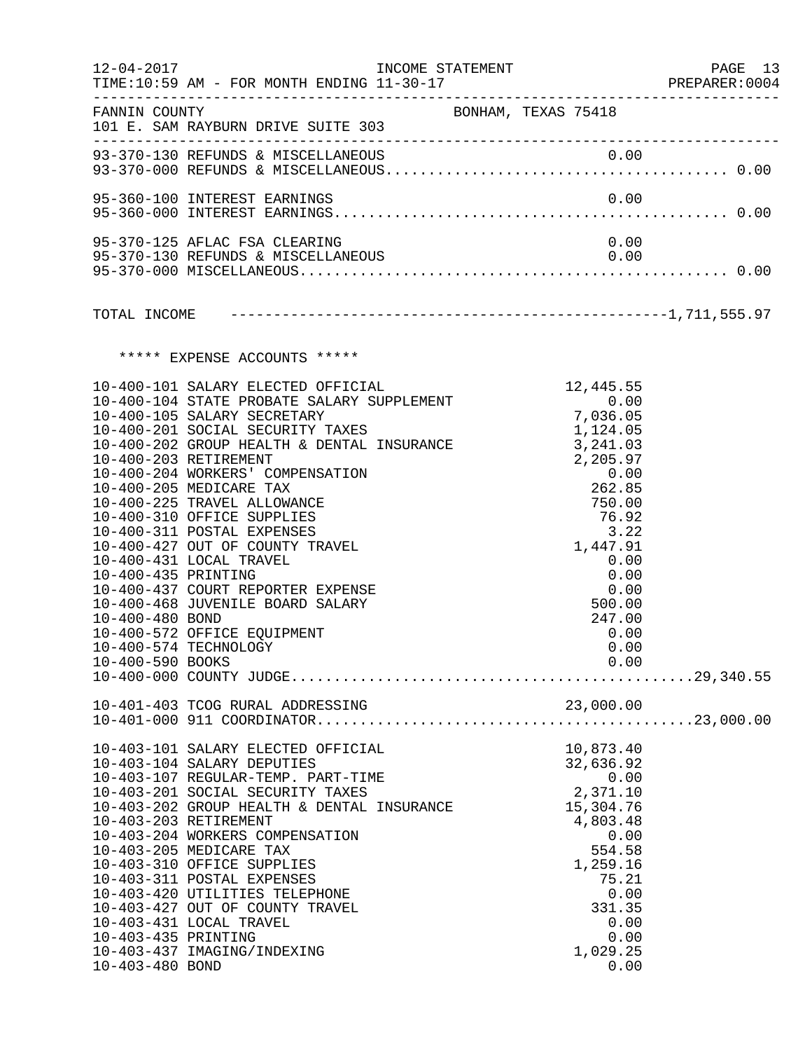FANNIN COUNTY — BONHAM, TEXAS 75418
101 E. SAM RAYBURN DRIVE SUITE 303

INCOME STATEMENT
FOR MONTH ENDING 11-30-17

| Account | Description | Amount | Total |
|---|---|---|---|
| 93-370-130 | REFUNDS & MISCELLANEOUS | 0.00 | |
| 93-370-000 | REFUNDS & MISCELLANEOUS | | 0.00 |
| 95-360-100 | INTEREST EARNINGS | 0.00 | |
| 95-360-000 | INTEREST EARNINGS | | 0.00 |
| 95-370-125 | AFLAC FSA CLEARING | 0.00 | |
| 95-370-130 | REFUNDS & MISCELLANEOUS | 0.00 | |
| 95-370-000 | MISCELLANEOUS | | 0.00 |
| | TOTAL INCOME | | 1,711,555.97 |

***** EXPENSE ACCOUNTS *****

| Account | Description | Amount | Total |
|---|---|---|---|
| 10-400-101 | SALARY ELECTED OFFICIAL | 12,445.55 | |
| 10-400-104 | STATE PROBATE SALARY SUPPLEMENT | 0.00 | |
| 10-400-105 | SALARY SECRETARY | 7,036.05 | |
| 10-400-201 | SOCIAL SECURITY TAXES | 1,124.05 | |
| 10-400-202 | GROUP HEALTH & DENTAL INSURANCE | 3,241.03 | |
| 10-400-203 | RETIREMENT | 2,205.97 | |
| 10-400-204 | WORKERS' COMPENSATION | 0.00 | |
| 10-400-205 | MEDICARE TAX | 262.85 | |
| 10-400-225 | TRAVEL ALLOWANCE | 750.00 | |
| 10-400-310 | OFFICE SUPPLIES | 76.92 | |
| 10-400-311 | POSTAL EXPENSES | 3.22 | |
| 10-400-427 | OUT OF COUNTY TRAVEL | 1,447.91 | |
| 10-400-431 | LOCAL TRAVEL | 0.00 | |
| 10-400-435 | PRINTING | 0.00 | |
| 10-400-437 | COURT REPORTER EXPENSE | 0.00 | |
| 10-400-468 | JUVENILE BOARD SALARY | 500.00 | |
| 10-400-480 | BOND | 247.00 | |
| 10-400-572 | OFFICE EQUIPMENT | 0.00 | |
| 10-400-574 | TECHNOLOGY | 0.00 | |
| 10-400-590 | BOOKS | 0.00 | |
| 10-400-000 | COUNTY JUDGE | | 29,340.55 |
| 10-401-403 | TCOG RURAL ADDRESSING | 23,000.00 | |
| 10-401-000 | 911 COORDINATOR | | 23,000.00 |
| 10-403-101 | SALARY ELECTED OFFICIAL | 10,873.40 | |
| 10-403-104 | SALARY DEPUTIES | 32,636.92 | |
| 10-403-107 | REGULAR-TEMP. PART-TIME | 0.00 | |
| 10-403-201 | SOCIAL SECURITY TAXES | 2,371.10 | |
| 10-403-202 | GROUP HEALTH & DENTAL INSURANCE | 15,304.76 | |
| 10-403-203 | RETIREMENT | 4,803.48 | |
| 10-403-204 | WORKERS COMPENSATION | 0.00 | |
| 10-403-205 | MEDICARE TAX | 554.58 | |
| 10-403-310 | OFFICE SUPPLIES | 1,259.16 | |
| 10-403-311 | POSTAL EXPENSES | 75.21 | |
| 10-403-420 | UTILITIES TELEPHONE | 0.00 | |
| 10-403-427 | OUT OF COUNTY TRAVEL | 331.35 | |
| 10-403-431 | LOCAL TRAVEL | 0.00 | |
| 10-403-435 | PRINTING | 0.00 | |
| 10-403-437 | IMAGING/INDEXING | 1,029.25 | |
| 10-403-480 | BOND | 0.00 | |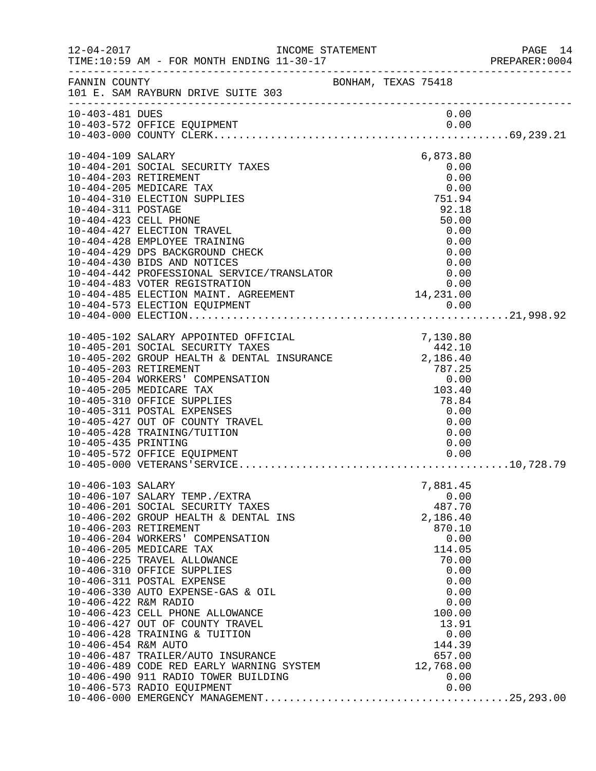FANNIN COUNTY BONHAM, TEXAS 75418
101 E. SAM RAYBURN DRIVE SUITE 303

| Account | Description | Amount | Total |
|---|---|---|---|
| 10-403-481 | DUES | 0.00 | |
| 10-403-572 | OFFICE EQUIPMENT | 0.00 | |
| 10-403-000 | COUNTY CLERK | | 69,239.21 |
| 10-404-109 | SALARY | 6,873.80 | |
| 10-404-201 | SOCIAL SECURITY TAXES | 0.00 | |
| 10-404-203 | RETIREMENT | 0.00 | |
| 10-404-205 | MEDICARE TAX | 0.00 | |
| 10-404-310 | ELECTION SUPPLIES | 751.94 | |
| 10-404-311 | POSTAGE | 92.18 | |
| 10-404-423 | CELL PHONE | 50.00 | |
| 10-404-427 | ELECTION TRAVEL | 0.00 | |
| 10-404-428 | EMPLOYEE TRAINING | 0.00 | |
| 10-404-429 | DPS BACKGROUND CHECK | 0.00 | |
| 10-404-430 | BIDS AND NOTICES | 0.00 | |
| 10-404-442 | PROFESSIONAL SERVICE/TRANSLATOR | 0.00 | |
| 10-404-483 | VOTER REGISTRATION | 0.00 | |
| 10-404-485 | ELECTION MAINT. AGREEMENT | 14,231.00 | |
| 10-404-573 | ELECTION EQUIPMENT | 0.00 | |
| 10-404-000 | ELECTION | | 21,998.92 |
| 10-405-102 | SALARY APPOINTED OFFICIAL | 7,130.80 | |
| 10-405-201 | SOCIAL SECURITY TAXES | 442.10 | |
| 10-405-202 | GROUP HEALTH & DENTAL INSURANCE | 2,186.40 | |
| 10-405-203 | RETIREMENT | 787.25 | |
| 10-405-204 | WORKERS' COMPENSATION | 0.00 | |
| 10-405-205 | MEDICARE TAX | 103.40 | |
| 10-405-310 | OFFICE SUPPLIES | 78.84 | |
| 10-405-311 | POSTAL EXPENSES | 0.00 | |
| 10-405-427 | OUT OF COUNTY TRAVEL | 0.00 | |
| 10-405-428 | TRAINING/TUITION | 0.00 | |
| 10-405-435 | PRINTING | 0.00 | |
| 10-405-572 | OFFICE EQUIPMENT | 0.00 | |
| 10-405-000 | VETERANS'SERVICE | | 10,728.79 |
| 10-406-103 | SALARY | 7,881.45 | |
| 10-406-107 | SALARY TEMP./EXTRA | 0.00 | |
| 10-406-201 | SOCIAL SECURITY TAXES | 487.70 | |
| 10-406-202 | GROUP HEALTH & DENTAL INS | 2,186.40 | |
| 10-406-203 | RETIREMENT | 870.10 | |
| 10-406-204 | WORKERS' COMPENSATION | 0.00 | |
| 10-406-205 | MEDICARE TAX | 114.05 | |
| 10-406-225 | TRAVEL ALLOWANCE | 70.00 | |
| 10-406-310 | OFFICE SUPPLIES | 0.00 | |
| 10-406-311 | POSTAL EXPENSE | 0.00 | |
| 10-406-330 | AUTO EXPENSE-GAS & OIL | 0.00 | |
| 10-406-422 | R&M RADIO | 0.00 | |
| 10-406-423 | CELL PHONE ALLOWANCE | 100.00 | |
| 10-406-427 | OUT OF COUNTY TRAVEL | 13.91 | |
| 10-406-428 | TRAINING & TUITION | 0.00 | |
| 10-406-454 | R&M AUTO | 144.39 | |
| 10-406-487 | TRAILER/AUTO INSURANCE | 657.00 | |
| 10-406-489 | CODE RED EARLY WARNING SYSTEM | 12,768.00 | |
| 10-406-490 | 911 RADIO TOWER BUILDING | 0.00 | |
| 10-406-573 | RADIO EQUIPMENT | 0.00 | |
| 10-406-000 | EMERGENCY MANAGEMENT | | 25,293.00 |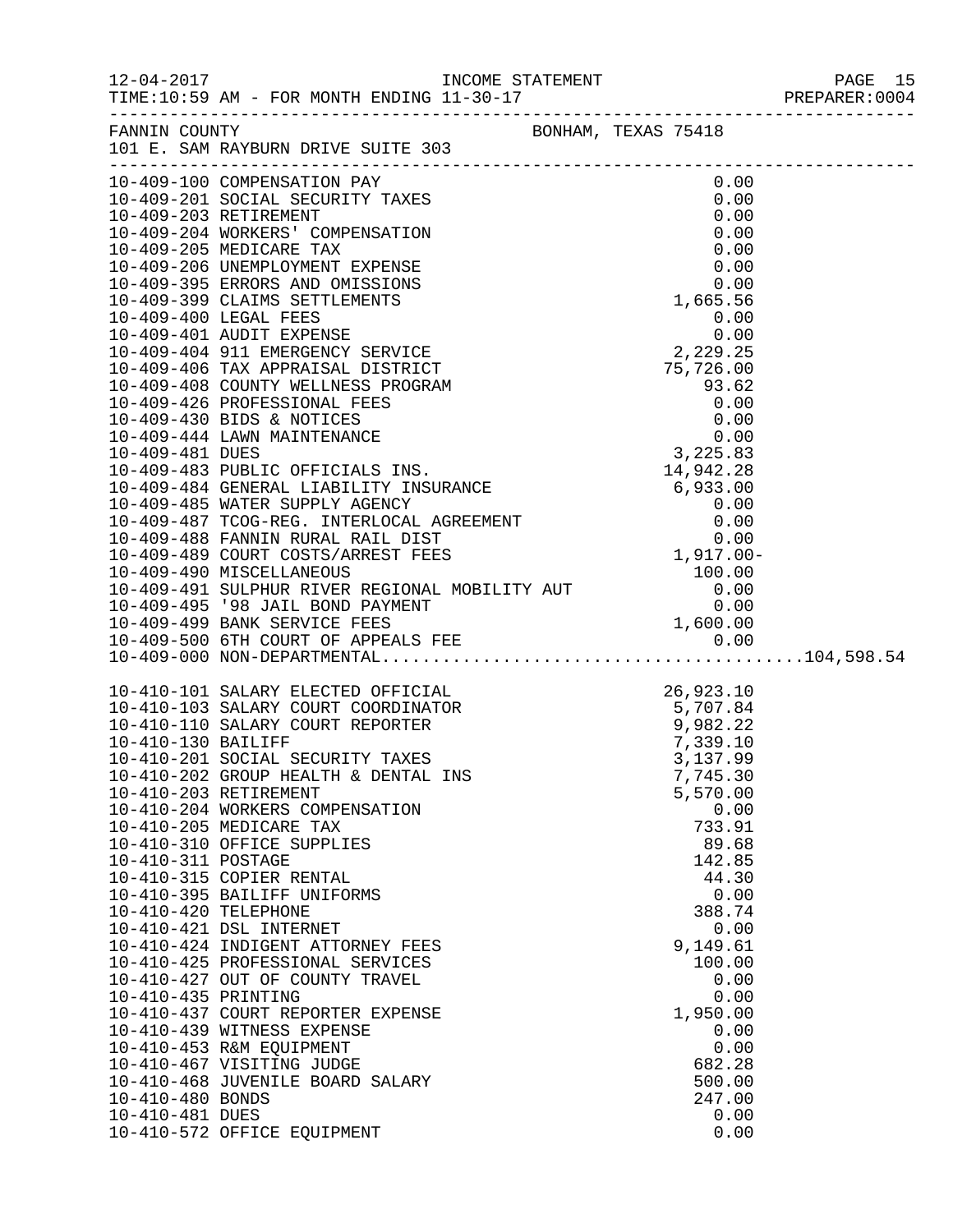INCOME STATEMENT

12-04-2017 TIME:10:59 AM - FOR MONTH ENDING 11-30-17

PREPARER:0004

FANNIN COUNTY BONHAM, TEXAS 75418
101 E. SAM RAYBURN DRIVE SUITE 303

| Account | Description | Amount | Total |
|---|---|---|---|
| 10-409-100 | COMPENSATION PAY | 0.00 | |
| 10-409-201 | SOCIAL SECURITY TAXES | 0.00 | |
| 10-409-203 | RETIREMENT | 0.00 | |
| 10-409-204 | WORKERS' COMPENSATION | 0.00 | |
| 10-409-205 | MEDICARE TAX | 0.00 | |
| 10-409-206 | UNEMPLOYMENT EXPENSE | 0.00 | |
| 10-409-395 | ERRORS AND OMISSIONS | 0.00 | |
| 10-409-399 | CLAIMS SETTLEMENTS | 1,665.56 | |
| 10-409-400 | LEGAL FEES | 0.00 | |
| 10-409-401 | AUDIT EXPENSE | 0.00 | |
| 10-409-404 | 911 EMERGENCY SERVICE | 2,229.25 | |
| 10-409-406 | TAX APPRAISAL DISTRICT | 75,726.00 | |
| 10-409-408 | COUNTY WELLNESS PROGRAM | 93.62 | |
| 10-409-426 | PROFESSIONAL FEES | 0.00 | |
| 10-409-430 | BIDS & NOTICES | 0.00 | |
| 10-409-444 | LAWN MAINTENANCE | 0.00 | |
| 10-409-481 | DUES | 3,225.83 | |
| 10-409-483 | PUBLIC OFFICIALS INS. | 14,942.28 | |
| 10-409-484 | GENERAL LIABILITY INSURANCE | 6,933.00 | |
| 10-409-485 | WATER SUPPLY AGENCY | 0.00 | |
| 10-409-487 | TCOG-REG. INTERLOCAL AGREEMENT | 0.00 | |
| 10-409-488 | FANNIN RURAL RAIL DIST | 0.00 | |
| 10-409-489 | COURT COSTS/ARREST FEES | 1,917.00- | |
| 10-409-490 | MISCELLANEOUS | 100.00 | |
| 10-409-491 | SULPHUR RIVER REGIONAL MOBILITY AUT | 0.00 | |
| 10-409-495 | '98 JAIL BOND PAYMENT | 0.00 | |
| 10-409-499 | BANK SERVICE FEES | 1,600.00 | |
| 10-409-500 | 6TH COURT OF APPEALS FEE | 0.00 | |
| 10-409-000 | NON-DEPARTMENTAL | | 104,598.54 |
| 10-410-101 | SALARY ELECTED OFFICIAL | 26,923.10 | |
| 10-410-103 | SALARY COURT COORDINATOR | 5,707.84 | |
| 10-410-110 | SALARY COURT REPORTER | 9,982.22 | |
| 10-410-130 | BAILIFF | 7,339.10 | |
| 10-410-201 | SOCIAL SECURITY TAXES | 3,137.99 | |
| 10-410-202 | GROUP HEALTH & DENTAL INS | 7,745.30 | |
| 10-410-203 | RETIREMENT | 5,570.00 | |
| 10-410-204 | WORKERS COMPENSATION | 0.00 | |
| 10-410-205 | MEDICARE TAX | 733.91 | |
| 10-410-310 | OFFICE SUPPLIES | 89.68 | |
| 10-410-311 | POSTAGE | 142.85 | |
| 10-410-315 | COPIER RENTAL | 44.30 | |
| 10-410-395 | BAILIFF UNIFORMS | 0.00 | |
| 10-410-420 | TELEPHONE | 388.74 | |
| 10-410-421 | DSL INTERNET | 0.00 | |
| 10-410-424 | INDIGENT ATTORNEY FEES | 9,149.61 | |
| 10-410-425 | PROFESSIONAL SERVICES | 100.00 | |
| 10-410-427 | OUT OF COUNTY TRAVEL | 0.00 | |
| 10-410-435 | PRINTING | 0.00 | |
| 10-410-437 | COURT REPORTER EXPENSE | 1,950.00 | |
| 10-410-439 | WITNESS EXPENSE | 0.00 | |
| 10-410-453 | R&M EQUIPMENT | 0.00 | |
| 10-410-467 | VISITING JUDGE | 682.28 | |
| 10-410-468 | JUVENILE BOARD SALARY | 500.00 | |
| 10-410-480 | BONDS | 247.00 | |
| 10-410-481 | DUES | 0.00 | |
| 10-410-572 | OFFICE EQUIPMENT | 0.00 | |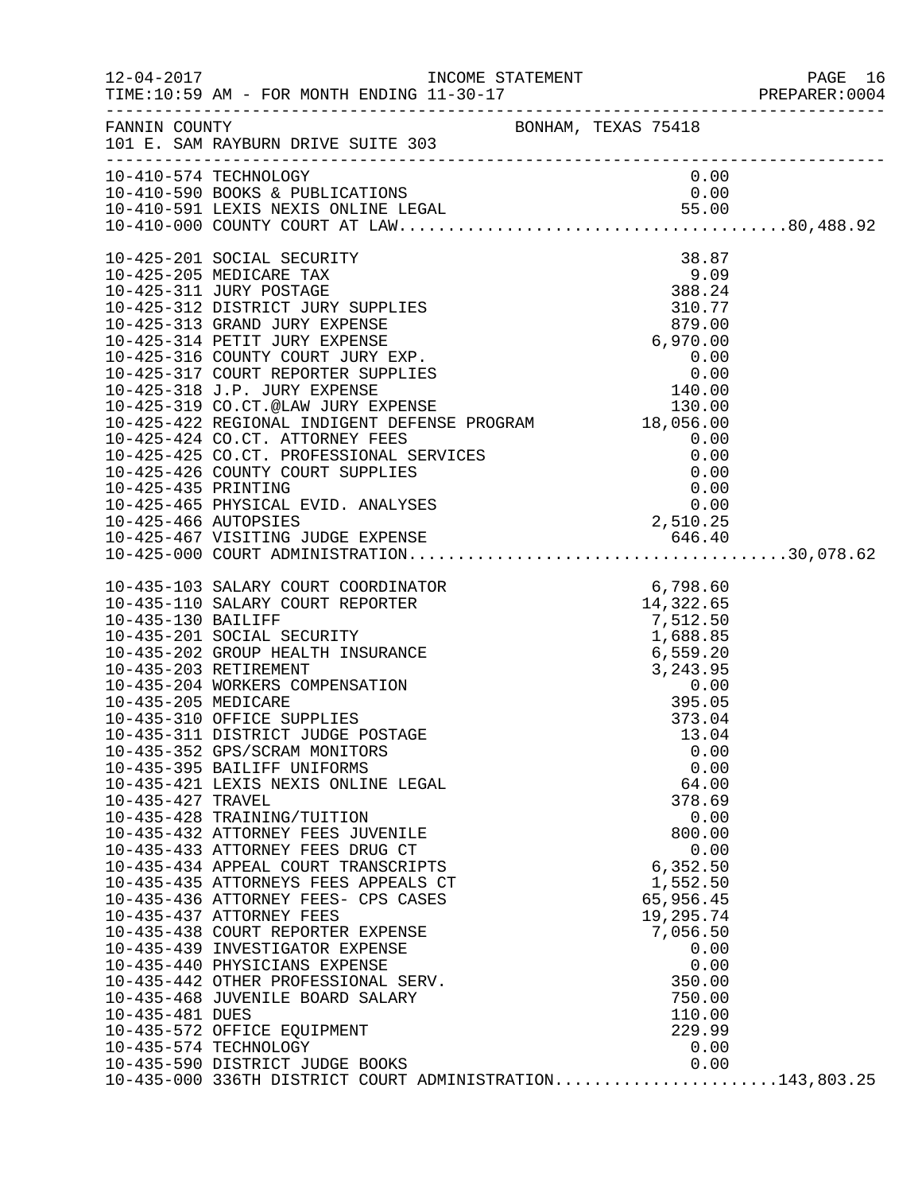FANNIN COUNTY BONHAM, TEXAS 75418
101 E. SAM RAYBURN DRIVE SUITE 303

INCOME STATEMENT
TIME:10:59 AM - FOR MONTH ENDING 11-30-17

| Account | Description | Amount | Total |
|---|---|---|---|
| 10-410-574 | TECHNOLOGY | 0.00 | |
| 10-410-590 | BOOKS & PUBLICATIONS | 0.00 | |
| 10-410-591 | LEXIS NEXIS ONLINE LEGAL | 55.00 | |
| 10-410-000 | COUNTY COURT AT LAW | | 80,488.92 |
| 10-425-201 | SOCIAL SECURITY | 38.87 | |
| 10-425-205 | MEDICARE TAX | 9.09 | |
| 10-425-311 | JURY POSTAGE | 388.24 | |
| 10-425-312 | DISTRICT JURY SUPPLIES | 310.77 | |
| 10-425-313 | GRAND JURY EXPENSE | 879.00 | |
| 10-425-314 | PETIT JURY EXPENSE | 6,970.00 | |
| 10-425-316 | COUNTY COURT JURY EXP. | 0.00 | |
| 10-425-317 | COURT REPORTER SUPPLIES | 0.00 | |
| 10-425-318 | J.P. JURY EXPENSE | 140.00 | |
| 10-425-319 | CO.CT.@LAW JURY EXPENSE | 130.00 | |
| 10-425-422 | REGIONAL INDIGENT DEFENSE PROGRAM | 18,056.00 | |
| 10-425-424 | CO.CT. ATTORNEY FEES | 0.00 | |
| 10-425-425 | CO.CT. PROFESSIONAL SERVICES | 0.00 | |
| 10-425-426 | COUNTY COURT SUPPLIES | 0.00 | |
| 10-425-435 | PRINTING | 0.00 | |
| 10-425-465 | PHYSICAL EVID. ANALYSES | 0.00 | |
| 10-425-466 | AUTOPSIES | 2,510.25 | |
| 10-425-467 | VISITING JUDGE EXPENSE | 646.40 | |
| 10-425-000 | COURT ADMINISTRATION | | 30,078.62 |
| 10-435-103 | SALARY COURT COORDINATOR | 6,798.60 | |
| 10-435-110 | SALARY COURT REPORTER | 14,322.65 | |
| 10-435-130 | BAILIFF | 7,512.50 | |
| 10-435-201 | SOCIAL SECURITY | 1,688.85 | |
| 10-435-202 | GROUP HEALTH INSURANCE | 6,559.20 | |
| 10-435-203 | RETIREMENT | 3,243.95 | |
| 10-435-204 | WORKERS COMPENSATION | 0.00 | |
| 10-435-205 | MEDICARE | 395.05 | |
| 10-435-310 | OFFICE SUPPLIES | 373.04 | |
| 10-435-311 | DISTRICT JUDGE POSTAGE | 13.04 | |
| 10-435-352 | GPS/SCRAM MONITORS | 0.00 | |
| 10-435-395 | BAILIFF UNIFORMS | 0.00 | |
| 10-435-421 | LEXIS NEXIS ONLINE LEGAL | 64.00 | |
| 10-435-427 | TRAVEL | 378.69 | |
| 10-435-428 | TRAINING/TUITION | 0.00 | |
| 10-435-432 | ATTORNEY FEES JUVENILE | 800.00 | |
| 10-435-433 | ATTORNEY FEES DRUG CT | 0.00 | |
| 10-435-434 | APPEAL COURT TRANSCRIPTS | 6,352.50 | |
| 10-435-435 | ATTORNEYS FEES APPEALS CT | 1,552.50 | |
| 10-435-436 | ATTORNEY FEES- CPS CASES | 65,956.45 | |
| 10-435-437 | ATTORNEY FEES | 19,295.74 | |
| 10-435-438 | COURT REPORTER EXPENSE | 7,056.50 | |
| 10-435-439 | INVESTIGATOR EXPENSE | 0.00 | |
| 10-435-440 | PHYSICIANS EXPENSE | 0.00 | |
| 10-435-442 | OTHER PROFESSIONAL SERV. | 350.00 | |
| 10-435-468 | JUVENILE BOARD SALARY | 750.00 | |
| 10-435-481 | DUES | 110.00 | |
| 10-435-572 | OFFICE EQUIPMENT | 229.99 | |
| 10-435-574 | TECHNOLOGY | 0.00 | |
| 10-435-590 | DISTRICT JUDGE BOOKS | 0.00 | |
| 10-435-000 | 336TH DISTRICT COURT ADMINISTRATION | | 143,803.25 |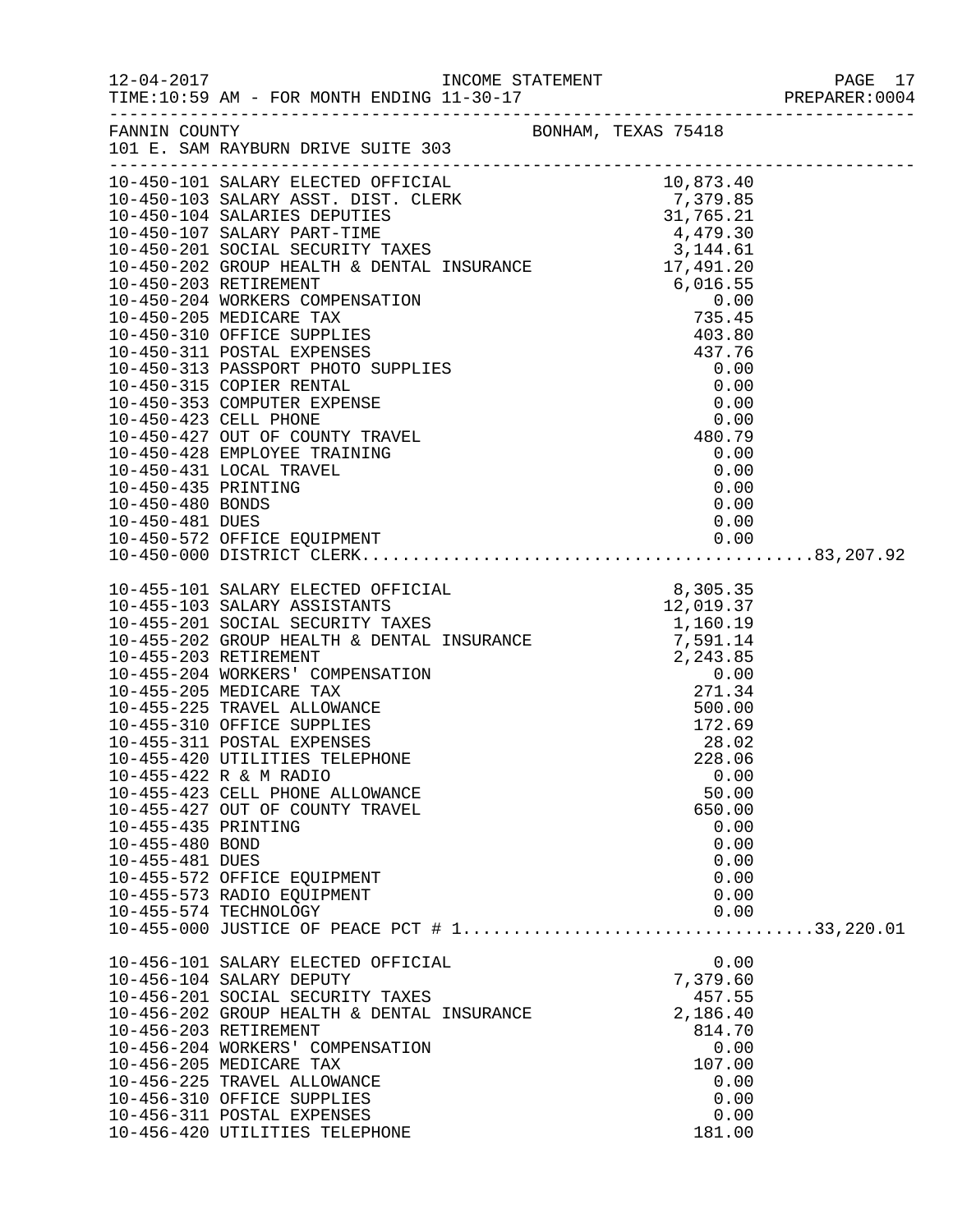INCOME STATEMENT

TIME:10:59 AM - FOR MONTH ENDING 11-30-17

FANNIN COUNTY — BONHAM, TEXAS 75418

101 E. SAM RAYBURN DRIVE SUITE 303

| Account | Description | Amount | Total |
|---|---|---|---|
| 10-450-101 | SALARY ELECTED OFFICIAL | 10,873.40 | |
| 10-450-103 | SALARY ASST. DIST. CLERK | 7,379.85 | |
| 10-450-104 | SALARIES DEPUTIES | 31,765.21 | |
| 10-450-107 | SALARY PART-TIME | 4,479.30 | |
| 10-450-201 | SOCIAL SECURITY TAXES | 3,144.61 | |
| 10-450-202 | GROUP HEALTH & DENTAL INSURANCE | 17,491.20 | |
| 10-450-203 | RETIREMENT | 6,016.55 | |
| 10-450-204 | WORKERS COMPENSATION | 0.00 | |
| 10-450-205 | MEDICARE TAX | 735.45 | |
| 10-450-310 | OFFICE SUPPLIES | 403.80 | |
| 10-450-311 | POSTAL EXPENSES | 437.76 | |
| 10-450-313 | PASSPORT PHOTO SUPPLIES | 0.00 | |
| 10-450-315 | COPIER RENTAL | 0.00 | |
| 10-450-353 | COMPUTER EXPENSE | 0.00 | |
| 10-450-423 | CELL PHONE | 0.00 | |
| 10-450-427 | OUT OF COUNTY TRAVEL | 480.79 | |
| 10-450-428 | EMPLOYEE TRAINING | 0.00 | |
| 10-450-431 | LOCAL TRAVEL | 0.00 | |
| 10-450-435 | PRINTING | 0.00 | |
| 10-450-480 | BONDS | 0.00 | |
| 10-450-481 | DUES | 0.00 | |
| 10-450-572 | OFFICE EQUIPMENT | 0.00 | |
| 10-450-000 | DISTRICT CLERK | | 83,207.92 |
| 10-455-101 | SALARY ELECTED OFFICIAL | 8,305.35 | |
| 10-455-103 | SALARY ASSISTANTS | 12,019.37 | |
| 10-455-201 | SOCIAL SECURITY TAXES | 1,160.19 | |
| 10-455-202 | GROUP HEALTH & DENTAL INSURANCE | 7,591.14 | |
| 10-455-203 | RETIREMENT | 2,243.85 | |
| 10-455-204 | WORKERS' COMPENSATION | 0.00 | |
| 10-455-205 | MEDICARE TAX | 271.34 | |
| 10-455-225 | TRAVEL ALLOWANCE | 500.00 | |
| 10-455-310 | OFFICE SUPPLIES | 172.69 | |
| 10-455-311 | POSTAL EXPENSES | 28.02 | |
| 10-455-420 | UTILITIES TELEPHONE | 228.06 | |
| 10-455-422 | R & M RADIO | 0.00 | |
| 10-455-423 | CELL PHONE ALLOWANCE | 50.00 | |
| 10-455-427 | OUT OF COUNTY TRAVEL | 650.00 | |
| 10-455-435 | PRINTING | 0.00 | |
| 10-455-480 | BOND | 0.00 | |
| 10-455-481 | DUES | 0.00 | |
| 10-455-572 | OFFICE EQUIPMENT | 0.00 | |
| 10-455-573 | RADIO EQUIPMENT | 0.00 | |
| 10-455-574 | TECHNOLOGY | 0.00 | |
| 10-455-000 | JUSTICE OF PEACE PCT # 1 | | 33,220.01 |
| 10-456-101 | SALARY ELECTED OFFICIAL | 0.00 | |
| 10-456-104 | SALARY DEPUTY | 7,379.60 | |
| 10-456-201 | SOCIAL SECURITY TAXES | 457.55 | |
| 10-456-202 | GROUP HEALTH & DENTAL INSURANCE | 2,186.40 | |
| 10-456-203 | RETIREMENT | 814.70 | |
| 10-456-204 | WORKERS' COMPENSATION | 0.00 | |
| 10-456-205 | MEDICARE TAX | 107.00 | |
| 10-456-225 | TRAVEL ALLOWANCE | 0.00 | |
| 10-456-310 | OFFICE SUPPLIES | 0.00 | |
| 10-456-311 | POSTAL EXPENSES | 0.00 | |
| 10-456-420 | UTILITIES TELEPHONE | 181.00 | |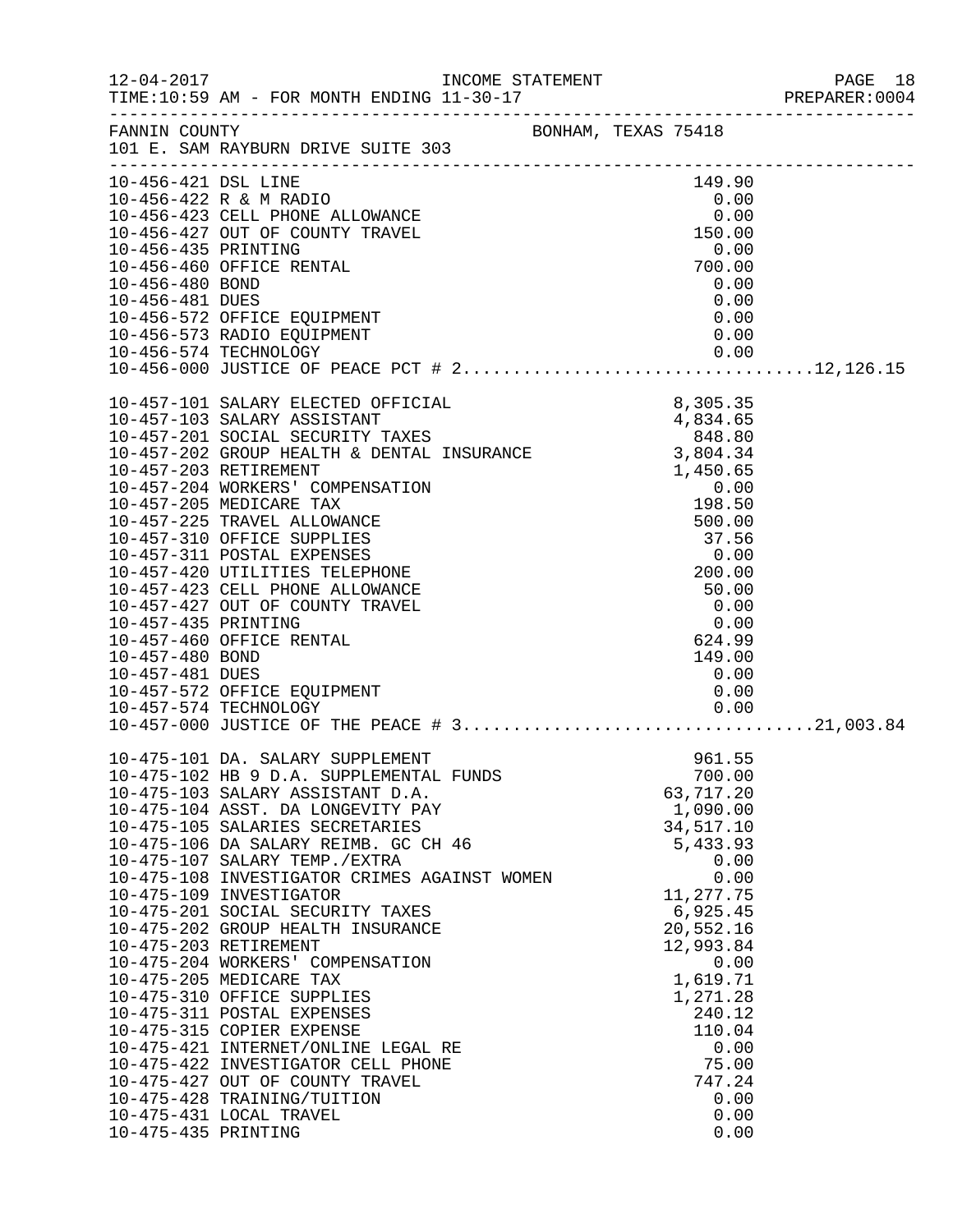12-04-2017 INCOME STATEMENT
TIME:10:59 AM - FOR MONTH ENDING 11-30-17

FANNIN COUNTY BONHAM, TEXAS 75418
101 E. SAM RAYBURN DRIVE SUITE 303

| Account | Description | Amount | Total |
|---|---|---|---|
| 10-456-421 | DSL LINE | 149.90 | |
| 10-456-422 | R & M RADIO | 0.00 | |
| 10-456-423 | CELL PHONE ALLOWANCE | 0.00 | |
| 10-456-427 | OUT OF COUNTY TRAVEL | 150.00 | |
| 10-456-435 | PRINTING | 0.00 | |
| 10-456-460 | OFFICE RENTAL | 700.00 | |
| 10-456-480 | BOND | 0.00 | |
| 10-456-481 | DUES | 0.00 | |
| 10-456-572 | OFFICE EQUIPMENT | 0.00 | |
| 10-456-573 | RADIO EQUIPMENT | 0.00 | |
| 10-456-574 | TECHNOLOGY | 0.00 | |
| 10-456-000 | JUSTICE OF PEACE PCT # 2 | | 12,126.15 |
| 10-457-101 | SALARY ELECTED OFFICIAL | 8,305.35 | |
| 10-457-103 | SALARY ASSISTANT | 4,834.65 | |
| 10-457-201 | SOCIAL SECURITY TAXES | 848.80 | |
| 10-457-202 | GROUP HEALTH & DENTAL INSURANCE | 3,804.34 | |
| 10-457-203 | RETIREMENT | 1,450.65 | |
| 10-457-204 | WORKERS' COMPENSATION | 0.00 | |
| 10-457-205 | MEDICARE TAX | 198.50 | |
| 10-457-225 | TRAVEL ALLOWANCE | 500.00 | |
| 10-457-310 | OFFICE SUPPLIES | 37.56 | |
| 10-457-311 | POSTAL EXPENSES | 0.00 | |
| 10-457-420 | UTILITIES TELEPHONE | 200.00 | |
| 10-457-423 | CELL PHONE ALLOWANCE | 50.00 | |
| 10-457-427 | OUT OF COUNTY TRAVEL | 0.00 | |
| 10-457-435 | PRINTING | 0.00 | |
| 10-457-460 | OFFICE RENTAL | 624.99 | |
| 10-457-480 | BOND | 149.00 | |
| 10-457-481 | DUES | 0.00 | |
| 10-457-572 | OFFICE EQUIPMENT | 0.00 | |
| 10-457-574 | TECHNOLOGY | 0.00 | |
| 10-457-000 | JUSTICE OF THE PEACE # 3 | | 21,003.84 |
| 10-475-101 | DA. SALARY SUPPLEMENT | 961.55 | |
| 10-475-102 | HB 9 D.A. SUPPLEMENTAL FUNDS | 700.00 | |
| 10-475-103 | SALARY ASSISTANT D.A. | 63,717.20 | |
| 10-475-104 | ASST. DA LONGEVITY PAY | 1,090.00 | |
| 10-475-105 | SALARIES SECRETARIES | 34,517.10 | |
| 10-475-106 | DA SALARY REIMB. GC CH 46 | 5,433.93 | |
| 10-475-107 | SALARY TEMP./EXTRA | 0.00 | |
| 10-475-108 | INVESTIGATOR CRIMES AGAINST WOMEN | 0.00 | |
| 10-475-109 | INVESTIGATOR | 11,277.75 | |
| 10-475-201 | SOCIAL SECURITY TAXES | 6,925.45 | |
| 10-475-202 | GROUP HEALTH INSURANCE | 20,552.16 | |
| 10-475-203 | RETIREMENT | 12,993.84 | |
| 10-475-204 | WORKERS' COMPENSATION | 0.00 | |
| 10-475-205 | MEDICARE TAX | 1,619.71 | |
| 10-475-310 | OFFICE SUPPLIES | 1,271.28 | |
| 10-475-311 | POSTAL EXPENSES | 240.12 | |
| 10-475-315 | COPIER EXPENSE | 110.04 | |
| 10-475-421 | INTERNET/ONLINE LEGAL RE | 0.00 | |
| 10-475-422 | INVESTIGATOR CELL PHONE | 75.00 | |
| 10-475-427 | OUT OF COUNTY TRAVEL | 747.24 | |
| 10-475-428 | TRAINING/TUITION | 0.00 | |
| 10-475-431 | LOCAL TRAVEL | 0.00 | |
| 10-475-435 | PRINTING | 0.00 | |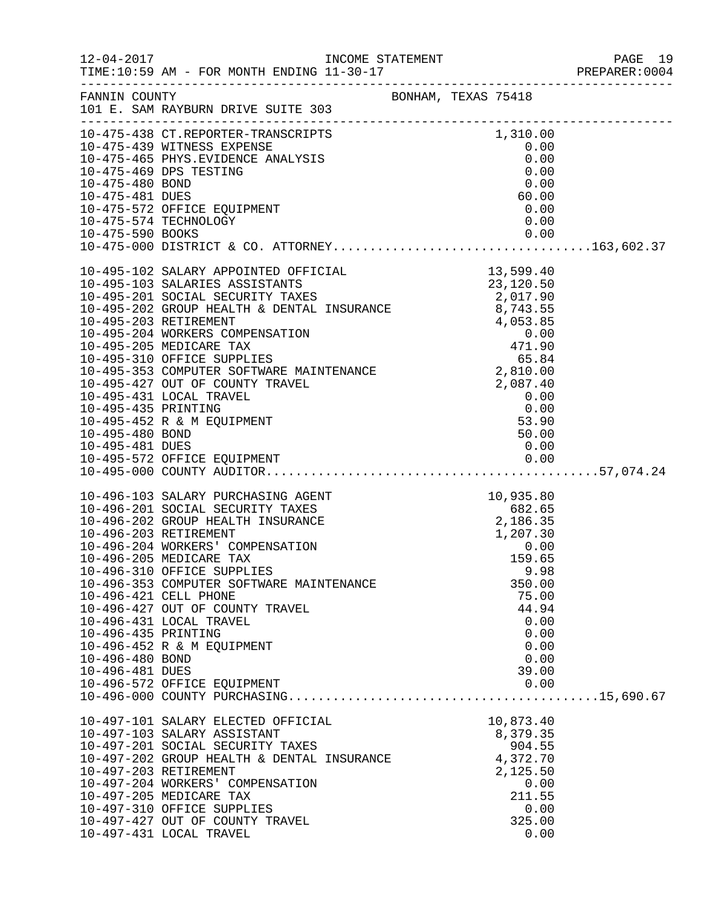12-04-2017 INCOME STATEMENT
TIME:10:59 AM - FOR MONTH ENDING 11-30-17

FANNIN COUNTY BONHAM, TEXAS 75418
101 E. SAM RAYBURN DRIVE SUITE 303

| Account | Description | Amount | Total |
|---|---|---|---|
| 10-475-438 | CT.REPORTER-TRANSCRIPTS | 1,310.00 | |
| 10-475-439 | WITNESS EXPENSE | 0.00 | |
| 10-475-465 | PHYS.EVIDENCE ANALYSIS | 0.00 | |
| 10-475-469 | DPS TESTING | 0.00 | |
| 10-475-480 | BOND | 0.00 | |
| 10-475-481 | DUES | 60.00 | |
| 10-475-572 | OFFICE EQUIPMENT | 0.00 | |
| 10-475-574 | TECHNOLOGY | 0.00 | |
| 10-475-590 | BOOKS | 0.00 | |
| 10-475-000 | DISTRICT & CO. ATTORNEY | | 163,602.37 |
| 10-495-102 | SALARY APPOINTED OFFICIAL | 13,599.40 | |
| 10-495-103 | SALARIES ASSISTANTS | 23,120.50 | |
| 10-495-201 | SOCIAL SECURITY TAXES | 2,017.90 | |
| 10-495-202 | GROUP HEALTH & DENTAL INSURANCE | 8,743.55 | |
| 10-495-203 | RETIREMENT | 4,053.85 | |
| 10-495-204 | WORKERS COMPENSATION | 0.00 | |
| 10-495-205 | MEDICARE TAX | 471.90 | |
| 10-495-310 | OFFICE SUPPLIES | 65.84 | |
| 10-495-353 | COMPUTER SOFTWARE MAINTENANCE | 2,810.00 | |
| 10-495-427 | OUT OF COUNTY TRAVEL | 2,087.40 | |
| 10-495-431 | LOCAL TRAVEL | 0.00 | |
| 10-495-435 | PRINTING | 0.00 | |
| 10-495-452 | R & M EQUIPMENT | 53.90 | |
| 10-495-480 | BOND | 50.00 | |
| 10-495-481 | DUES | 0.00 | |
| 10-495-572 | OFFICE EQUIPMENT | 0.00 | |
| 10-495-000 | COUNTY AUDITOR | | 57,074.24 |
| 10-496-103 | SALARY PURCHASING AGENT | 10,935.80 | |
| 10-496-201 | SOCIAL SECURITY TAXES | 682.65 | |
| 10-496-202 | GROUP HEALTH INSURANCE | 2,186.35 | |
| 10-496-203 | RETIREMENT | 1,207.30 | |
| 10-496-204 | WORKERS' COMPENSATION | 0.00 | |
| 10-496-205 | MEDICARE TAX | 159.65 | |
| 10-496-310 | OFFICE SUPPLIES | 9.98 | |
| 10-496-353 | COMPUTER SOFTWARE MAINTENANCE | 350.00 | |
| 10-496-421 | CELL PHONE | 75.00 | |
| 10-496-427 | OUT OF COUNTY TRAVEL | 44.94 | |
| 10-496-431 | LOCAL TRAVEL | 0.00 | |
| 10-496-435 | PRINTING | 0.00 | |
| 10-496-452 | R & M EQUIPMENT | 0.00 | |
| 10-496-480 | BOND | 0.00 | |
| 10-496-481 | DUES | 39.00 | |
| 10-496-572 | OFFICE EQUIPMENT | 0.00 | |
| 10-496-000 | COUNTY PURCHASING | | 15,690.67 |
| 10-497-101 | SALARY ELECTED OFFICIAL | 10,873.40 | |
| 10-497-103 | SALARY ASSISTANT | 8,379.35 | |
| 10-497-201 | SOCIAL SECURITY TAXES | 904.55 | |
| 10-497-202 | GROUP HEALTH & DENTAL INSURANCE | 4,372.70 | |
| 10-497-203 | RETIREMENT | 2,125.50 | |
| 10-497-204 | WORKERS' COMPENSATION | 0.00 | |
| 10-497-205 | MEDICARE TAX | 211.55 | |
| 10-497-310 | OFFICE SUPPLIES | 0.00 | |
| 10-497-427 | OUT OF COUNTY TRAVEL | 325.00 | |
| 10-497-431 | LOCAL TRAVEL | 0.00 | |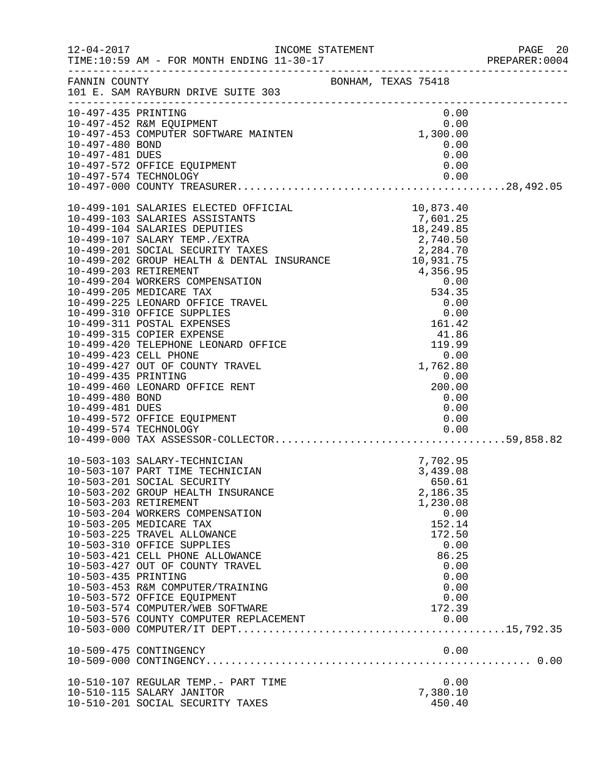FANNIN COUNTY BONHAM, TEXAS 75418
101 E. SAM RAYBURN DRIVE SUITE 303

| Account | Description | Amount | Total |
|---|---|---|---|
| 10-497-435 | PRINTING | 0.00 | |
| 10-497-452 | R&M EQUIPMENT | 0.00 | |
| 10-497-453 | COMPUTER SOFTWARE MAINTEN | 1,300.00 | |
| 10-497-480 | BOND | 0.00 | |
| 10-497-481 | DUES | 0.00 | |
| 10-497-572 | OFFICE EQUIPMENT | 0.00 | |
| 10-497-574 | TECHNOLOGY | 0.00 | |
| 10-497-000 | COUNTY TREASURER | | 28,492.05 |
| 10-499-101 | SALARIES ELECTED OFFICIAL | 10,873.40 | |
| 10-499-103 | SALARIES ASSISTANTS | 7,601.25 | |
| 10-499-104 | SALARIES DEPUTIES | 18,249.85 | |
| 10-499-107 | SALARY TEMP./EXTRA | 2,740.50 | |
| 10-499-201 | SOCIAL SECURITY TAXES | 2,284.70 | |
| 10-499-202 | GROUP HEALTH & DENTAL INSURANCE | 10,931.75 | |
| 10-499-203 | RETIREMENT | 4,356.95 | |
| 10-499-204 | WORKERS COMPENSATION | 0.00 | |
| 10-499-205 | MEDICARE TAX | 534.35 | |
| 10-499-225 | LEONARD OFFICE TRAVEL | 0.00 | |
| 10-499-310 | OFFICE SUPPLIES | 0.00 | |
| 10-499-311 | POSTAL EXPENSES | 161.42 | |
| 10-499-315 | COPIER EXPENSE | 41.86 | |
| 10-499-420 | TELEPHONE LEONARD OFFICE | 119.99 | |
| 10-499-423 | CELL PHONE | 0.00 | |
| 10-499-427 | OUT OF COUNTY TRAVEL | 1,762.80 | |
| 10-499-435 | PRINTING | 0.00 | |
| 10-499-460 | LEONARD OFFICE RENT | 200.00 | |
| 10-499-480 | BOND | 0.00 | |
| 10-499-481 | DUES | 0.00 | |
| 10-499-572 | OFFICE EQUIPMENT | 0.00 | |
| 10-499-574 | TECHNOLOGY | 0.00 | |
| 10-499-000 | TAX ASSESSOR-COLLECTOR | | 59,858.82 |
| 10-503-103 | SALARY-TECHNICIAN | 7,702.95 | |
| 10-503-107 | PART TIME TECHNICIAN | 3,439.08 | |
| 10-503-201 | SOCIAL SECURITY | 650.61 | |
| 10-503-202 | GROUP HEALTH INSURANCE | 2,186.35 | |
| 10-503-203 | RETIREMENT | 1,230.08 | |
| 10-503-204 | WORKERS COMPENSATION | 0.00 | |
| 10-503-205 | MEDICARE TAX | 152.14 | |
| 10-503-225 | TRAVEL ALLOWANCE | 172.50 | |
| 10-503-310 | OFFICE SUPPLIES | 0.00 | |
| 10-503-421 | CELL PHONE ALLOWANCE | 86.25 | |
| 10-503-427 | OUT OF COUNTY TRAVEL | 0.00 | |
| 10-503-435 | PRINTING | 0.00 | |
| 10-503-453 | R&M COMPUTER/TRAINING | 0.00 | |
| 10-503-572 | OFFICE EQUIPMENT | 0.00 | |
| 10-503-574 | COMPUTER/WEB SOFTWARE | 172.39 | |
| 10-503-576 | COUNTY COMPUTER REPLACEMENT | 0.00 | |
| 10-503-000 | COMPUTER/IT DEPT | | 15,792.35 |
| 10-509-475 | CONTINGENCY | 0.00 | |
| 10-509-000 | CONTINGENCY | | 0.00 |
| 10-510-107 | REGULAR TEMP.- PART TIME | 0.00 | |
| 10-510-115 | SALARY JANITOR | 7,380.10 | |
| 10-510-201 | SOCIAL SECURITY TAXES | 450.40 | |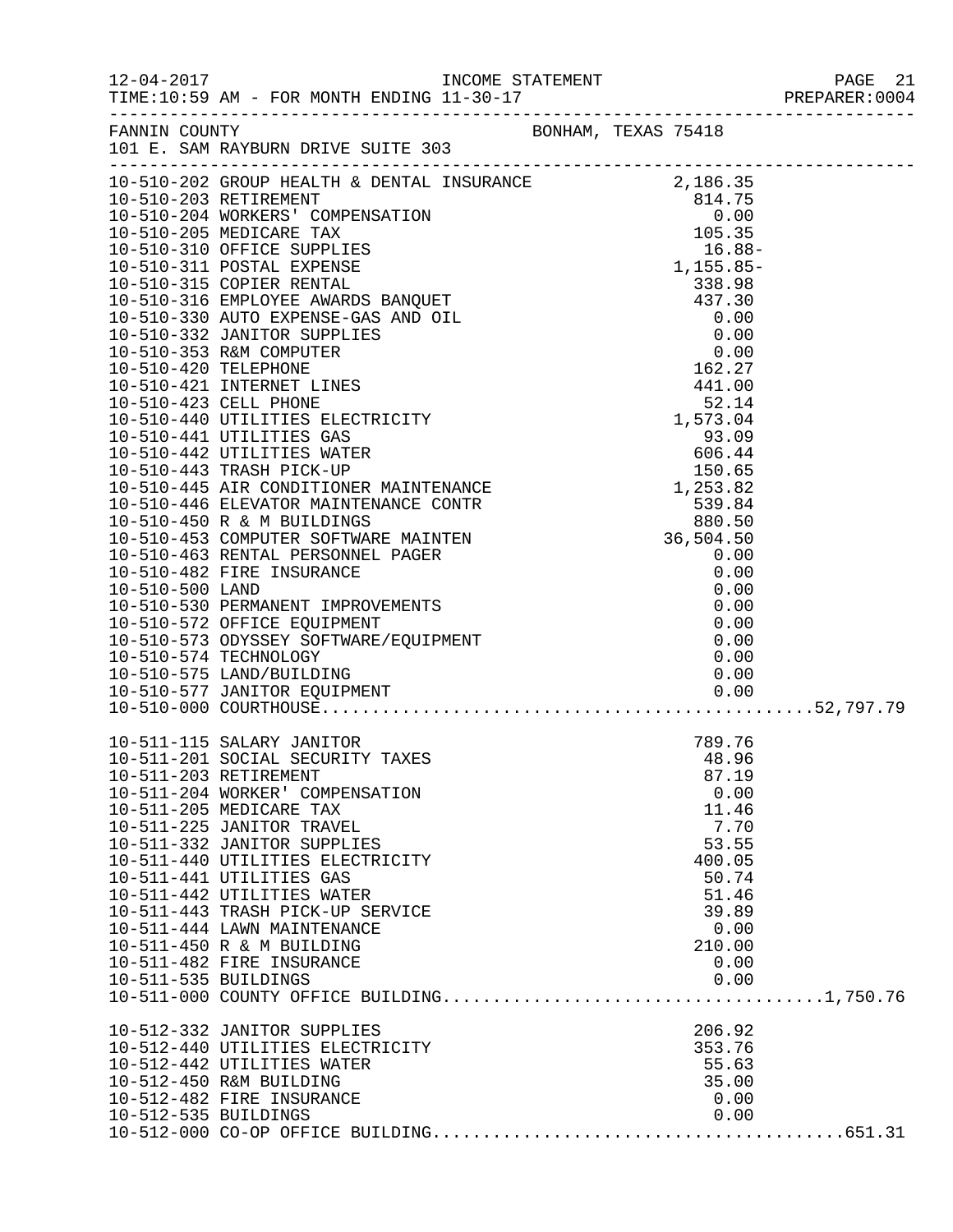12-04-2017 INCOME STATEMENT
TIME:10:59 AM - FOR MONTH ENDING 11-30-17

FANNIN COUNTY BONHAM, TEXAS 75418
101 E. SAM RAYBURN DRIVE SUITE 303

| Account | Amount | Total |
|---|---|---|
| 10-510-202 GROUP HEALTH & DENTAL INSURANCE | 2,186.35 | |
| 10-510-203 RETIREMENT | 814.75 | |
| 10-510-204 WORKERS' COMPENSATION | 0.00 | |
| 10-510-205 MEDICARE TAX | 105.35 | |
| 10-510-310 OFFICE SUPPLIES | 16.88- | |
| 10-510-311 POSTAL EXPENSE | 1,155.85- | |
| 10-510-315 COPIER RENTAL | 338.98 | |
| 10-510-316 EMPLOYEE AWARDS BANQUET | 437.30 | |
| 10-510-330 AUTO EXPENSE-GAS AND OIL | 0.00 | |
| 10-510-332 JANITOR SUPPLIES | 0.00 | |
| 10-510-353 R&M COMPUTER | 0.00 | |
| 10-510-420 TELEPHONE | 162.27 | |
| 10-510-421 INTERNET LINES | 441.00 | |
| 10-510-423 CELL PHONE | 52.14 | |
| 10-510-440 UTILITIES ELECTRICITY | 1,573.04 | |
| 10-510-441 UTILITIES GAS | 93.09 | |
| 10-510-442 UTILITIES WATER | 606.44 | |
| 10-510-443 TRASH PICK-UP | 150.65 | |
| 10-510-445 AIR CONDITIONER MAINTENANCE | 1,253.82 | |
| 10-510-446 ELEVATOR MAINTENANCE CONTR | 539.84 | |
| 10-510-450 R & M BUILDINGS | 880.50 | |
| 10-510-453 COMPUTER SOFTWARE MAINTEN | 36,504.50 | |
| 10-510-463 RENTAL PERSONNEL PAGER | 0.00 | |
| 10-510-482 FIRE INSURANCE | 0.00 | |
| 10-510-500 LAND | 0.00 | |
| 10-510-530 PERMANENT IMPROVEMENTS | 0.00 | |
| 10-510-572 OFFICE EQUIPMENT | 0.00 | |
| 10-510-573 ODYSSEY SOFTWARE/EQUIPMENT | 0.00 | |
| 10-510-574 TECHNOLOGY | 0.00 | |
| 10-510-575 LAND/BUILDING | 0.00 | |
| 10-510-577 JANITOR EQUIPMENT | 0.00 | |
| 10-510-000 COURTHOUSE | | 52,797.79 |
| 10-511-115 SALARY JANITOR | 789.76 | |
| 10-511-201 SOCIAL SECURITY TAXES | 48.96 | |
| 10-511-203 RETIREMENT | 87.19 | |
| 10-511-204 WORKER' COMPENSATION | 0.00 | |
| 10-511-205 MEDICARE TAX | 11.46 | |
| 10-511-225 JANITOR TRAVEL | 7.70 | |
| 10-511-332 JANITOR SUPPLIES | 53.55 | |
| 10-511-440 UTILITIES ELECTRICITY | 400.05 | |
| 10-511-441 UTILITIES GAS | 50.74 | |
| 10-511-442 UTILITIES WATER | 51.46 | |
| 10-511-443 TRASH PICK-UP SERVICE | 39.89 | |
| 10-511-444 LAWN MAINTENANCE | 0.00 | |
| 10-511-450 R & M BUILDING | 210.00 | |
| 10-511-482 FIRE INSURANCE | 0.00 | |
| 10-511-535 BUILDINGS | 0.00 | |
| 10-511-000 COUNTY OFFICE BUILDING | | 1,750.76 |
| 10-512-332 JANITOR SUPPLIES | 206.92 | |
| 10-512-440 UTILITIES ELECTRICITY | 353.76 | |
| 10-512-442 UTILITIES WATER | 55.63 | |
| 10-512-450 R&M BUILDING | 35.00 | |
| 10-512-482 FIRE INSURANCE | 0.00 | |
| 10-512-535 BUILDINGS | 0.00 | |
| 10-512-000 CO-OP OFFICE BUILDING | | 651.31 |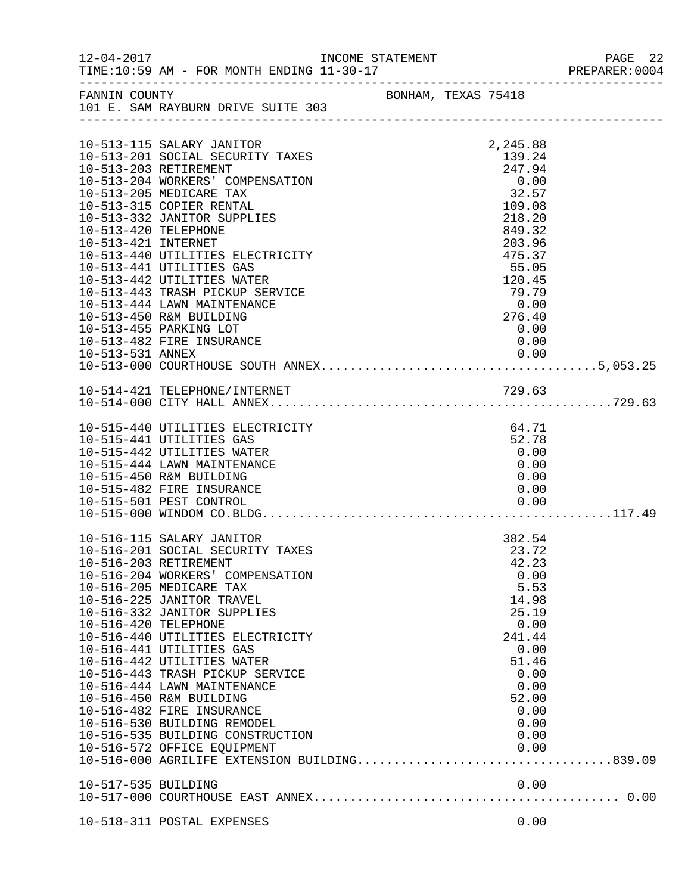FANNIN COUNTY BONHAM, TEXAS 75418
101 E. SAM RAYBURN DRIVE SUITE 303

INCOME STATEMENT — FOR MONTH ENDING 11-30-17

| Account | Description | Amount | Total |
|---|---|---|---|
| 10-513-115 | SALARY JANITOR | 2,245.88 | |
| 10-513-201 | SOCIAL SECURITY TAXES | 139.24 | |
| 10-513-203 | RETIREMENT | 247.94 | |
| 10-513-204 | WORKERS' COMPENSATION | 0.00 | |
| 10-513-205 | MEDICARE TAX | 32.57 | |
| 10-513-315 | COPIER RENTAL | 109.08 | |
| 10-513-332 | JANITOR SUPPLIES | 218.20 | |
| 10-513-420 | TELEPHONE | 849.32 | |
| 10-513-421 | INTERNET | 203.96 | |
| 10-513-440 | UTILITIES ELECTRICITY | 475.37 | |
| 10-513-441 | UTILITIES GAS | 55.05 | |
| 10-513-442 | UTILITIES WATER | 120.45 | |
| 10-513-443 | TRASH PICKUP SERVICE | 79.79 | |
| 10-513-444 | LAWN MAINTENANCE | 0.00 | |
| 10-513-450 | R&M BUILDING | 276.40 | |
| 10-513-455 | PARKING LOT | 0.00 | |
| 10-513-482 | FIRE INSURANCE | 0.00 | |
| 10-513-531 | ANNEX | 0.00 | |
| 10-513-000 | COURTHOUSE SOUTH ANNEX | | 5,053.25 |
| 10-514-421 | TELEPHONE/INTERNET | 729.63 | |
| 10-514-000 | CITY HALL ANNEX | | 729.63 |
| 10-515-440 | UTILITIES ELECTRICITY | 64.71 | |
| 10-515-441 | UTILITIES GAS | 52.78 | |
| 10-515-442 | UTILITIES WATER | 0.00 | |
| 10-515-444 | LAWN MAINTENANCE | 0.00 | |
| 10-515-450 | R&M BUILDING | 0.00 | |
| 10-515-482 | FIRE INSURANCE | 0.00 | |
| 10-515-501 | PEST CONTROL | 0.00 | |
| 10-515-000 | WINDOM CO.BLDG | | 117.49 |
| 10-516-115 | SALARY JANITOR | 382.54 | |
| 10-516-201 | SOCIAL SECURITY TAXES | 23.72 | |
| 10-516-203 | RETIREMENT | 42.23 | |
| 10-516-204 | WORKERS' COMPENSATION | 0.00 | |
| 10-516-205 | MEDICARE TAX | 5.53 | |
| 10-516-225 | JANITOR TRAVEL | 14.98 | |
| 10-516-332 | JANITOR SUPPLIES | 25.19 | |
| 10-516-420 | TELEPHONE | 0.00 | |
| 10-516-440 | UTILITIES ELECTRICITY | 241.44 | |
| 10-516-441 | UTILITIES GAS | 0.00 | |
| 10-516-442 | UTILITIES WATER | 51.46 | |
| 10-516-443 | TRASH PICKUP SERVICE | 0.00 | |
| 10-516-444 | LAWN MAINTENANCE | 0.00 | |
| 10-516-450 | R&M BUILDING | 52.00 | |
| 10-516-482 | FIRE INSURANCE | 0.00 | |
| 10-516-530 | BUILDING REMODEL | 0.00 | |
| 10-516-535 | BUILDING CONSTRUCTION | 0.00 | |
| 10-516-572 | OFFICE EQUIPMENT | 0.00 | |
| 10-516-000 | AGRILIFE EXTENSION BUILDING | | 839.09 |
| 10-517-535 | BUILDING | 0.00 | |
| 10-517-000 | COURTHOUSE EAST ANNEX | | 0.00 |
| 10-518-311 | POSTAL EXPENSES | 0.00 | |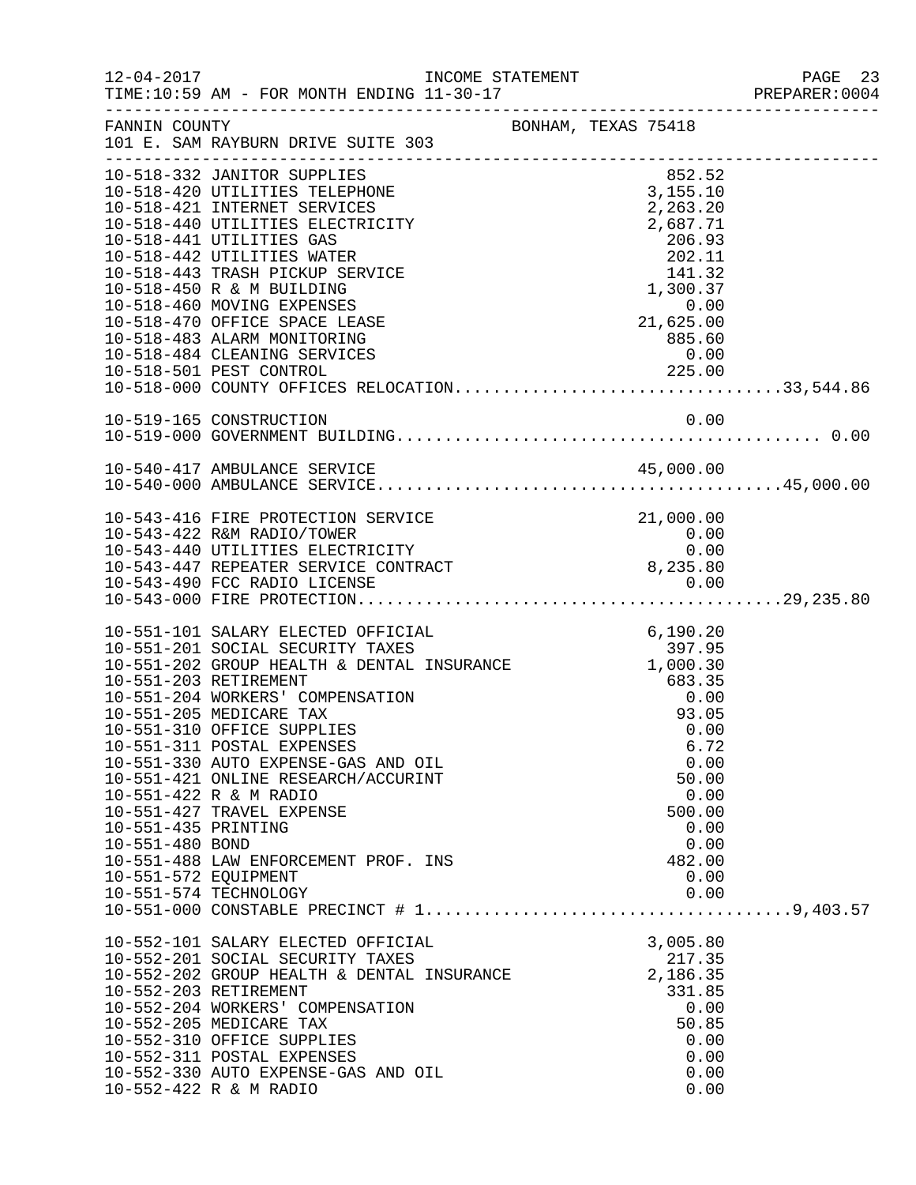FANNIN COUNTY — BONHAM, TEXAS 75418
101 E. SAM RAYBURN DRIVE SUITE 303

INCOME STATEMENT
TIME:10:59 AM - FOR MONTH ENDING 11-30-17

| Account | Description | Amount | Total |
|---|---|---|---|
| 10-518-332 | JANITOR SUPPLIES | 852.52 | |
| 10-518-420 | UTILITIES TELEPHONE | 3,155.10 | |
| 10-518-421 | INTERNET SERVICES | 2,263.20 | |
| 10-518-440 | UTILITIES ELECTRICITY | 2,687.71 | |
| 10-518-441 | UTILITIES GAS | 206.93 | |
| 10-518-442 | UTILITIES WATER | 202.11 | |
| 10-518-443 | TRASH PICKUP SERVICE | 141.32 | |
| 10-518-450 | R & M BUILDING | 1,300.37 | |
| 10-518-460 | MOVING EXPENSES | 0.00 | |
| 10-518-470 | OFFICE SPACE LEASE | 21,625.00 | |
| 10-518-483 | ALARM MONITORING | 885.60 | |
| 10-518-484 | CLEANING SERVICES | 0.00 | |
| 10-518-501 | PEST CONTROL | 225.00 | |
| 10-518-000 | COUNTY OFFICES RELOCATION | | 33,544.86 |
| 10-519-165 | CONSTRUCTION | 0.00 | |
| 10-519-000 | GOVERNMENT BUILDING | | 0.00 |
| 10-540-417 | AMBULANCE SERVICE | 45,000.00 | |
| 10-540-000 | AMBULANCE SERVICE | | 45,000.00 |
| 10-543-416 | FIRE PROTECTION SERVICE | 21,000.00 | |
| 10-543-422 | R&M RADIO/TOWER | 0.00 | |
| 10-543-440 | UTILITIES ELECTRICITY | 0.00 | |
| 10-543-447 | REPEATER SERVICE CONTRACT | 8,235.80 | |
| 10-543-490 | FCC RADIO LICENSE | 0.00 | |
| 10-543-000 | FIRE PROTECTION | | 29,235.80 |
| 10-551-101 | SALARY ELECTED OFFICIAL | 6,190.20 | |
| 10-551-201 | SOCIAL SECURITY TAXES | 397.95 | |
| 10-551-202 | GROUP HEALTH & DENTAL INSURANCE | 1,000.30 | |
| 10-551-203 | RETIREMENT | 683.35 | |
| 10-551-204 | WORKERS' COMPENSATION | 0.00 | |
| 10-551-205 | MEDICARE TAX | 93.05 | |
| 10-551-310 | OFFICE SUPPLIES | 0.00 | |
| 10-551-311 | POSTAL EXPENSES | 6.72 | |
| 10-551-330 | AUTO EXPENSE-GAS AND OIL | 0.00 | |
| 10-551-421 | ONLINE RESEARCH/ACCURINT | 50.00 | |
| 10-551-422 | R & M RADIO | 0.00 | |
| 10-551-427 | TRAVEL EXPENSE | 500.00 | |
| 10-551-435 | PRINTING | 0.00 | |
| 10-551-480 | BOND | 0.00 | |
| 10-551-488 | LAW ENFORCEMENT PROF. INS | 482.00 | |
| 10-551-572 | EQUIPMENT | 0.00 | |
| 10-551-574 | TECHNOLOGY | 0.00 | |
| 10-551-000 | CONSTABLE PRECINCT # 1 | | 9,403.57 |
| 10-552-101 | SALARY ELECTED OFFICIAL | 3,005.80 | |
| 10-552-201 | SOCIAL SECURITY TAXES | 217.35 | |
| 10-552-202 | GROUP HEALTH & DENTAL INSURANCE | 2,186.35 | |
| 10-552-203 | RETIREMENT | 331.85 | |
| 10-552-204 | WORKERS' COMPENSATION | 0.00 | |
| 10-552-205 | MEDICARE TAX | 50.85 | |
| 10-552-310 | OFFICE SUPPLIES | 0.00 | |
| 10-552-311 | POSTAL EXPENSES | 0.00 | |
| 10-552-330 | AUTO EXPENSE-GAS AND OIL | 0.00 | |
| 10-552-422 | R & M RADIO | 0.00 | |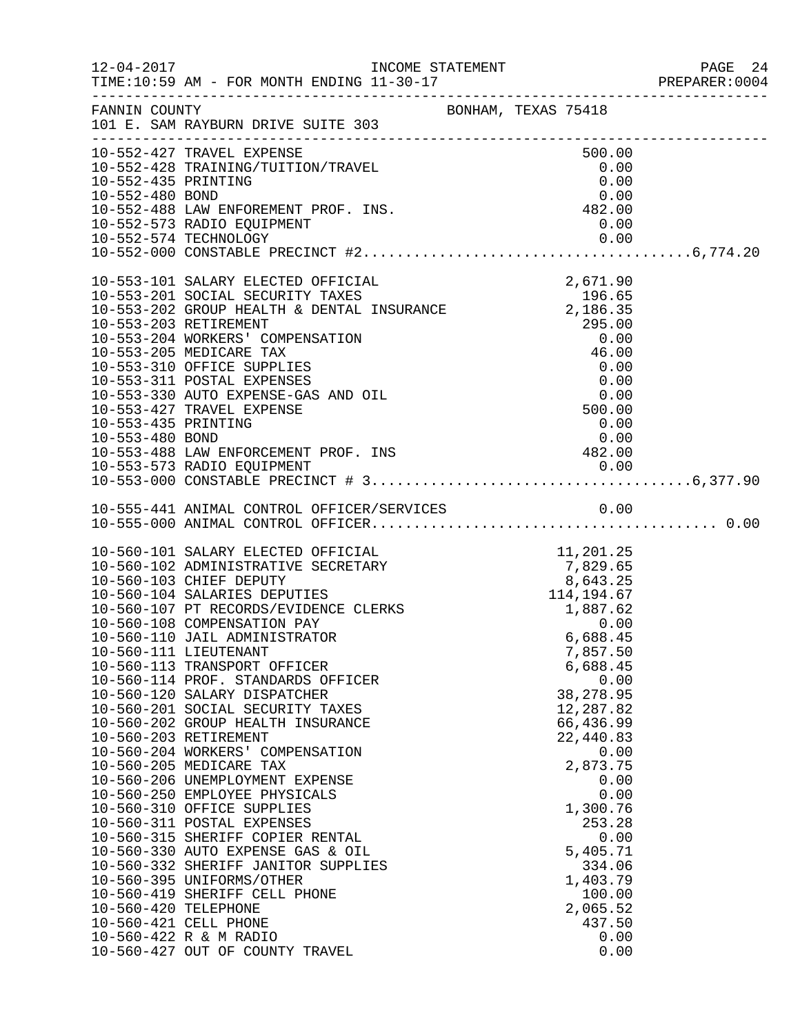FANNIN COUNTY — BONHAM, TEXAS 75418
101 E. SAM RAYBURN DRIVE SUITE 303

| Account | Description | Amount | Total |
|---|---|---|---|
| 10-552-427 | TRAVEL EXPENSE | 500.00 | |
| 10-552-428 | TRAINING/TUITION/TRAVEL | 0.00 | |
| 10-552-435 | PRINTING | 0.00 | |
| 10-552-480 | BOND | 0.00 | |
| 10-552-488 | LAW ENFOREMENT PROF. INS. | 482.00 | |
| 10-552-573 | RADIO EQUIPMENT | 0.00 | |
| 10-552-574 | TECHNOLOGY | 0.00 | |
| 10-552-000 | CONSTABLE PRECINCT #2 | | 6,774.20 |
| 10-553-101 | SALARY ELECTED OFFICIAL | 2,671.90 | |
| 10-553-201 | SOCIAL SECURITY TAXES | 196.65 | |
| 10-553-202 | GROUP HEALTH & DENTAL INSURANCE | 2,186.35 | |
| 10-553-203 | RETIREMENT | 295.00 | |
| 10-553-204 | WORKERS' COMPENSATION | 0.00 | |
| 10-553-205 | MEDICARE TAX | 46.00 | |
| 10-553-310 | OFFICE SUPPLIES | 0.00 | |
| 10-553-311 | POSTAL EXPENSES | 0.00 | |
| 10-553-330 | AUTO EXPENSE-GAS AND OIL | 0.00 | |
| 10-553-427 | TRAVEL EXPENSE | 500.00 | |
| 10-553-435 | PRINTING | 0.00 | |
| 10-553-480 | BOND | 0.00 | |
| 10-553-488 | LAW ENFORCEMENT PROF. INS | 482.00 | |
| 10-553-573 | RADIO EQUIPMENT | 0.00 | |
| 10-553-000 | CONSTABLE PRECINCT # 3 | | 6,377.90 |
| 10-555-441 | ANIMAL CONTROL OFFICER/SERVICES | 0.00 | |
| 10-555-000 | ANIMAL CONTROL OFFICER | | 0.00 |
| 10-560-101 | SALARY ELECTED OFFICIAL | 11,201.25 | |
| 10-560-102 | ADMINISTRATIVE SECRETARY | 7,829.65 | |
| 10-560-103 | CHIEF DEPUTY | 8,643.25 | |
| 10-560-104 | SALARIES DEPUTIES | 114,194.67 | |
| 10-560-107 | PT RECORDS/EVIDENCE CLERKS | 1,887.62 | |
| 10-560-108 | COMPENSATION PAY | 0.00 | |
| 10-560-110 | JAIL ADMINISTRATOR | 6,688.45 | |
| 10-560-111 | LIEUTENANT | 7,857.50 | |
| 10-560-113 | TRANSPORT OFFICER | 6,688.45 | |
| 10-560-114 | PROF. STANDARDS OFFICER | 0.00 | |
| 10-560-120 | SALARY DISPATCHER | 38,278.95 | |
| 10-560-201 | SOCIAL SECURITY TAXES | 12,287.82 | |
| 10-560-202 | GROUP HEALTH INSURANCE | 66,436.99 | |
| 10-560-203 | RETIREMENT | 22,440.83 | |
| 10-560-204 | WORKERS' COMPENSATION | 0.00 | |
| 10-560-205 | MEDICARE TAX | 2,873.75 | |
| 10-560-206 | UNEMPLOYMENT EXPENSE | 0.00 | |
| 10-560-250 | EMPLOYEE PHYSICALS | 0.00 | |
| 10-560-310 | OFFICE SUPPLIES | 1,300.76 | |
| 10-560-311 | POSTAL EXPENSES | 253.28 | |
| 10-560-315 | SHERIFF COPIER RENTAL | 0.00 | |
| 10-560-330 | AUTO EXPENSE GAS & OIL | 5,405.71 | |
| 10-560-332 | SHERIFF JANITOR SUPPLIES | 334.06 | |
| 10-560-395 | UNIFORMS/OTHER | 1,403.79 | |
| 10-560-419 | SHERIFF CELL PHONE | 100.00 | |
| 10-560-420 | TELEPHONE | 2,065.52 | |
| 10-560-421 | CELL PHONE | 437.50 | |
| 10-560-422 | R & M RADIO | 0.00 | |
| 10-560-427 | OUT OF COUNTY TRAVEL | 0.00 | |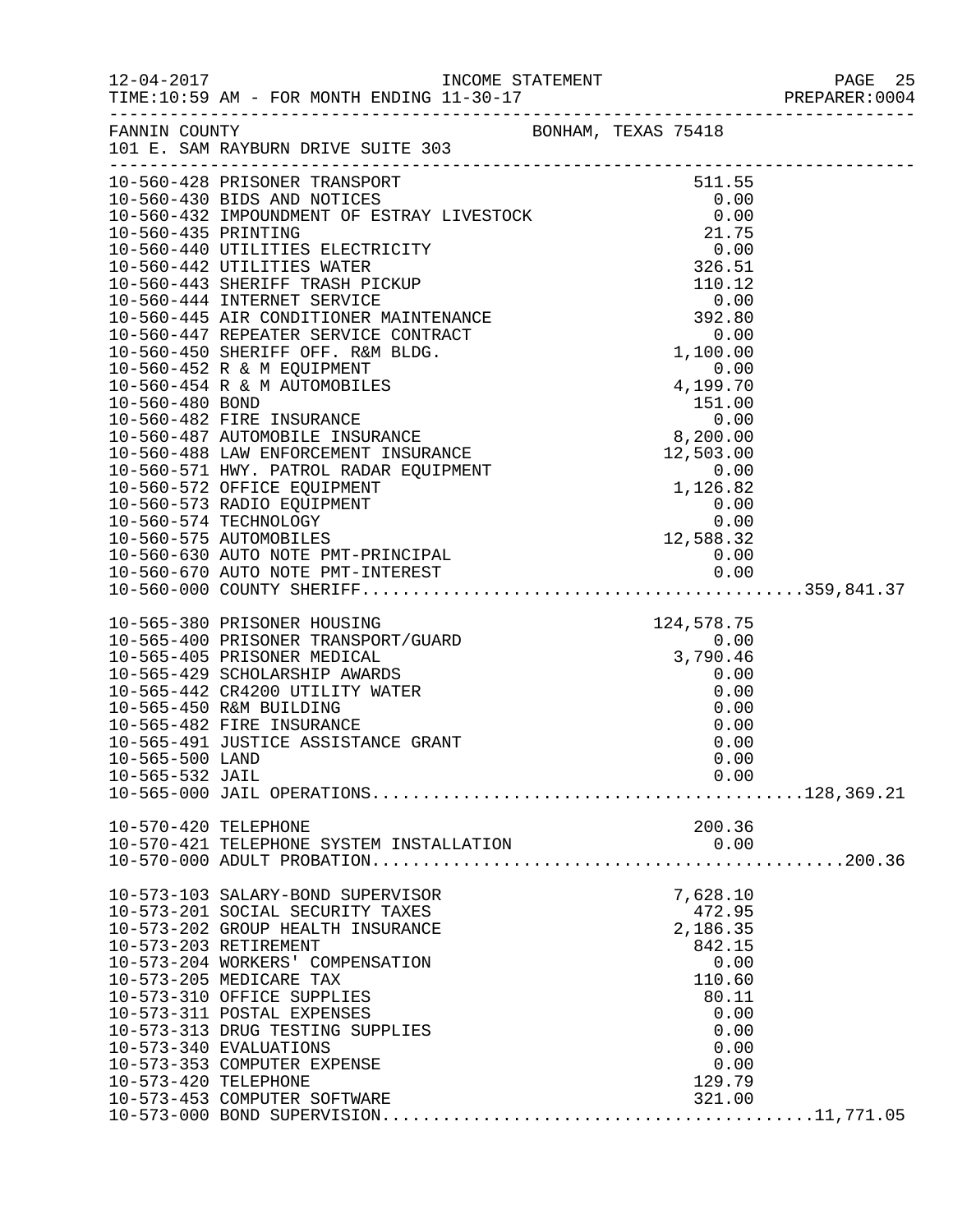FANNIN COUNTY BONHAM, TEXAS 75418
101 E. SAM RAYBURN DRIVE SUITE 303

INCOME STATEMENT
TIME:10:59 AM - FOR MONTH ENDING 11-30-17

| Account | Description | Amount | Total |
|---|---|---|---|
| 10-560-428 | PRISONER TRANSPORT | 511.55 | |
| 10-560-430 | BIDS AND NOTICES | 0.00 | |
| 10-560-432 | IMPOUNDMENT OF ESTRAY LIVESTOCK | 0.00 | |
| 10-560-435 | PRINTING | 21.75 | |
| 10-560-440 | UTILITIES ELECTRICITY | 0.00 | |
| 10-560-442 | UTILITIES WATER | 326.51 | |
| 10-560-443 | SHERIFF TRASH PICKUP | 110.12 | |
| 10-560-444 | INTERNET SERVICE | 0.00 | |
| 10-560-445 | AIR CONDITIONER MAINTENANCE | 392.80 | |
| 10-560-447 | REPEATER SERVICE CONTRACT | 0.00 | |
| 10-560-450 | SHERIFF OFF. R&M BLDG. | 1,100.00 | |
| 10-560-452 | R & M EQUIPMENT | 0.00 | |
| 10-560-454 | R & M AUTOMOBILES | 4,199.70 | |
| 10-560-480 | BOND | 151.00 | |
| 10-560-482 | FIRE INSURANCE | 0.00 | |
| 10-560-487 | AUTOMOBILE INSURANCE | 8,200.00 | |
| 10-560-488 | LAW ENFORCEMENT INSURANCE | 12,503.00 | |
| 10-560-571 | HWY. PATROL RADAR EQUIPMENT | 0.00 | |
| 10-560-572 | OFFICE EQUIPMENT | 1,126.82 | |
| 10-560-573 | RADIO EQUIPMENT | 0.00 | |
| 10-560-574 | TECHNOLOGY | 0.00 | |
| 10-560-575 | AUTOMOBILES | 12,588.32 | |
| 10-560-630 | AUTO NOTE PMT-PRINCIPAL | 0.00 | |
| 10-560-670 | AUTO NOTE PMT-INTEREST | 0.00 | |
| 10-560-000 | COUNTY SHERIFF | | 359,841.37 |
| 10-565-380 | PRISONER HOUSING | 124,578.75 | |
| 10-565-400 | PRISONER TRANSPORT/GUARD | 0.00 | |
| 10-565-405 | PRISONER MEDICAL | 3,790.46 | |
| 10-565-429 | SCHOLARSHIP AWARDS | 0.00 | |
| 10-565-442 | CR4200 UTILITY WATER | 0.00 | |
| 10-565-450 | R&M BUILDING | 0.00 | |
| 10-565-482 | FIRE INSURANCE | 0.00 | |
| 10-565-491 | JUSTICE ASSISTANCE GRANT | 0.00 | |
| 10-565-500 | LAND | 0.00 | |
| 10-565-532 | JAIL | 0.00 | |
| 10-565-000 | JAIL OPERATIONS | | 128,369.21 |
| 10-570-420 | TELEPHONE | 200.36 | |
| 10-570-421 | TELEPHONE SYSTEM INSTALLATION | 0.00 | |
| 10-570-000 | ADULT PROBATION | | 200.36 |
| 10-573-103 | SALARY-BOND SUPERVISOR | 7,628.10 | |
| 10-573-201 | SOCIAL SECURITY TAXES | 472.95 | |
| 10-573-202 | GROUP HEALTH INSURANCE | 2,186.35 | |
| 10-573-203 | RETIREMENT | 842.15 | |
| 10-573-204 | WORKERS' COMPENSATION | 0.00 | |
| 10-573-205 | MEDICARE TAX | 110.60 | |
| 10-573-310 | OFFICE SUPPLIES | 80.11 | |
| 10-573-311 | POSTAL EXPENSES | 0.00 | |
| 10-573-313 | DRUG TESTING SUPPLIES | 0.00 | |
| 10-573-340 | EVALUATIONS | 0.00 | |
| 10-573-353 | COMPUTER EXPENSE | 0.00 | |
| 10-573-420 | TELEPHONE | 129.79 | |
| 10-573-453 | COMPUTER SOFTWARE | 321.00 | |
| 10-573-000 | BOND SUPERVISION | | 11,771.05 |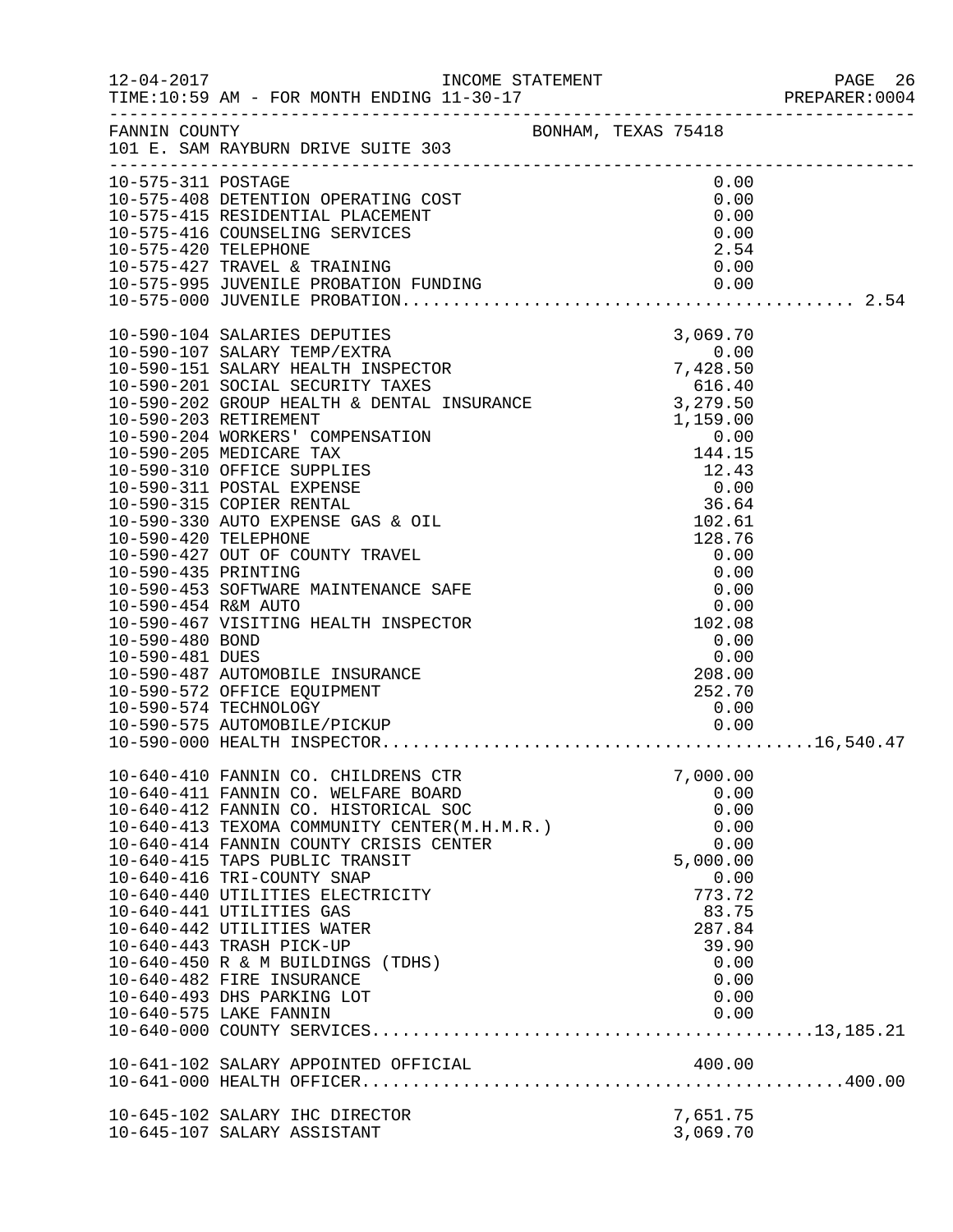12-04-2017 INCOME STATEMENT PAGE 26
TIME:10:59 AM - FOR MONTH ENDING 11-30-17 PREPARER:0004

FANNIN COUNTY BONHAM, TEXAS 75418
101 E. SAM RAYBURN DRIVE SUITE 303

| Account | Description | Amount | Total |
|---|---|---|---|
| 10-575-311 | POSTAGE | 0.00 | |
| 10-575-408 | DETENTION OPERATING COST | 0.00 | |
| 10-575-415 | RESIDENTIAL PLACEMENT | 0.00 | |
| 10-575-416 | COUNSELING SERVICES | 0.00 | |
| 10-575-420 | TELEPHONE | 2.54 | |
| 10-575-427 | TRAVEL & TRAINING | 0.00 | |
| 10-575-995 | JUVENILE PROBATION FUNDING | 0.00 | |
| 10-575-000 | JUVENILE PROBATION | | 2.54 |
| 10-590-104 | SALARIES DEPUTIES | 3,069.70 | |
| 10-590-107 | SALARY TEMP/EXTRA | 0.00 | |
| 10-590-151 | SALARY HEALTH INSPECTOR | 7,428.50 | |
| 10-590-201 | SOCIAL SECURITY TAXES | 616.40 | |
| 10-590-202 | GROUP HEALTH & DENTAL INSURANCE | 3,279.50 | |
| 10-590-203 | RETIREMENT | 1,159.00 | |
| 10-590-204 | WORKERS' COMPENSATION | 0.00 | |
| 10-590-205 | MEDICARE TAX | 144.15 | |
| 10-590-310 | OFFICE SUPPLIES | 12.43 | |
| 10-590-311 | POSTAL EXPENSE | 0.00 | |
| 10-590-315 | COPIER RENTAL | 36.64 | |
| 10-590-330 | AUTO EXPENSE GAS & OIL | 102.61 | |
| 10-590-420 | TELEPHONE | 128.76 | |
| 10-590-427 | OUT OF COUNTY TRAVEL | 0.00 | |
| 10-590-435 | PRINTING | 0.00 | |
| 10-590-453 | SOFTWARE MAINTENANCE SAFE | 0.00 | |
| 10-590-454 | R&M AUTO | 0.00 | |
| 10-590-467 | VISITING HEALTH INSPECTOR | 102.08 | |
| 10-590-480 | BOND | 0.00 | |
| 10-590-481 | DUES | 0.00 | |
| 10-590-487 | AUTOMOBILE INSURANCE | 208.00 | |
| 10-590-572 | OFFICE EQUIPMENT | 252.70 | |
| 10-590-574 | TECHNOLOGY | 0.00 | |
| 10-590-575 | AUTOMOBILE/PICKUP | 0.00 | |
| 10-590-000 | HEALTH INSPECTOR | | 16,540.47 |
| 10-640-410 | FANNIN CO. CHILDRENS CTR | 7,000.00 | |
| 10-640-411 | FANNIN CO. WELFARE BOARD | 0.00 | |
| 10-640-412 | FANNIN CO. HISTORICAL SOC | 0.00 | |
| 10-640-413 | TEXOMA COMMUNITY CENTER(M.H.M.R.) | 0.00 | |
| 10-640-414 | FANNIN COUNTY CRISIS CENTER | 0.00 | |
| 10-640-415 | TAPS PUBLIC TRANSIT | 5,000.00 | |
| 10-640-416 | TRI-COUNTY SNAP | 0.00 | |
| 10-640-440 | UTILITIES ELECTRICITY | 773.72 | |
| 10-640-441 | UTILITIES GAS | 83.75 | |
| 10-640-442 | UTILITIES WATER | 287.84 | |
| 10-640-443 | TRASH PICK-UP | 39.90 | |
| 10-640-450 | R & M BUILDINGS (TDHS) | 0.00 | |
| 10-640-482 | FIRE INSURANCE | 0.00 | |
| 10-640-493 | DHS PARKING LOT | 0.00 | |
| 10-640-575 | LAKE FANNIN | 0.00 | |
| 10-640-000 | COUNTY SERVICES | | 13,185.21 |
| 10-641-102 | SALARY APPOINTED OFFICIAL | 400.00 | |
| 10-641-000 | HEALTH OFFICER | | 400.00 |
| 10-645-102 | SALARY IHC DIRECTOR | 7,651.75 | |
| 10-645-107 | SALARY ASSISTANT | 3,069.70 | |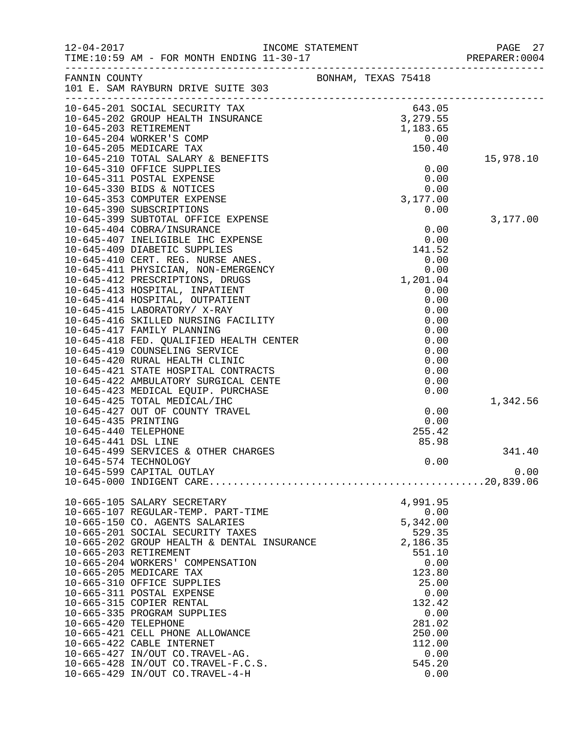12-04-2017 INCOME STATEMENT
TIME:10:59 AM - FOR MONTH ENDING 11-30-17

FANNIN COUNTY BONHAM, TEXAS 75418
101 E. SAM RAYBURN DRIVE SUITE 303

| Account | Description | Amount | Total |
|---|---|---|---|
| 10-645-201 | SOCIAL SECURITY TAX | 643.05 | |
| 10-645-202 | GROUP HEALTH INSURANCE | 3,279.55 | |
| 10-645-203 | RETIREMENT | 1,183.65 | |
| 10-645-204 | WORKER'S COMP | 0.00 | |
| 10-645-205 | MEDICARE TAX | 150.40 | |
| 10-645-210 | TOTAL SALARY & BENEFITS | | 15,978.10 |
| 10-645-310 | OFFICE SUPPLIES | 0.00 | |
| 10-645-311 | POSTAL EXPENSE | 0.00 | |
| 10-645-330 | BIDS & NOTICES | 0.00 | |
| 10-645-353 | COMPUTER EXPENSE | 3,177.00 | |
| 10-645-390 | SUBSCRIPTIONS | 0.00 | |
| 10-645-399 | SUBTOTAL OFFICE EXPENSE | | 3,177.00 |
| 10-645-404 | COBRA/INSURANCE | 0.00 | |
| 10-645-407 | INELIGIBLE IHC EXPENSE | 0.00 | |
| 10-645-409 | DIABETIC SUPPLIES | 141.52 | |
| 10-645-410 | CERT. REG. NURSE ANES. | 0.00 | |
| 10-645-411 | PHYSICIAN, NON-EMERGENCY | 0.00 | |
| 10-645-412 | PRESCRIPTIONS, DRUGS | 1,201.04 | |
| 10-645-413 | HOSPITAL, INPATIENT | 0.00 | |
| 10-645-414 | HOSPITAL, OUTPATIENT | 0.00 | |
| 10-645-415 | LABORATORY/ X-RAY | 0.00 | |
| 10-645-416 | SKILLED NURSING FACILITY | 0.00 | |
| 10-645-417 | FAMILY PLANNING | 0.00 | |
| 10-645-418 | FED. QUALIFIED HEALTH CENTER | 0.00 | |
| 10-645-419 | COUNSELING SERVICE | 0.00 | |
| 10-645-420 | RURAL HEALTH CLINIC | 0.00 | |
| 10-645-421 | STATE HOSPITAL CONTRACTS | 0.00 | |
| 10-645-422 | AMBULATORY SURGICAL CENTE | 0.00 | |
| 10-645-423 | MEDICAL EQUIP. PURCHASE | 0.00 | |
| 10-645-425 | TOTAL MEDICAL/IHC | | 1,342.56 |
| 10-645-427 | OUT OF COUNTY TRAVEL | 0.00 | |
| 10-645-435 | PRINTING | 0.00 | |
| 10-645-440 | TELEPHONE | 255.42 | |
| 10-645-441 | DSL LINE | 85.98 | |
| 10-645-499 | SERVICES & OTHER CHARGES | | 341.40 |
| 10-645-574 | TECHNOLOGY | 0.00 | |
| 10-645-599 | CAPITAL OUTLAY | | 0.00 |
| 10-645-000 | INDIGENT CARE | | 20,839.06 |
| 10-665-105 | SALARY SECRETARY | 4,991.95 | |
| 10-665-107 | REGULAR-TEMP. PART-TIME | 0.00 | |
| 10-665-150 | CO. AGENTS SALARIES | 5,342.00 | |
| 10-665-201 | SOCIAL SECURITY TAXES | 529.35 | |
| 10-665-202 | GROUP HEALTH & DENTAL INSURANCE | 2,186.35 | |
| 10-665-203 | RETIREMENT | 551.10 | |
| 10-665-204 | WORKERS' COMPENSATION | 0.00 | |
| 10-665-205 | MEDICARE TAX | 123.80 | |
| 10-665-310 | OFFICE SUPPLIES | 25.00 | |
| 10-665-311 | POSTAL EXPENSE | 0.00 | |
| 10-665-315 | COPIER RENTAL | 132.42 | |
| 10-665-335 | PROGRAM SUPPLIES | 0.00 | |
| 10-665-420 | TELEPHONE | 281.02 | |
| 10-665-421 | CELL PHONE ALLOWANCE | 250.00 | |
| 10-665-422 | CABLE INTERNET | 112.00 | |
| 10-665-427 | IN/OUT CO.TRAVEL-AG. | 0.00 | |
| 10-665-428 | IN/OUT CO.TRAVEL-F.C.S. | 545.20 | |
| 10-665-429 | IN/OUT CO.TRAVEL-4-H | 0.00 | |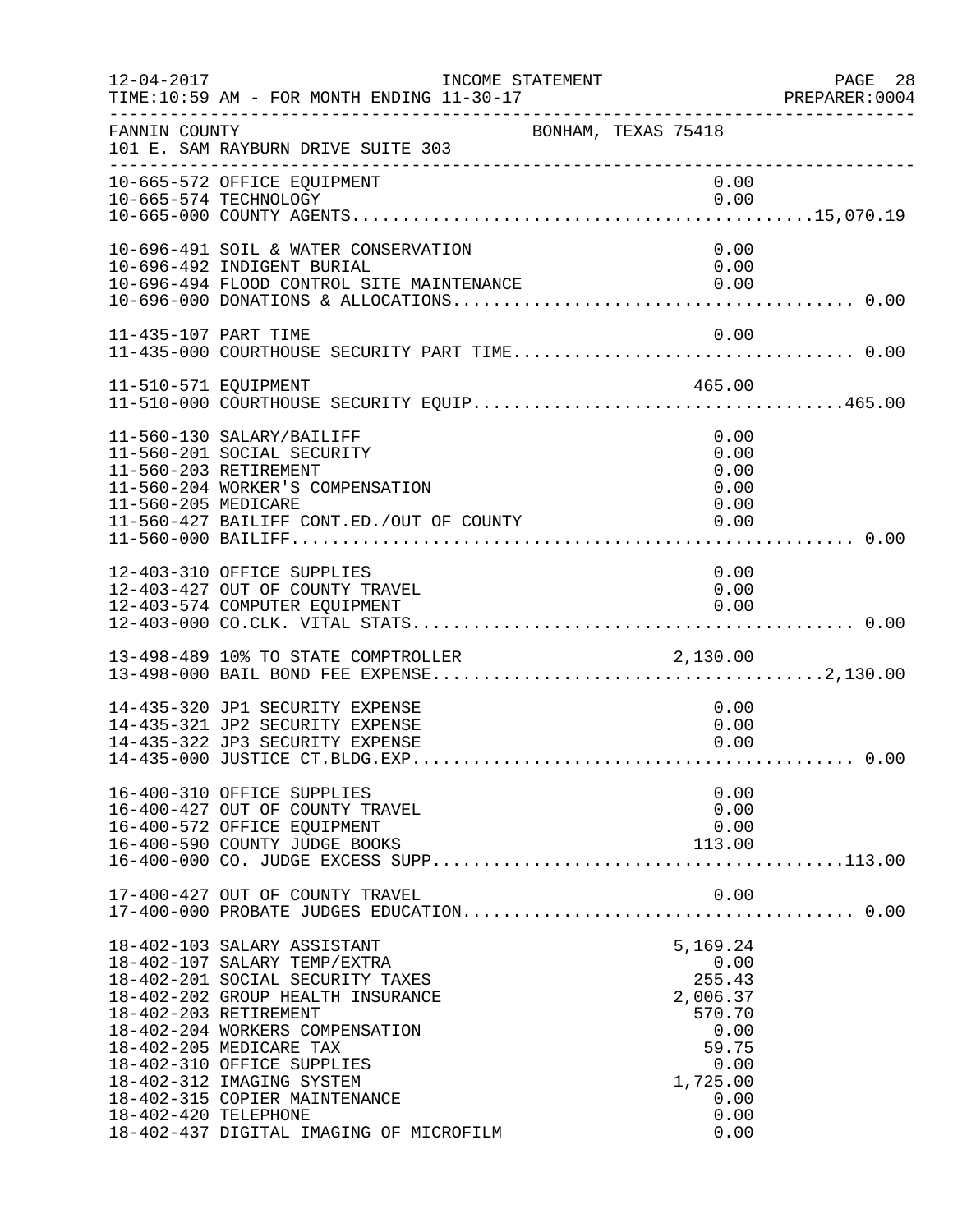FANNIN COUNTY — BONHAM, TEXAS 75418
101 E. SAM RAYBURN DRIVE SUITE 303

INCOME STATEMENT — FOR MONTH ENDING 11-30-17

| Account | Description | Amount | Total |
|---|---|---|---|
| 10-665-572 | OFFICE EQUIPMENT | 0.00 | |
| 10-665-574 | TECHNOLOGY | 0.00 | |
| 10-665-000 | COUNTY AGENTS | | 15,070.19 |
| 10-696-491 | SOIL & WATER CONSERVATION | 0.00 | |
| 10-696-492 | INDIGENT BURIAL | 0.00 | |
| 10-696-494 | FLOOD CONTROL SITE MAINTENANCE | 0.00 | |
| 10-696-000 | DONATIONS & ALLOCATIONS | | 0.00 |
| 11-435-107 | PART TIME | 0.00 | |
| 11-435-000 | COURTHOUSE SECURITY PART TIME | | 0.00 |
| 11-510-571 | EQUIPMENT | 465.00 | |
| 11-510-000 | COURTHOUSE SECURITY EQUIP | | 465.00 |
| 11-560-130 | SALARY/BAILIFF | 0.00 | |
| 11-560-201 | SOCIAL SECURITY | 0.00 | |
| 11-560-203 | RETIREMENT | 0.00 | |
| 11-560-204 | WORKER'S COMPENSATION | 0.00 | |
| 11-560-205 | MEDICARE | 0.00 | |
| 11-560-427 | BAILIFF CONT.ED./OUT OF COUNTY | 0.00 | |
| 11-560-000 | BAILIFF | | 0.00 |
| 12-403-310 | OFFICE SUPPLIES | 0.00 | |
| 12-403-427 | OUT OF COUNTY TRAVEL | 0.00 | |
| 12-403-574 | COMPUTER EQUIPMENT | 0.00 | |
| 12-403-000 | CO.CLK. VITAL STATS | | 0.00 |
| 13-498-489 | 10% TO STATE COMPTROLLER | 2,130.00 | |
| 13-498-000 | BAIL BOND FEE EXPENSE | | 2,130.00 |
| 14-435-320 | JP1 SECURITY EXPENSE | 0.00 | |
| 14-435-321 | JP2 SECURITY EXPENSE | 0.00 | |
| 14-435-322 | JP3 SECURITY EXPENSE | 0.00 | |
| 14-435-000 | JUSTICE CT.BLDG.EXP | | 0.00 |
| 16-400-310 | OFFICE SUPPLIES | 0.00 | |
| 16-400-427 | OUT OF COUNTY TRAVEL | 0.00 | |
| 16-400-572 | OFFICE EQUIPMENT | 0.00 | |
| 16-400-590 | COUNTY JUDGE BOOKS | 113.00 | |
| 16-400-000 | CO. JUDGE EXCESS SUPP | | 113.00 |
| 17-400-427 | OUT OF COUNTY TRAVEL | 0.00 | |
| 17-400-000 | PROBATE JUDGES EDUCATION | | 0.00 |
| 18-402-103 | SALARY ASSISTANT | 5,169.24 | |
| 18-402-107 | SALARY TEMP/EXTRA | 0.00 | |
| 18-402-201 | SOCIAL SECURITY TAXES | 255.43 | |
| 18-402-202 | GROUP HEALTH INSURANCE | 2,006.37 | |
| 18-402-203 | RETIREMENT | 570.70 | |
| 18-402-204 | WORKERS COMPENSATION | 0.00 | |
| 18-402-205 | MEDICARE TAX | 59.75 | |
| 18-402-310 | OFFICE SUPPLIES | 0.00 | |
| 18-402-312 | IMAGING SYSTEM | 1,725.00 | |
| 18-402-315 | COPIER MAINTENANCE | 0.00 | |
| 18-402-420 | TELEPHONE | 0.00 | |
| 18-402-437 | DIGITAL IMAGING OF MICROFILM | 0.00 | |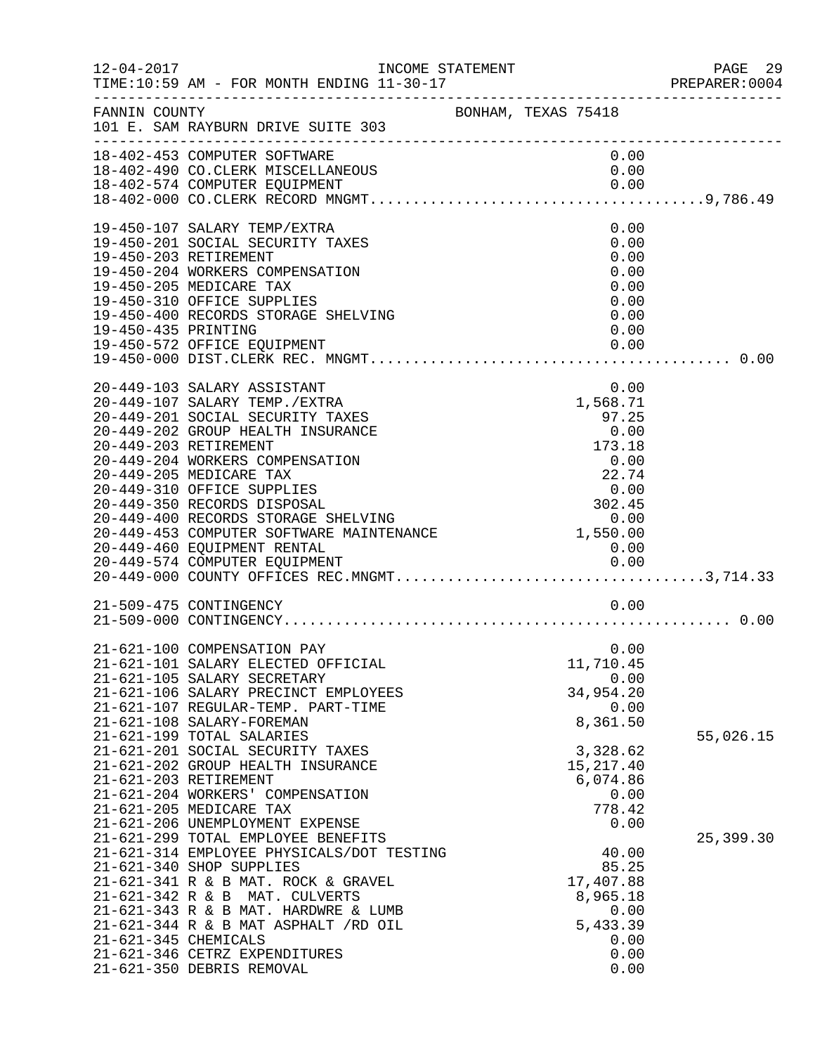INCOME STATEMENT

12-04-2017
TIME:10:59 AM - FOR MONTH ENDING 11-30-17

PREPARER:0004

FANNIN COUNTY — BONHAM, TEXAS 75418
101 E. SAM RAYBURN DRIVE SUITE 303

| Account | Description | Amount | Total |
|---|---|---|---|
| 18-402-453 | COMPUTER SOFTWARE | 0.00 | |
| 18-402-490 | CO.CLERK MISCELLANEOUS | 0.00 | |
| 18-402-574 | COMPUTER EQUIPMENT | 0.00 | |
| 18-402-000 | CO.CLERK RECORD MNGMT. | | 9,786.49 |
| 19-450-107 | SALARY TEMP/EXTRA | 0.00 | |
| 19-450-201 | SOCIAL SECURITY TAXES | 0.00 | |
| 19-450-203 | RETIREMENT | 0.00 | |
| 19-450-204 | WORKERS COMPENSATION | 0.00 | |
| 19-450-205 | MEDICARE TAX | 0.00 | |
| 19-450-310 | OFFICE SUPPLIES | 0.00 | |
| 19-450-400 | RECORDS STORAGE SHELVING | 0.00 | |
| 19-450-435 | PRINTING | 0.00 | |
| 19-450-572 | OFFICE EQUIPMENT | 0.00 | |
| 19-450-000 | DIST.CLERK REC. MNGMT. | | 0.00 |
| 20-449-103 | SALARY ASSISTANT | 0.00 | |
| 20-449-107 | SALARY TEMP./EXTRA | 1,568.71 | |
| 20-449-201 | SOCIAL SECURITY TAXES | 97.25 | |
| 20-449-202 | GROUP HEALTH INSURANCE | 0.00 | |
| 20-449-203 | RETIREMENT | 173.18 | |
| 20-449-204 | WORKERS COMPENSATION | 0.00 | |
| 20-449-205 | MEDICARE TAX | 22.74 | |
| 20-449-310 | OFFICE SUPPLIES | 0.00 | |
| 20-449-350 | RECORDS DISPOSAL | 302.45 | |
| 20-449-400 | RECORDS STORAGE SHELVING | 0.00 | |
| 20-449-453 | COMPUTER SOFTWARE MAINTENANCE | 1,550.00 | |
| 20-449-460 | EQUIPMENT RENTAL | 0.00 | |
| 20-449-574 | COMPUTER EQUIPMENT | 0.00 | |
| 20-449-000 | COUNTY OFFICES REC.MNGMT. | | 3,714.33 |
| 21-509-475 | CONTINGENCY | 0.00 | |
| 21-509-000 | CONTINGENCY | | 0.00 |
| 21-621-100 | COMPENSATION PAY | 0.00 | |
| 21-621-101 | SALARY ELECTED OFFICIAL | 11,710.45 | |
| 21-621-105 | SALARY SECRETARY | 0.00 | |
| 21-621-106 | SALARY PRECINCT EMPLOYEES | 34,954.20 | |
| 21-621-107 | REGULAR-TEMP. PART-TIME | 0.00 | |
| 21-621-108 | SALARY-FOREMAN | 8,361.50 | |
| 21-621-199 | TOTAL SALARIES | | 55,026.15 |
| 21-621-201 | SOCIAL SECURITY TAXES | 3,328.62 | |
| 21-621-202 | GROUP HEALTH INSURANCE | 15,217.40 | |
| 21-621-203 | RETIREMENT | 6,074.86 | |
| 21-621-204 | WORKERS' COMPENSATION | 0.00 | |
| 21-621-205 | MEDICARE TAX | 778.42 | |
| 21-621-206 | UNEMPLOYMENT EXPENSE | 0.00 | |
| 21-621-299 | TOTAL EMPLOYEE BENEFITS | | 25,399.30 |
| 21-621-314 | EMPLOYEE PHYSICALS/DOT TESTING | 40.00 | |
| 21-621-340 | SHOP SUPPLIES | 85.25 | |
| 21-621-341 | R & B MAT. ROCK & GRAVEL | 17,407.88 | |
| 21-621-342 | R & B MAT. CULVERTS | 8,965.18 | |
| 21-621-343 | R & B MAT. HARDWRE & LUMB | 0.00 | |
| 21-621-344 | R & B MAT ASPHALT /RD OIL | 5,433.39 | |
| 21-621-345 | CHEMICALS | 0.00 | |
| 21-621-346 | CETRZ EXPENDITURES | 0.00 | |
| 21-621-350 | DEBRIS REMOVAL | 0.00 | |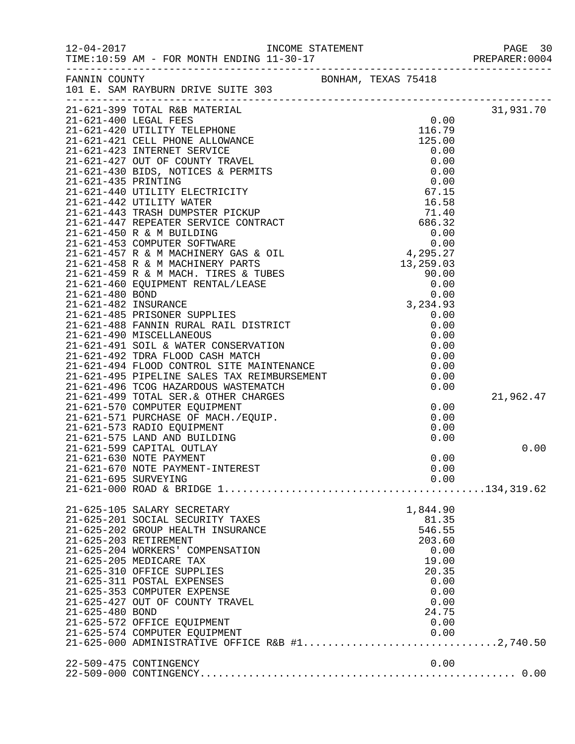12-04-2017 INCOME STATEMENT PAGE 30
TIME:10:59 AM - FOR MONTH ENDING 11-30-17 PREPARER:0004

FANNIN COUNTY BONHAM, TEXAS 75418
101 E. SAM RAYBURN DRIVE SUITE 303

| Account | Description | Amount | Total |
|---|---|---|---|
| 21-621-399 | TOTAL R&B MATERIAL | | 31,931.70 |
| 21-621-400 | LEGAL FEES | 0.00 | |
| 21-621-420 | UTILITY TELEPHONE | 116.79 | |
| 21-621-421 | CELL PHONE ALLOWANCE | 125.00 | |
| 21-621-423 | INTERNET SERVICE | 0.00 | |
| 21-621-427 | OUT OF COUNTY TRAVEL | 0.00 | |
| 21-621-430 | BIDS, NOTICES & PERMITS | 0.00 | |
| 21-621-435 | PRINTING | 0.00 | |
| 21-621-440 | UTILITY ELECTRICITY | 67.15 | |
| 21-621-442 | UTILITY WATER | 16.58 | |
| 21-621-443 | TRASH DUMPSTER PICKUP | 71.40 | |
| 21-621-447 | REPEATER SERVICE CONTRACT | 686.32 | |
| 21-621-450 | R & M BUILDING | 0.00 | |
| 21-621-453 | COMPUTER SOFTWARE | 0.00 | |
| 21-621-457 | R & M MACHINERY GAS & OIL | 4,295.27 | |
| 21-621-458 | R & M MACHINERY PARTS | 13,259.03 | |
| 21-621-459 | R & M MACH. TIRES & TUBES | 90.00 | |
| 21-621-460 | EQUIPMENT RENTAL/LEASE | 0.00 | |
| 21-621-480 | BOND | 0.00 | |
| 21-621-482 | INSURANCE | 3,234.93 | |
| 21-621-485 | PRISONER SUPPLIES | 0.00 | |
| 21-621-488 | FANNIN RURAL RAIL DISTRICT | 0.00 | |
| 21-621-490 | MISCELLANEOUS | 0.00 | |
| 21-621-491 | SOIL & WATER CONSERVATION | 0.00 | |
| 21-621-492 | TDRA FLOOD CASH MATCH | 0.00 | |
| 21-621-494 | FLOOD CONTROL SITE MAINTENANCE | 0.00 | |
| 21-621-495 | PIPELINE SALES TAX REIMBURSEMENT | 0.00 | |
| 21-621-496 | TCOG HAZARDOUS WASTEMATCH | 0.00 | |
| 21-621-499 | TOTAL SER.& OTHER CHARGES | | 21,962.47 |
| 21-621-570 | COMPUTER EQUIPMENT | 0.00 | |
| 21-621-571 | PURCHASE OF MACH./EQUIP. | 0.00 | |
| 21-621-573 | RADIO EQUIPMENT | 0.00 | |
| 21-621-575 | LAND AND BUILDING | 0.00 | |
| 21-621-599 | CAPITAL OUTLAY | | 0.00 |
| 21-621-630 | NOTE PAYMENT | 0.00 | |
| 21-621-670 | NOTE PAYMENT-INTEREST | 0.00 | |
| 21-621-695 | SURVEYING | 0.00 | |
| 21-621-000 | ROAD & BRIDGE 1 | | 134,319.62 |
| 21-625-105 | SALARY SECRETARY | 1,844.90 | |
| 21-625-201 | SOCIAL SECURITY TAXES | 81.35 | |
| 21-625-202 | GROUP HEALTH INSURANCE | 546.55 | |
| 21-625-203 | RETIREMENT | 203.60 | |
| 21-625-204 | WORKERS' COMPENSATION | 0.00 | |
| 21-625-205 | MEDICARE TAX | 19.00 | |
| 21-625-310 | OFFICE SUPPLIES | 20.35 | |
| 21-625-311 | POSTAL EXPENSES | 0.00 | |
| 21-625-353 | COMPUTER EXPENSE | 0.00 | |
| 21-625-427 | OUT OF COUNTY TRAVEL | 0.00 | |
| 21-625-480 | BOND | 24.75 | |
| 21-625-572 | OFFICE EQUIPMENT | 0.00 | |
| 21-625-574 | COMPUTER EQUIPMENT | 0.00 | |
| 21-625-000 | ADMINISTRATIVE OFFICE R&B #1 | | 2,740.50 |
| 22-509-475 | CONTINGENCY | 0.00 | |
| 22-509-000 | CONTINGENCY | | 0.00 |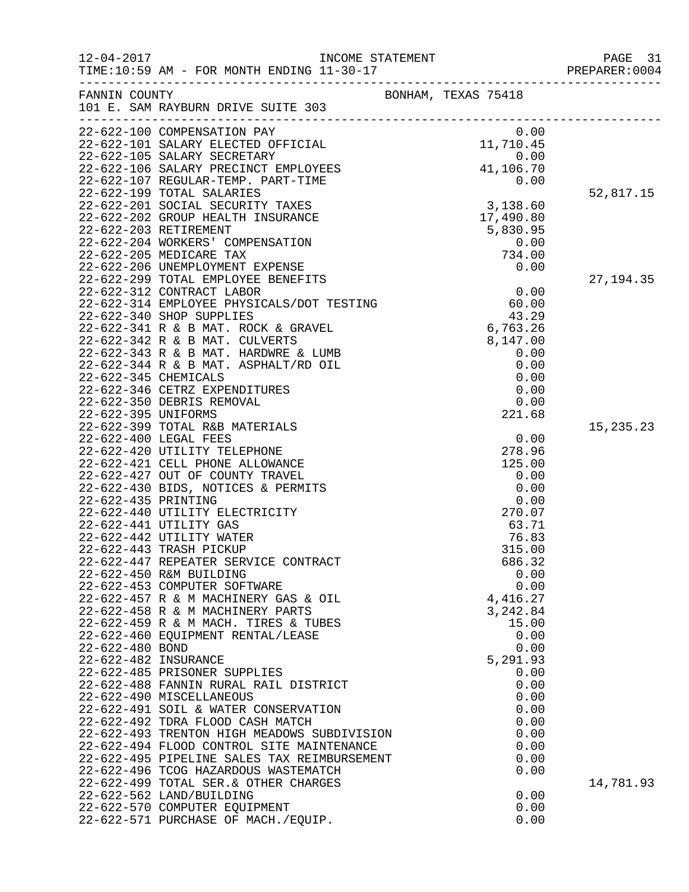12-04-2017 INCOME STATEMENT PAGE 31
TIME:10:59 AM - FOR MONTH ENDING 11-30-17 PREPARER:0004

FANNIN COUNTY BONHAM, TEXAS 75418
101 E. SAM RAYBURN DRIVE SUITE 303

| Account | Description | Amount | Total |
|---|---|---|---|
| 22-622-100 | COMPENSATION PAY | 0.00 | |
| 22-622-101 | SALARY ELECTED OFFICIAL | 11,710.45 | |
| 22-622-105 | SALARY SECRETARY | 0.00 | |
| 22-622-106 | SALARY PRECINCT EMPLOYEES | 41,106.70 | |
| 22-622-107 | REGULAR-TEMP. PART-TIME | 0.00 | |
| 22-622-199 | TOTAL SALARIES | | 52,817.15 |
| 22-622-201 | SOCIAL SECURITY TAXES | 3,138.60 | |
| 22-622-202 | GROUP HEALTH INSURANCE | 17,490.80 | |
| 22-622-203 | RETIREMENT | 5,830.95 | |
| 22-622-204 | WORKERS' COMPENSATION | 0.00 | |
| 22-622-205 | MEDICARE TAX | 734.00 | |
| 22-622-206 | UNEMPLOYMENT EXPENSE | 0.00 | |
| 22-622-299 | TOTAL EMPLOYEE BENEFITS | | 27,194.35 |
| 22-622-312 | CONTRACT LABOR | 0.00 | |
| 22-622-314 | EMPLOYEE PHYSICALS/DOT TESTING | 60.00 | |
| 22-622-340 | SHOP SUPPLIES | 43.29 | |
| 22-622-341 | R & B MAT. ROCK & GRAVEL | 6,763.26 | |
| 22-622-342 | R & B MAT. CULVERTS | 8,147.00 | |
| 22-622-343 | R & B MAT. HARDWRE & LUMB | 0.00 | |
| 22-622-344 | R & B MAT. ASPHALT/RD OIL | 0.00 | |
| 22-622-345 | CHEMICALS | 0.00 | |
| 22-622-346 | CETRZ EXPENDITURES | 0.00 | |
| 22-622-350 | DEBRIS REMOVAL | 0.00 | |
| 22-622-395 | UNIFORMS | 221.68 | |
| 22-622-399 | TOTAL R&B MATERIALS | | 15,235.23 |
| 22-622-400 | LEGAL FEES | 0.00 | |
| 22-622-420 | UTILITY TELEPHONE | 278.96 | |
| 22-622-421 | CELL PHONE ALLOWANCE | 125.00 | |
| 22-622-427 | OUT OF COUNTY TRAVEL | 0.00 | |
| 22-622-430 | BIDS, NOTICES & PERMITS | 0.00 | |
| 22-622-435 | PRINTING | 0.00 | |
| 22-622-440 | UTILITY ELECTRICITY | 270.07 | |
| 22-622-441 | UTILITY GAS | 63.71 | |
| 22-622-442 | UTILITY WATER | 76.83 | |
| 22-622-443 | TRASH PICKUP | 315.00 | |
| 22-622-447 | REPEATER SERVICE CONTRACT | 686.32 | |
| 22-622-450 | R&M BUILDING | 0.00 | |
| 22-622-453 | COMPUTER SOFTWARE | 0.00 | |
| 22-622-457 | R & M MACHINERY GAS & OIL | 4,416.27 | |
| 22-622-458 | R & M MACHINERY PARTS | 3,242.84 | |
| 22-622-459 | R & M MACH. TIRES & TUBES | 15.00 | |
| 22-622-460 | EQUIPMENT RENTAL/LEASE | 0.00 | |
| 22-622-480 | BOND | 0.00 | |
| 22-622-482 | INSURANCE | 5,291.93 | |
| 22-622-485 | PRISONER SUPPLIES | 0.00 | |
| 22-622-488 | FANNIN RURAL RAIL DISTRICT | 0.00 | |
| 22-622-490 | MISCELLANEOUS | 0.00 | |
| 22-622-491 | SOIL & WATER CONSERVATION | 0.00 | |
| 22-622-492 | TDRA FLOOD CASH MATCH | 0.00 | |
| 22-622-493 | TRENTON HIGH MEADOWS SUBDIVISION | 0.00 | |
| 22-622-494 | FLOOD CONTROL SITE MAINTENANCE | 0.00 | |
| 22-622-495 | PIPELINE SALES TAX REIMBURSEMENT | 0.00 | |
| 22-622-496 | TCOG HAZARDOUS WASTEMATCH | 0.00 | |
| 22-622-499 | TOTAL SER.& OTHER CHARGES | | 14,781.93 |
| 22-622-562 | LAND/BUILDING | 0.00 | |
| 22-622-570 | COMPUTER EQUIPMENT | 0.00 | |
| 22-622-571 | PURCHASE OF MACH./EQUIP. | 0.00 | |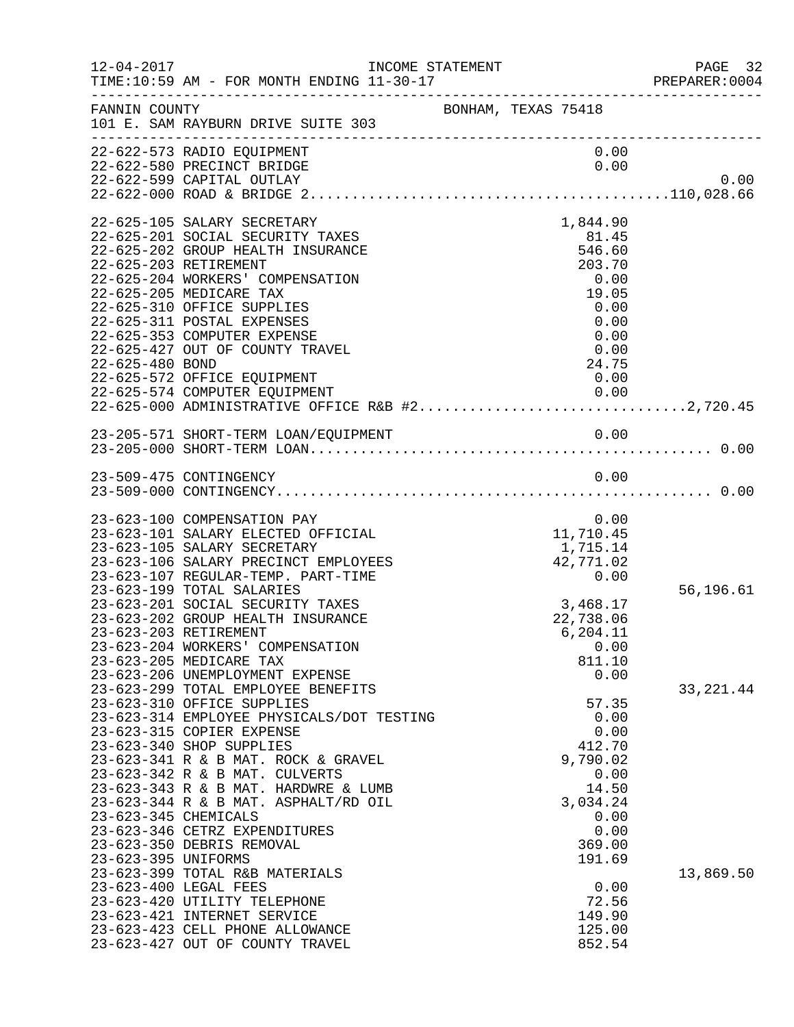FANNIN COUNTY — BONHAM, TEXAS 75418
101 E. SAM RAYBURN DRIVE SUITE 303

INCOME STATEMENT — TIME:10:59 AM - FOR MONTH ENDING 11-30-17

| Account | Description | Amount | Total |
|---|---|---|---|
| 22-622-573 | RADIO EQUIPMENT | 0.00 | |
| 22-622-580 | PRECINCT BRIDGE | 0.00 | |
| 22-622-599 | CAPITAL OUTLAY | | 0.00 |
| 22-622-000 | ROAD & BRIDGE 2 | | 110,028.66 |
| 22-625-105 | SALARY SECRETARY | 1,844.90 | |
| 22-625-201 | SOCIAL SECURITY TAXES | 81.45 | |
| 22-625-202 | GROUP HEALTH INSURANCE | 546.60 | |
| 22-625-203 | RETIREMENT | 203.70 | |
| 22-625-204 | WORKERS' COMPENSATION | 0.00 | |
| 22-625-205 | MEDICARE TAX | 19.05 | |
| 22-625-310 | OFFICE SUPPLIES | 0.00 | |
| 22-625-311 | POSTAL EXPENSES | 0.00 | |
| 22-625-353 | COMPUTER EXPENSE | 0.00 | |
| 22-625-427 | OUT OF COUNTY TRAVEL | 0.00 | |
| 22-625-480 | BOND | 24.75 | |
| 22-625-572 | OFFICE EQUIPMENT | 0.00 | |
| 22-625-574 | COMPUTER EQUIPMENT | 0.00 | |
| 22-625-000 | ADMINISTRATIVE OFFICE R&B #2 | | 2,720.45 |
| 23-205-571 | SHORT-TERM LOAN/EQUIPMENT | 0.00 | |
| 23-205-000 | SHORT-TERM LOAN | | 0.00 |
| 23-509-475 | CONTINGENCY | 0.00 | |
| 23-509-000 | CONTINGENCY | | 0.00 |
| 23-623-100 | COMPENSATION PAY | 0.00 | |
| 23-623-101 | SALARY ELECTED OFFICIAL | 11,710.45 | |
| 23-623-105 | SALARY SECRETARY | 1,715.14 | |
| 23-623-106 | SALARY PRECINCT EMPLOYEES | 42,771.02 | |
| 23-623-107 | REGULAR-TEMP. PART-TIME | 0.00 | |
| 23-623-199 | TOTAL SALARIES | | 56,196.61 |
| 23-623-201 | SOCIAL SECURITY TAXES | 3,468.17 | |
| 23-623-202 | GROUP HEALTH INSURANCE | 22,738.06 | |
| 23-623-203 | RETIREMENT | 6,204.11 | |
| 23-623-204 | WORKERS' COMPENSATION | 0.00 | |
| 23-623-205 | MEDICARE TAX | 811.10 | |
| 23-623-206 | UNEMPLOYMENT EXPENSE | 0.00 | |
| 23-623-299 | TOTAL EMPLOYEE BENEFITS | | 33,221.44 |
| 23-623-310 | OFFICE SUPPLIES | 57.35 | |
| 23-623-314 | EMPLOYEE PHYSICALS/DOT TESTING | 0.00 | |
| 23-623-315 | COPIER EXPENSE | 0.00 | |
| 23-623-340 | SHOP SUPPLIES | 412.70 | |
| 23-623-341 | R & B MAT. ROCK & GRAVEL | 9,790.02 | |
| 23-623-342 | R & B MAT. CULVERTS | 0.00 | |
| 23-623-343 | R & B MAT. HARDWRE & LUMB | 14.50 | |
| 23-623-344 | R & B MAT. ASPHALT/RD OIL | 3,034.24 | |
| 23-623-345 | CHEMICALS | 0.00 | |
| 23-623-346 | CETRZ EXPENDITURES | 0.00 | |
| 23-623-350 | DEBRIS REMOVAL | 369.00 | |
| 23-623-395 | UNIFORMS | 191.69 | |
| 23-623-399 | TOTAL R&B MATERIALS | | 13,869.50 |
| 23-623-400 | LEGAL FEES | 0.00 | |
| 23-623-420 | UTILITY TELEPHONE | 72.56 | |
| 23-623-421 | INTERNET SERVICE | 149.90 | |
| 23-623-423 | CELL PHONE ALLOWANCE | 125.00 | |
| 23-623-427 | OUT OF COUNTY TRAVEL | 852.54 | |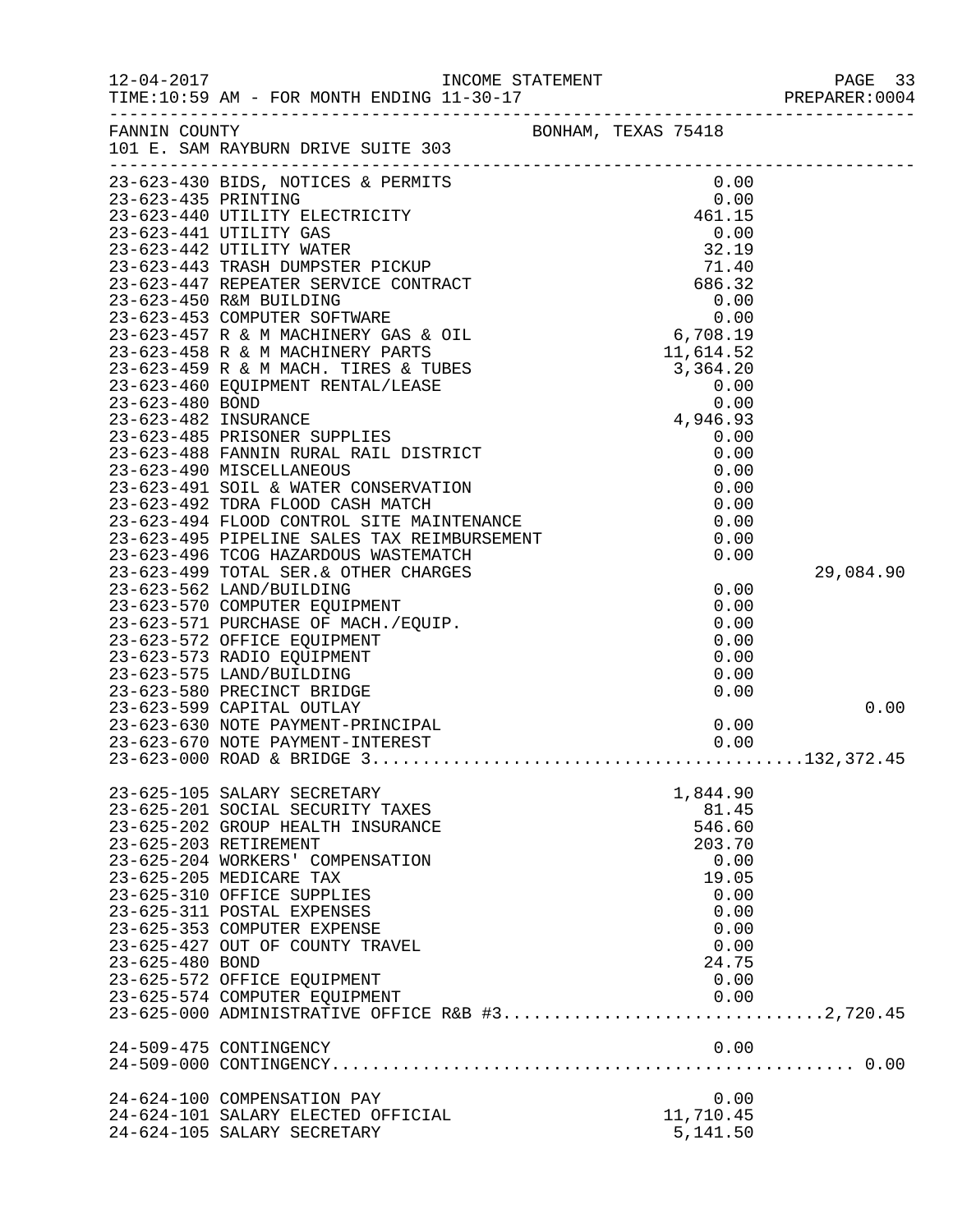FANNIN COUNTY — BONHAM, TEXAS 75418
101 E. SAM RAYBURN DRIVE SUITE 303

INCOME STATEMENT
12-04-2017
TIME:10:59 AM - FOR MONTH ENDING 11-30-17
PREPARER:0004

| Account | Description | Amount | Total |
|---|---|---|---|
| 23-623-430 | BIDS, NOTICES & PERMITS | 0.00 | |
| 23-623-435 | PRINTING | 0.00 | |
| 23-623-440 | UTILITY ELECTRICITY | 461.15 | |
| 23-623-441 | UTILITY GAS | 0.00 | |
| 23-623-442 | UTILITY WATER | 32.19 | |
| 23-623-443 | TRASH DUMPSTER PICKUP | 71.40 | |
| 23-623-447 | REPEATER SERVICE CONTRACT | 686.32 | |
| 23-623-450 | R&M BUILDING | 0.00 | |
| 23-623-453 | COMPUTER SOFTWARE | 0.00 | |
| 23-623-457 | R & M MACHINERY GAS & OIL | 6,708.19 | |
| 23-623-458 | R & M MACHINERY PARTS | 11,614.52 | |
| 23-623-459 | R & M MACH. TIRES & TUBES | 3,364.20 | |
| 23-623-460 | EQUIPMENT RENTAL/LEASE | 0.00 | |
| 23-623-480 | BOND | 0.00 | |
| 23-623-482 | INSURANCE | 4,946.93 | |
| 23-623-485 | PRISONER SUPPLIES | 0.00 | |
| 23-623-488 | FANNIN RURAL RAIL DISTRICT | 0.00 | |
| 23-623-490 | MISCELLANEOUS | 0.00 | |
| 23-623-491 | SOIL & WATER CONSERVATION | 0.00 | |
| 23-623-492 | TDRA FLOOD CASH MATCH | 0.00 | |
| 23-623-494 | FLOOD CONTROL SITE MAINTENANCE | 0.00 | |
| 23-623-495 | PIPELINE SALES TAX REIMBURSEMENT | 0.00 | |
| 23-623-496 | TCOG HAZARDOUS WASTEMATCH | 0.00 | |
| 23-623-499 | TOTAL SER.& OTHER CHARGES | | 29,084.90 |
| 23-623-562 | LAND/BUILDING | 0.00 | |
| 23-623-570 | COMPUTER EQUIPMENT | 0.00 | |
| 23-623-571 | PURCHASE OF MACH./EQUIP. | 0.00 | |
| 23-623-572 | OFFICE EQUIPMENT | 0.00 | |
| 23-623-573 | RADIO EQUIPMENT | 0.00 | |
| 23-623-575 | LAND/BUILDING | 0.00 | |
| 23-623-580 | PRECINCT BRIDGE | 0.00 | |
| 23-623-599 | CAPITAL OUTLAY | | 0.00 |
| 23-623-630 | NOTE PAYMENT-PRINCIPAL | 0.00 | |
| 23-623-670 | NOTE PAYMENT-INTEREST | 0.00 | |
| 23-623-000 | ROAD & BRIDGE 3 | | 132,372.45 |
| 23-625-105 | SALARY SECRETARY | 1,844.90 | |
| 23-625-201 | SOCIAL SECURITY TAXES | 81.45 | |
| 23-625-202 | GROUP HEALTH INSURANCE | 546.60 | |
| 23-625-203 | RETIREMENT | 203.70 | |
| 23-625-204 | WORKERS' COMPENSATION | 0.00 | |
| 23-625-205 | MEDICARE TAX | 19.05 | |
| 23-625-310 | OFFICE SUPPLIES | 0.00 | |
| 23-625-311 | POSTAL EXPENSES | 0.00 | |
| 23-625-353 | COMPUTER EXPENSE | 0.00 | |
| 23-625-427 | OUT OF COUNTY TRAVEL | 0.00 | |
| 23-625-480 | BOND | 24.75 | |
| 23-625-572 | OFFICE EQUIPMENT | 0.00 | |
| 23-625-574 | COMPUTER EQUIPMENT | 0.00 | |
| 23-625-000 | ADMINISTRATIVE OFFICE R&B #3 | | 2,720.45 |
| 24-509-475 | CONTINGENCY | 0.00 | |
| 24-509-000 | CONTINGENCY | | 0.00 |
| 24-624-100 | COMPENSATION PAY | 0.00 | |
| 24-624-101 | SALARY ELECTED OFFICIAL | 11,710.45 | |
| 24-624-105 | SALARY SECRETARY | 5,141.50 | |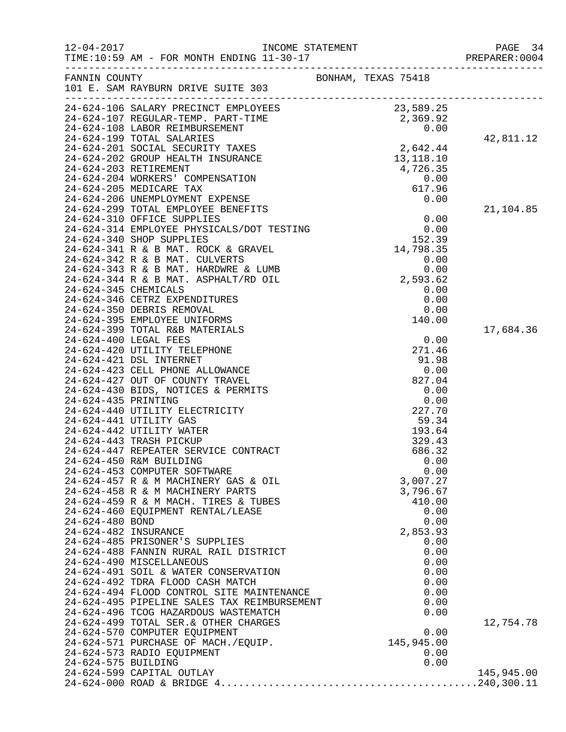FANNIN COUNTY — BONHAM, TEXAS 75418

101 E. SAM RAYBURN DRIVE SUITE 303

INCOME STATEMENT — FOR MONTH ENDING 11-30-17

| Account | Description | Amount | Total |
|---|---|---|---|
| 24-624-106 | SALARY PRECINCT EMPLOYEES | 23,589.25 | |
| 24-624-107 | REGULAR-TEMP. PART-TIME | 2,369.92 | |
| 24-624-108 | LABOR REIMBURSEMENT | 0.00 | |
| 24-624-199 | TOTAL SALARIES | | 42,811.12 |
| 24-624-201 | SOCIAL SECURITY TAXES | 2,642.44 | |
| 24-624-202 | GROUP HEALTH INSURANCE | 13,118.10 | |
| 24-624-203 | RETIREMENT | 4,726.35 | |
| 24-624-204 | WORKERS' COMPENSATION | 0.00 | |
| 24-624-205 | MEDICARE TAX | 617.96 | |
| 24-624-206 | UNEMPLOYMENT EXPENSE | 0.00 | |
| 24-624-299 | TOTAL EMPLOYEE BENEFITS | | 21,104.85 |
| 24-624-310 | OFFICE SUPPLIES | 0.00 | |
| 24-624-314 | EMPLOYEE PHYSICALS/DOT TESTING | 0.00 | |
| 24-624-340 | SHOP SUPPLIES | 152.39 | |
| 24-624-341 | R & B MAT. ROCK & GRAVEL | 14,798.35 | |
| 24-624-342 | R & B MAT. CULVERTS | 0.00 | |
| 24-624-343 | R & B MAT. HARDWRE & LUMB | 0.00 | |
| 24-624-344 | R & B MAT. ASPHALT/RD OIL | 2,593.62 | |
| 24-624-345 | CHEMICALS | 0.00 | |
| 24-624-346 | CETRZ EXPENDITURES | 0.00 | |
| 24-624-350 | DEBRIS REMOVAL | 0.00 | |
| 24-624-395 | EMPLOYEE UNIFORMS | 140.00 | |
| 24-624-399 | TOTAL R&B MATERIALS | | 17,684.36 |
| 24-624-400 | LEGAL FEES | 0.00 | |
| 24-624-420 | UTILITY TELEPHONE | 271.46 | |
| 24-624-421 | DSL INTERNET | 91.98 | |
| 24-624-423 | CELL PHONE ALLOWANCE | 0.00 | |
| 24-624-427 | OUT OF COUNTY TRAVEL | 827.04 | |
| 24-624-430 | BIDS, NOTICES & PERMITS | 0.00 | |
| 24-624-435 | PRINTING | 0.00 | |
| 24-624-440 | UTILITY ELECTRICITY | 227.70 | |
| 24-624-441 | UTILITY GAS | 59.34 | |
| 24-624-442 | UTILITY WATER | 193.64 | |
| 24-624-443 | TRASH PICKUP | 329.43 | |
| 24-624-447 | REPEATER SERVICE CONTRACT | 686.32 | |
| 24-624-450 | R&M BUILDING | 0.00 | |
| 24-624-453 | COMPUTER SOFTWARE | 0.00 | |
| 24-624-457 | R & M MACHINERY GAS & OIL | 3,007.27 | |
| 24-624-458 | R & M MACHINERY PARTS | 3,796.67 | |
| 24-624-459 | R & M MACH. TIRES & TUBES | 410.00 | |
| 24-624-460 | EQUIPMENT RENTAL/LEASE | 0.00 | |
| 24-624-480 | BOND | 0.00 | |
| 24-624-482 | INSURANCE | 2,853.93 | |
| 24-624-485 | PRISONER'S SUPPLIES | 0.00 | |
| 24-624-488 | FANNIN RURAL RAIL DISTRICT | 0.00 | |
| 24-624-490 | MISCELLANEOUS | 0.00 | |
| 24-624-491 | SOIL & WATER CONSERVATION | 0.00 | |
| 24-624-492 | TDRA FLOOD CASH MATCH | 0.00 | |
| 24-624-494 | FLOOD CONTROL SITE MAINTENANCE | 0.00 | |
| 24-624-495 | PIPELINE SALES TAX REIMBURSEMENT | 0.00 | |
| 24-624-496 | TCOG HAZARDOUS WASTEMATCH | 0.00 | |
| 24-624-499 | TOTAL SER.& OTHER CHARGES | | 12,754.78 |
| 24-624-570 | COMPUTER EQUIPMENT | 0.00 | |
| 24-624-571 | PURCHASE OF MACH./EQUIP. | 145,945.00 | |
| 24-624-573 | RADIO EQUIPMENT | 0.00 | |
| 24-624-575 | BUILDING | 0.00 | |
| 24-624-599 | CAPITAL OUTLAY | | 145,945.00 |
| 24-624-000 | ROAD & BRIDGE 4 | | 240,300.11 |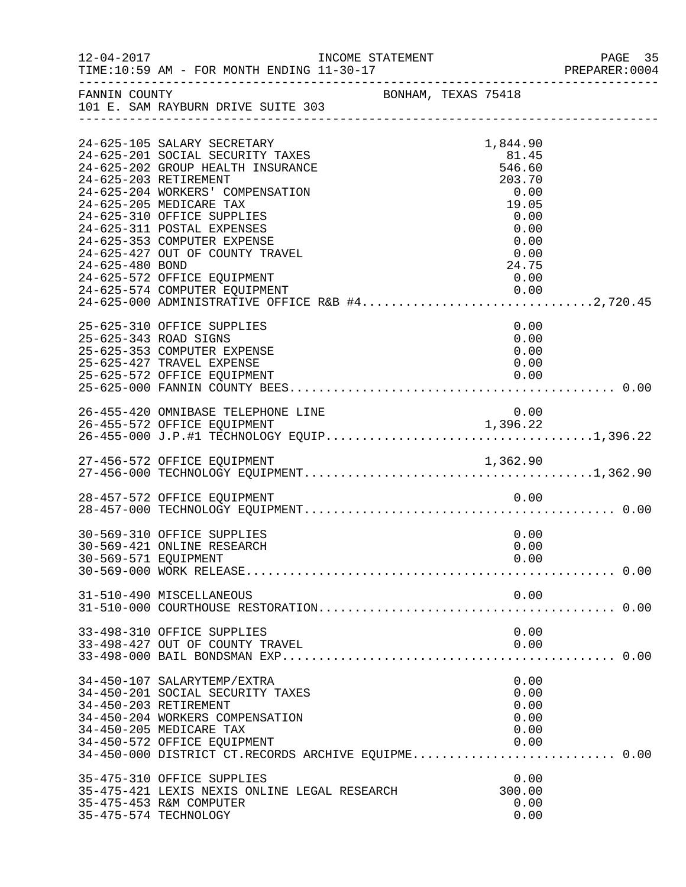FANNIN COUNTY BONHAM, TEXAS 75418
101 E. SAM RAYBURN DRIVE SUITE 303

| Account | Description | Amount | Total |
|---|---|---|---|
| 24-625-105 | SALARY SECRETARY | 1,844.90 | |
| 24-625-201 | SOCIAL SECURITY TAXES | 81.45 | |
| 24-625-202 | GROUP HEALTH INSURANCE | 546.60 | |
| 24-625-203 | RETIREMENT | 203.70 | |
| 24-625-204 | WORKERS' COMPENSATION | 0.00 | |
| 24-625-205 | MEDICARE TAX | 19.05 | |
| 24-625-310 | OFFICE SUPPLIES | 0.00 | |
| 24-625-311 | POSTAL EXPENSES | 0.00 | |
| 24-625-353 | COMPUTER EXPENSE | 0.00 | |
| 24-625-427 | OUT OF COUNTY TRAVEL | 0.00 | |
| 24-625-480 | BOND | 24.75 | |
| 24-625-572 | OFFICE EQUIPMENT | 0.00 | |
| 24-625-574 | COMPUTER EQUIPMENT | 0.00 | |
| 24-625-000 | ADMINISTRATIVE OFFICE R&B #4 | | 2,720.45 |
| 25-625-310 | OFFICE SUPPLIES | 0.00 | |
| 25-625-343 | ROAD SIGNS | 0.00 | |
| 25-625-353 | COMPUTER EXPENSE | 0.00 | |
| 25-625-427 | TRAVEL EXPENSE | 0.00 | |
| 25-625-572 | OFFICE EQUIPMENT | 0.00 | |
| 25-625-000 | FANNIN COUNTY BEES | | 0.00 |
| 26-455-420 | OMNIBASE TELEPHONE LINE | 0.00 | |
| 26-455-572 | OFFICE EQUIPMENT | 1,396.22 | |
| 26-455-000 | J.P.#1 TECHNOLOGY EQUIP | | 1,396.22 |
| 27-456-572 | OFFICE EQUIPMENT | 1,362.90 | |
| 27-456-000 | TECHNOLOGY EQUIPMENT | | 1,362.90 |
| 28-457-572 | OFFICE EQUIPMENT | 0.00 | |
| 28-457-000 | TECHNOLOGY EQUIPMENT | | 0.00 |
| 30-569-310 | OFFICE SUPPLIES | 0.00 | |
| 30-569-421 | ONLINE RESEARCH | 0.00 | |
| 30-569-571 | EQUIPMENT | 0.00 | |
| 30-569-000 | WORK RELEASE | | 0.00 |
| 31-510-490 | MISCELLANEOUS | 0.00 | |
| 31-510-000 | COURTHOUSE RESTORATION | | 0.00 |
| 33-498-310 | OFFICE SUPPLIES | 0.00 | |
| 33-498-427 | OUT OF COUNTY TRAVEL | 0.00 | |
| 33-498-000 | BAIL BONDSMAN EXP | | 0.00 |
| 34-450-107 | SALARYTEMP/EXTRA | 0.00 | |
| 34-450-201 | SOCIAL SECURITY TAXES | 0.00 | |
| 34-450-203 | RETIREMENT | 0.00 | |
| 34-450-204 | WORKERS COMPENSATION | 0.00 | |
| 34-450-205 | MEDICARE TAX | 0.00 | |
| 34-450-572 | OFFICE EQUIPMENT | 0.00 | |
| 34-450-000 | DISTRICT CT.RECORDS ARCHIVE EQUIPME | | 0.00 |
| 35-475-310 | OFFICE SUPPLIES | 0.00 | |
| 35-475-421 | LEXIS NEXIS ONLINE LEGAL RESEARCH | 300.00 | |
| 35-475-453 | R&M COMPUTER | 0.00 | |
| 35-475-574 | TECHNOLOGY | 0.00 | |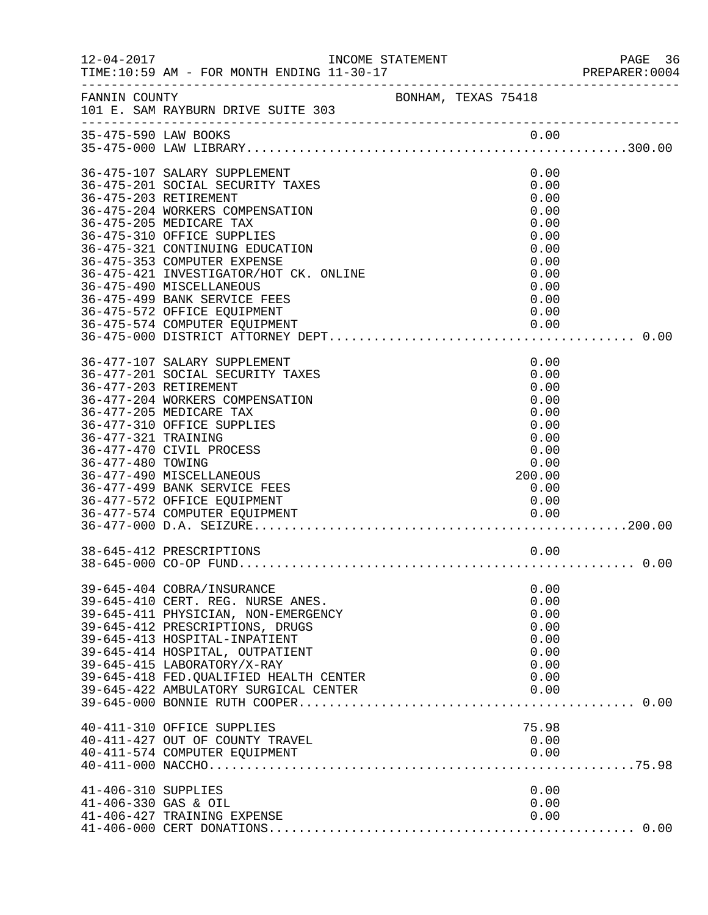FANNIN COUNTY BONHAM, TEXAS 75418
101 E. SAM RAYBURN DRIVE SUITE 303

| Account | Description | Amount | Total |
|---|---|---|---|
| 35-475-590 | LAW BOOKS | 0.00 | |
| 35-475-000 | LAW LIBRARY | | 300.00 |
| 36-475-107 | SALARY SUPPLEMENT | 0.00 | |
| 36-475-201 | SOCIAL SECURITY TAXES | 0.00 | |
| 36-475-203 | RETIREMENT | 0.00 | |
| 36-475-204 | WORKERS COMPENSATION | 0.00 | |
| 36-475-205 | MEDICARE TAX | 0.00 | |
| 36-475-310 | OFFICE SUPPLIES | 0.00 | |
| 36-475-321 | CONTINUING EDUCATION | 0.00 | |
| 36-475-353 | COMPUTER EXPENSE | 0.00 | |
| 36-475-421 | INVESTIGATOR/HOT CK. ONLINE | 0.00 | |
| 36-475-490 | MISCELLANEOUS | 0.00 | |
| 36-475-499 | BANK SERVICE FEES | 0.00 | |
| 36-475-572 | OFFICE EQUIPMENT | 0.00 | |
| 36-475-574 | COMPUTER EQUIPMENT | 0.00 | |
| 36-475-000 | DISTRICT ATTORNEY DEPT | | 0.00 |
| 36-477-107 | SALARY SUPPLEMENT | 0.00 | |
| 36-477-201 | SOCIAL SECURITY TAXES | 0.00 | |
| 36-477-203 | RETIREMENT | 0.00 | |
| 36-477-204 | WORKERS COMPENSATION | 0.00 | |
| 36-477-205 | MEDICARE TAX | 0.00 | |
| 36-477-310 | OFFICE SUPPLIES | 0.00 | |
| 36-477-321 | TRAINING | 0.00 | |
| 36-477-470 | CIVIL PROCESS | 0.00 | |
| 36-477-480 | TOWING | 0.00 | |
| 36-477-490 | MISCELLANEOUS | 200.00 | |
| 36-477-499 | BANK SERVICE FEES | 0.00 | |
| 36-477-572 | OFFICE EQUIPMENT | 0.00 | |
| 36-477-574 | COMPUTER EQUIPMENT | 0.00 | |
| 36-477-000 | D.A. SEIZURE | | 200.00 |
| 38-645-412 | PRESCRIPTIONS | 0.00 | |
| 38-645-000 | CO-OP FUND | | 0.00 |
| 39-645-404 | COBRA/INSURANCE | 0.00 | |
| 39-645-410 | CERT. REG. NURSE ANES. | 0.00 | |
| 39-645-411 | PHYSICIAN, NON-EMERGENCY | 0.00 | |
| 39-645-412 | PRESCRIPTIONS, DRUGS | 0.00 | |
| 39-645-413 | HOSPITAL-INPATIENT | 0.00 | |
| 39-645-414 | HOSPITAL, OUTPATIENT | 0.00 | |
| 39-645-415 | LABORATORY/X-RAY | 0.00 | |
| 39-645-418 | FED.QUALIFIED HEALTH CENTER | 0.00 | |
| 39-645-422 | AMBULATORY SURGICAL CENTER | 0.00 | |
| 39-645-000 | BONNIE RUTH COOPER | | 0.00 |
| 40-411-310 | OFFICE SUPPLIES | 75.98 | |
| 40-411-427 | OUT OF COUNTY TRAVEL | 0.00 | |
| 40-411-574 | COMPUTER EQUIPMENT | 0.00 | |
| 40-411-000 | NACCHO | | 75.98 |
| 41-406-310 | SUPPLIES | 0.00 | |
| 41-406-330 | GAS & OIL | 0.00 | |
| 41-406-427 | TRAINING EXPENSE | 0.00 | |
| 41-406-000 | CERT DONATIONS | | 0.00 |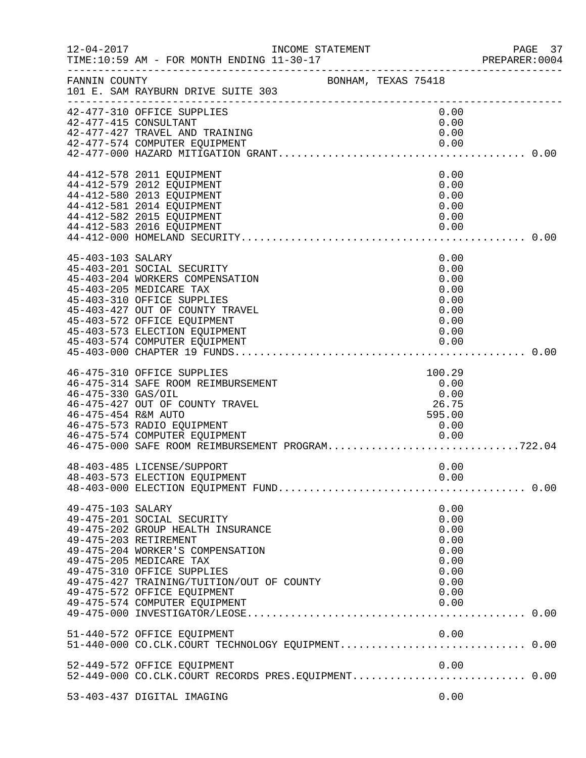FANNIN COUNTY BONHAM, TEXAS 75418
101 E. SAM RAYBURN DRIVE SUITE 303

| Account | Description | Amount | Total |
|---|---|---|---|
| 42-477-310 | OFFICE SUPPLIES | 0.00 | |
| 42-477-415 | CONSULTANT | 0.00 | |
| 42-477-427 | TRAVEL AND TRAINING | 0.00 | |
| 42-477-574 | COMPUTER EQUIPMENT | 0.00 | |
| 42-477-000 | HAZARD MITIGATION GRANT | | 0.00 |
| 44-412-578 | 2011 EQUIPMENT | 0.00 | |
| 44-412-579 | 2012 EQUIPMENT | 0.00 | |
| 44-412-580 | 2013 EQUIPMENT | 0.00 | |
| 44-412-581 | 2014 EQUIPMENT | 0.00 | |
| 44-412-582 | 2015 EQUIPMENT | 0.00 | |
| 44-412-583 | 2016 EQUIPMENT | 0.00 | |
| 44-412-000 | HOMELAND SECURITY | | 0.00 |
| 45-403-103 | SALARY | 0.00 | |
| 45-403-201 | SOCIAL SECURITY | 0.00 | |
| 45-403-204 | WORKERS COMPENSATION | 0.00 | |
| 45-403-205 | MEDICARE TAX | 0.00 | |
| 45-403-310 | OFFICE SUPPLIES | 0.00 | |
| 45-403-427 | OUT OF COUNTY TRAVEL | 0.00 | |
| 45-403-572 | OFFICE EQUIPMENT | 0.00 | |
| 45-403-573 | ELECTION EQUIPMENT | 0.00 | |
| 45-403-574 | COMPUTER EQUIPMENT | 0.00 | |
| 45-403-000 | CHAPTER 19 FUNDS | | 0.00 |
| 46-475-310 | OFFICE SUPPLIES | 100.29 | |
| 46-475-314 | SAFE ROOM REIMBURSEMENT | 0.00 | |
| 46-475-330 | GAS/OIL | 0.00 | |
| 46-475-427 | OUT OF COUNTY TRAVEL | 26.75 | |
| 46-475-454 | R&M AUTO | 595.00 | |
| 46-475-573 | RADIO EQUIPMENT | 0.00 | |
| 46-475-574 | COMPUTER EQUIPMENT | 0.00 | |
| 46-475-000 | SAFE ROOM REIMBURSEMENT PROGRAM | | 722.04 |
| 48-403-485 | LICENSE/SUPPORT | 0.00 | |
| 48-403-573 | ELECTION EQUIPMENT | 0.00 | |
| 48-403-000 | ELECTION EQUIPMENT FUND | | 0.00 |
| 49-475-103 | SALARY | 0.00 | |
| 49-475-201 | SOCIAL SECURITY | 0.00 | |
| 49-475-202 | GROUP HEALTH INSURANCE | 0.00 | |
| 49-475-203 | RETIREMENT | 0.00 | |
| 49-475-204 | WORKER'S COMPENSATION | 0.00 | |
| 49-475-205 | MEDICARE TAX | 0.00 | |
| 49-475-310 | OFFICE SUPPLIES | 0.00 | |
| 49-475-427 | TRAINING/TUITION/OUT OF COUNTY | 0.00 | |
| 49-475-572 | OFFICE EQUIPMENT | 0.00 | |
| 49-475-574 | COMPUTER EQUIPMENT | 0.00 | |
| 49-475-000 | INVESTIGATOR/LEOSE | | 0.00 |
| 51-440-572 | OFFICE EQUIPMENT | 0.00 | |
| 51-440-000 | CO.CLK.COURT TECHNOLOGY EQUIPMENT | | 0.00 |
| 52-449-572 | OFFICE EQUIPMENT | 0.00 | |
| 52-449-000 | CO.CLK.COURT RECORDS PRES.EQUIPMENT | | 0.00 |
| 53-403-437 | DIGITAL IMAGING | 0.00 | |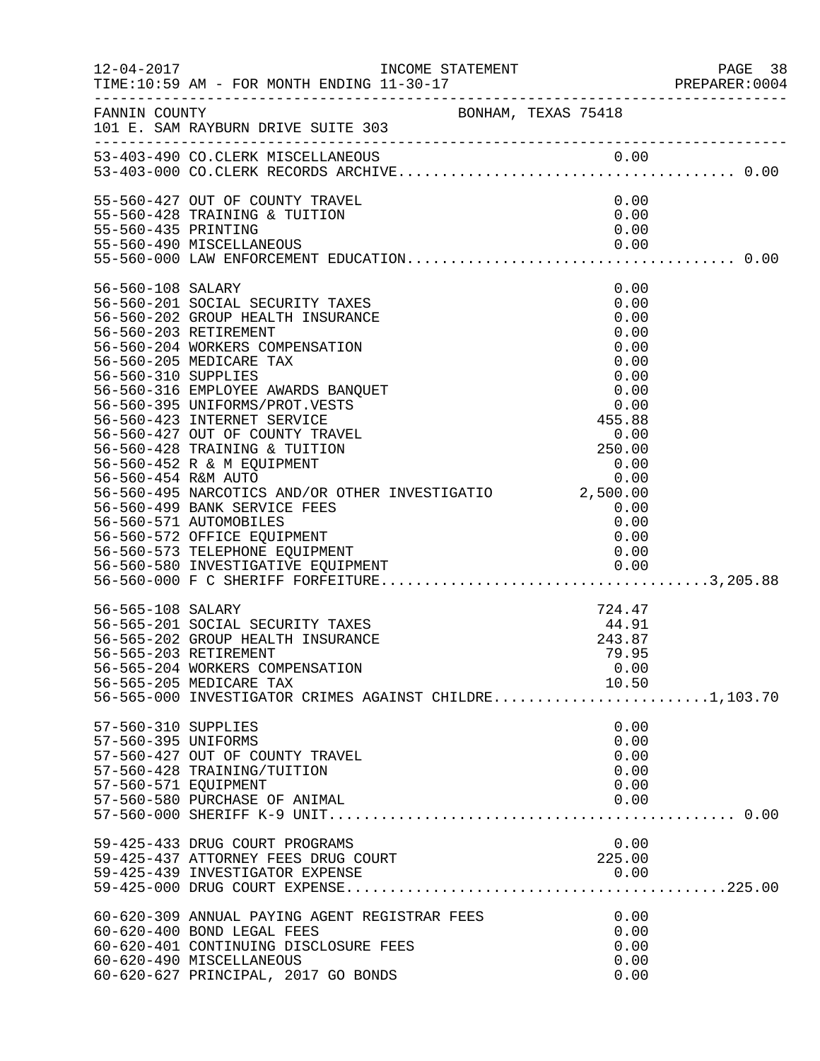12-04-2017 INCOME STATEMENT
TIME:10:59 AM - FOR MONTH ENDING 11-30-17

FANNIN COUNTY BONHAM, TEXAS 75418
101 E. SAM RAYBURN DRIVE SUITE 303

| Account | Description | Amount | Total |
|---|---|---|---|
| 53-403-490 | CO.CLERK MISCELLANEOUS | 0.00 | |
| 53-403-000 | CO.CLERK RECORDS ARCHIVE | | 0.00 |
| 55-560-427 | OUT OF COUNTY TRAVEL | 0.00 | |
| 55-560-428 | TRAINING & TUITION | 0.00 | |
| 55-560-435 | PRINTING | 0.00 | |
| 55-560-490 | MISCELLANEOUS | 0.00 | |
| 55-560-000 | LAW ENFORCEMENT EDUCATION | | 0.00 |
| 56-560-108 | SALARY | 0.00 | |
| 56-560-201 | SOCIAL SECURITY TAXES | 0.00 | |
| 56-560-202 | GROUP HEALTH INSURANCE | 0.00 | |
| 56-560-203 | RETIREMENT | 0.00 | |
| 56-560-204 | WORKERS COMPENSATION | 0.00 | |
| 56-560-205 | MEDICARE TAX | 0.00 | |
| 56-560-310 | SUPPLIES | 0.00 | |
| 56-560-316 | EMPLOYEE AWARDS BANQUET | 0.00 | |
| 56-560-395 | UNIFORMS/PROT.VESTS | 0.00 | |
| 56-560-423 | INTERNET SERVICE | 455.88 | |
| 56-560-427 | OUT OF COUNTY TRAVEL | 0.00 | |
| 56-560-428 | TRAINING & TUITION | 250.00 | |
| 56-560-452 | R & M EQUIPMENT | 0.00 | |
| 56-560-454 | R&M AUTO | 0.00 | |
| 56-560-495 | NARCOTICS AND/OR OTHER INVESTIGATIO | 2,500.00 | |
| 56-560-499 | BANK SERVICE FEES | 0.00 | |
| 56-560-571 | AUTOMOBILES | 0.00 | |
| 56-560-572 | OFFICE EQUIPMENT | 0.00 | |
| 56-560-573 | TELEPHONE EQUIPMENT | 0.00 | |
| 56-560-580 | INVESTIGATIVE EQUIPMENT | 0.00 | |
| 56-560-000 | F C SHERIFF FORFEITURE | | 3,205.88 |
| 56-565-108 | SALARY | 724.47 | |
| 56-565-201 | SOCIAL SECURITY TAXES | 44.91 | |
| 56-565-202 | GROUP HEALTH INSURANCE | 243.87 | |
| 56-565-203 | RETIREMENT | 79.95 | |
| 56-565-204 | WORKERS COMPENSATION | 0.00 | |
| 56-565-205 | MEDICARE TAX | 10.50 | |
| 56-565-000 | INVESTIGATOR CRIMES AGAINST CHILDRE | | 1,103.70 |
| 57-560-310 | SUPPLIES | 0.00 | |
| 57-560-395 | UNIFORMS | 0.00 | |
| 57-560-427 | OUT OF COUNTY TRAVEL | 0.00 | |
| 57-560-428 | TRAINING/TUITION | 0.00 | |
| 57-560-571 | EQUIPMENT | 0.00 | |
| 57-560-580 | PURCHASE OF ANIMAL | 0.00 | |
| 57-560-000 | SHERIFF K-9 UNIT | | 0.00 |
| 59-425-433 | DRUG COURT PROGRAMS | 0.00 | |
| 59-425-437 | ATTORNEY FEES DRUG COURT | 225.00 | |
| 59-425-439 | INVESTIGATOR EXPENSE | 0.00 | |
| 59-425-000 | DRUG COURT EXPENSE | | 225.00 |
| 60-620-309 | ANNUAL PAYING AGENT REGISTRAR FEES | 0.00 | |
| 60-620-400 | BOND LEGAL FEES | 0.00 | |
| 60-620-401 | CONTINUING DISCLOSURE FEES | 0.00 | |
| 60-620-490 | MISCELLANEOUS | 0.00 | |
| 60-620-627 | PRINCIPAL, 2017 GO BONDS | 0.00 | |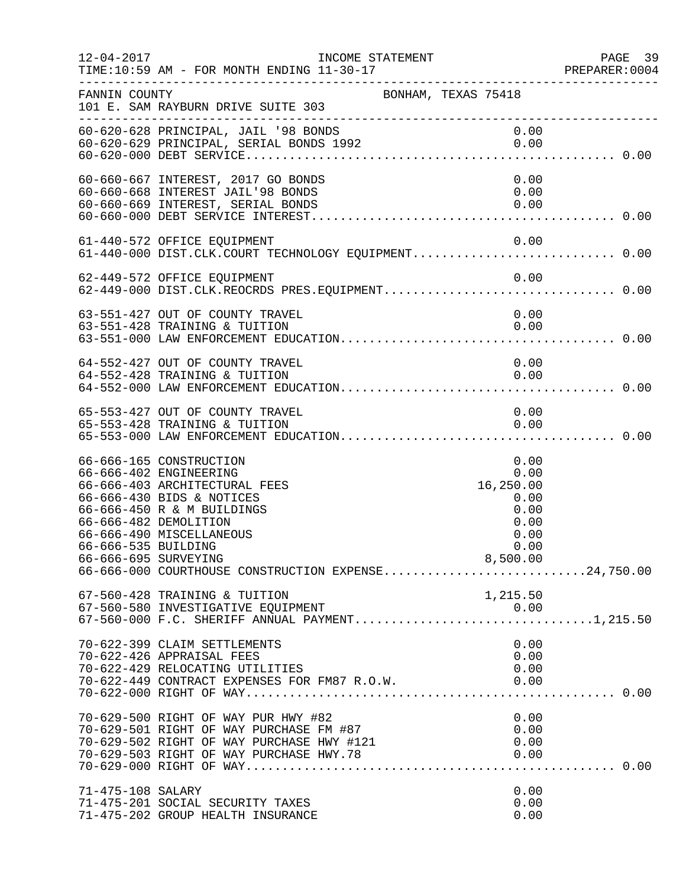FANNIN COUNTY BONHAM, TEXAS 75418
101 E. SAM RAYBURN DRIVE SUITE 303

INCOME STATEMENT
TIME:10:59 AM - FOR MONTH ENDING 11-30-17

| Account | Description | Amount | Total |
|---|---|---|---|
| 60-620-628 | PRINCIPAL, JAIL '98 BONDS | 0.00 | |
| 60-620-629 | PRINCIPAL, SERIAL BONDS 1992 | 0.00 | |
| 60-620-000 | DEBT SERVICE | | 0.00 |
| 60-660-667 | INTEREST, 2017 GO BONDS | 0.00 | |
| 60-660-668 | INTEREST JAIL'98 BONDS | 0.00 | |
| 60-660-669 | INTEREST, SERIAL BONDS | 0.00 | |
| 60-660-000 | DEBT SERVICE INTEREST | | 0.00 |
| 61-440-572 | OFFICE EQUIPMENT | 0.00 | |
| 61-440-000 | DIST.CLK.COURT TECHNOLOGY EQUIPMENT | | 0.00 |
| 62-449-572 | OFFICE EQUIPMENT | 0.00 | |
| 62-449-000 | DIST.CLK.REOCRDS PRES.EQUIPMENT | | 0.00 |
| 63-551-427 | OUT OF COUNTY TRAVEL | 0.00 | |
| 63-551-428 | TRAINING & TUITION | 0.00 | |
| 63-551-000 | LAW ENFORCEMENT EDUCATION | | 0.00 |
| 64-552-427 | OUT OF COUNTY TRAVEL | 0.00 | |
| 64-552-428 | TRAINING & TUITION | 0.00 | |
| 64-552-000 | LAW ENFORCEMENT EDUCATION | | 0.00 |
| 65-553-427 | OUT OF COUNTY TRAVEL | 0.00 | |
| 65-553-428 | TRAINING & TUITION | 0.00 | |
| 65-553-000 | LAW ENFORCEMENT EDUCATION | | 0.00 |
| 66-666-165 | CONSTRUCTION | 0.00 | |
| 66-666-402 | ENGINEERING | 0.00 | |
| 66-666-403 | ARCHITECTURAL FEES | 16,250.00 | |
| 66-666-430 | BIDS & NOTICES | 0.00 | |
| 66-666-450 | R & M BUILDINGS | 0.00 | |
| 66-666-482 | DEMOLITION | 0.00 | |
| 66-666-490 | MISCELLANEOUS | 0.00 | |
| 66-666-535 | BUILDING | 0.00 | |
| 66-666-695 | SURVEYING | 8,500.00 | |
| 66-666-000 | COURTHOUSE CONSTRUCTION EXPENSE | | 24,750.00 |
| 67-560-428 | TRAINING & TUITION | 1,215.50 | |
| 67-560-580 | INVESTIGATIVE EQUIPMENT | 0.00 | |
| 67-560-000 | F.C. SHERIFF ANNUAL PAYMENT | | 1,215.50 |
| 70-622-399 | CLAIM SETTLEMENTS | 0.00 | |
| 70-622-426 | APPRAISAL FEES | 0.00 | |
| 70-622-429 | RELOCATING UTILITIES | 0.00 | |
| 70-622-449 | CONTRACT EXPENSES FOR FM87 R.O.W. | 0.00 | |
| 70-622-000 | RIGHT OF WAY | | 0.00 |
| 70-629-500 | RIGHT OF WAY PUR HWY #82 | 0.00 | |
| 70-629-501 | RIGHT OF WAY PURCHASE FM #87 | 0.00 | |
| 70-629-502 | RIGHT OF WAY PURCHASE HWY #121 | 0.00 | |
| 70-629-503 | RIGHT OF WAY PURCHASE HWY.78 | 0.00 | |
| 70-629-000 | RIGHT OF WAY | | 0.00 |
| 71-475-108 | SALARY | 0.00 | |
| 71-475-201 | SOCIAL SECURITY TAXES | 0.00 | |
| 71-475-202 | GROUP HEALTH INSURANCE | 0.00 | |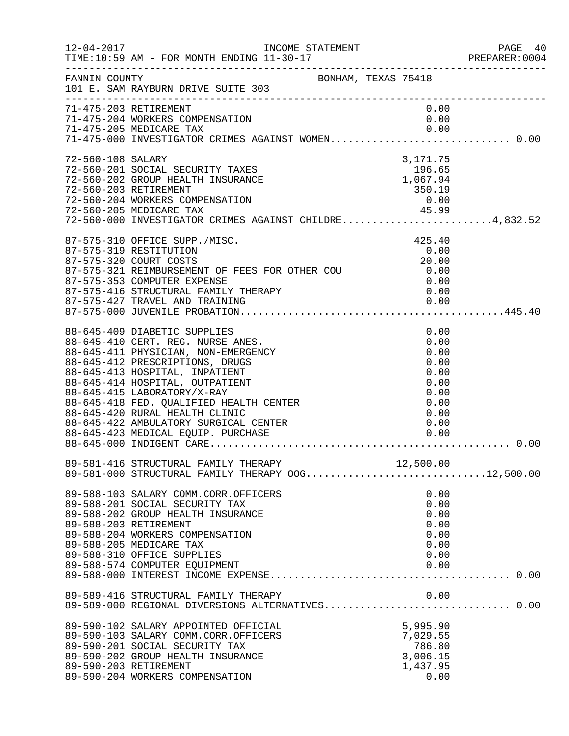FANNIN COUNTY — BONHAM, TEXAS 75418
101 E. SAM RAYBURN DRIVE SUITE 303

INCOME STATEMENT — 12-04-2017 — TIME:10:59 AM - FOR MONTH ENDING 11-30-17 — PREPARER:0004

| Account | Description | Amount | Total |
|---|---|---|---|
| 71-475-203 | RETIREMENT | 0.00 | |
| 71-475-204 | WORKERS COMPENSATION | 0.00 | |
| 71-475-205 | MEDICARE TAX | 0.00 | |
| 71-475-000 | INVESTIGATOR CRIMES AGAINST WOMEN | | 0.00 |
| 72-560-108 | SALARY | 3,171.75 | |
| 72-560-201 | SOCIAL SECURITY TAXES | 196.65 | |
| 72-560-202 | GROUP HEALTH INSURANCE | 1,067.94 | |
| 72-560-203 | RETIREMENT | 350.19 | |
| 72-560-204 | WORKERS COMPENSATION | 0.00 | |
| 72-560-205 | MEDICARE TAX | 45.99 | |
| 72-560-000 | INVESTIGATOR CRIMES AGAINST CHILDRE | | 4,832.52 |
| 87-575-310 | OFFICE SUPP./MISC. | 425.40 | |
| 87-575-319 | RESTITUTION | 0.00 | |
| 87-575-320 | COURT COSTS | 20.00 | |
| 87-575-321 | REIMBURSEMENT OF FEES FOR OTHER COU | 0.00 | |
| 87-575-353 | COMPUTER EXPENSE | 0.00 | |
| 87-575-416 | STRUCTURAL FAMILY THERAPY | 0.00 | |
| 87-575-427 | TRAVEL AND TRAINING | 0.00 | |
| 87-575-000 | JUVENILE PROBATION | | 445.40 |
| 88-645-409 | DIABETIC SUPPLIES | 0.00 | |
| 88-645-410 | CERT. REG. NURSE ANES. | 0.00 | |
| 88-645-411 | PHYSICIAN, NON-EMERGENCY | 0.00 | |
| 88-645-412 | PRESCRIPTIONS, DRUGS | 0.00 | |
| 88-645-413 | HOSPITAL, INPATIENT | 0.00 | |
| 88-645-414 | HOSPITAL, OUTPATIENT | 0.00 | |
| 88-645-415 | LABORATORY/X-RAY | 0.00 | |
| 88-645-418 | FED. QUALIFIED HEALTH CENTER | 0.00 | |
| 88-645-420 | RURAL HEALTH CLINIC | 0.00 | |
| 88-645-422 | AMBULATORY SURGICAL CENTER | 0.00 | |
| 88-645-423 | MEDICAL EQUIP. PURCHASE | 0.00 | |
| 88-645-000 | INDIGENT CARE | | 0.00 |
| 89-581-416 | STRUCTURAL FAMILY THERAPY | 12,500.00 | |
| 89-581-000 | STRUCTURAL FAMILY THERAPY OOG | | 12,500.00 |
| 89-588-103 | SALARY COMM.CORR.OFFICERS | 0.00 | |
| 89-588-201 | SOCIAL SECURITY TAX | 0.00 | |
| 89-588-202 | GROUP HEALTH INSURANCE | 0.00 | |
| 89-588-203 | RETIREMENT | 0.00 | |
| 89-588-204 | WORKERS COMPENSATION | 0.00 | |
| 89-588-205 | MEDICARE TAX | 0.00 | |
| 89-588-310 | OFFICE SUPPLIES | 0.00 | |
| 89-588-574 | COMPUTER EQUIPMENT | 0.00 | |
| 89-588-000 | INTEREST INCOME EXPENSE | | 0.00 |
| 89-589-416 | STRUCTURAL FAMILY THERAPY | 0.00 | |
| 89-589-000 | REGIONAL DIVERSIONS ALTERNATIVES | | 0.00 |
| 89-590-102 | SALARY APPOINTED OFFICIAL | 5,995.90 | |
| 89-590-103 | SALARY COMM.CORR.OFFICERS | 7,029.55 | |
| 89-590-201 | SOCIAL SECURITY TAX | 786.80 | |
| 89-590-202 | GROUP HEALTH INSURANCE | 3,006.15 | |
| 89-590-203 | RETIREMENT | 1,437.95 | |
| 89-590-204 | WORKERS COMPENSATION | 0.00 | |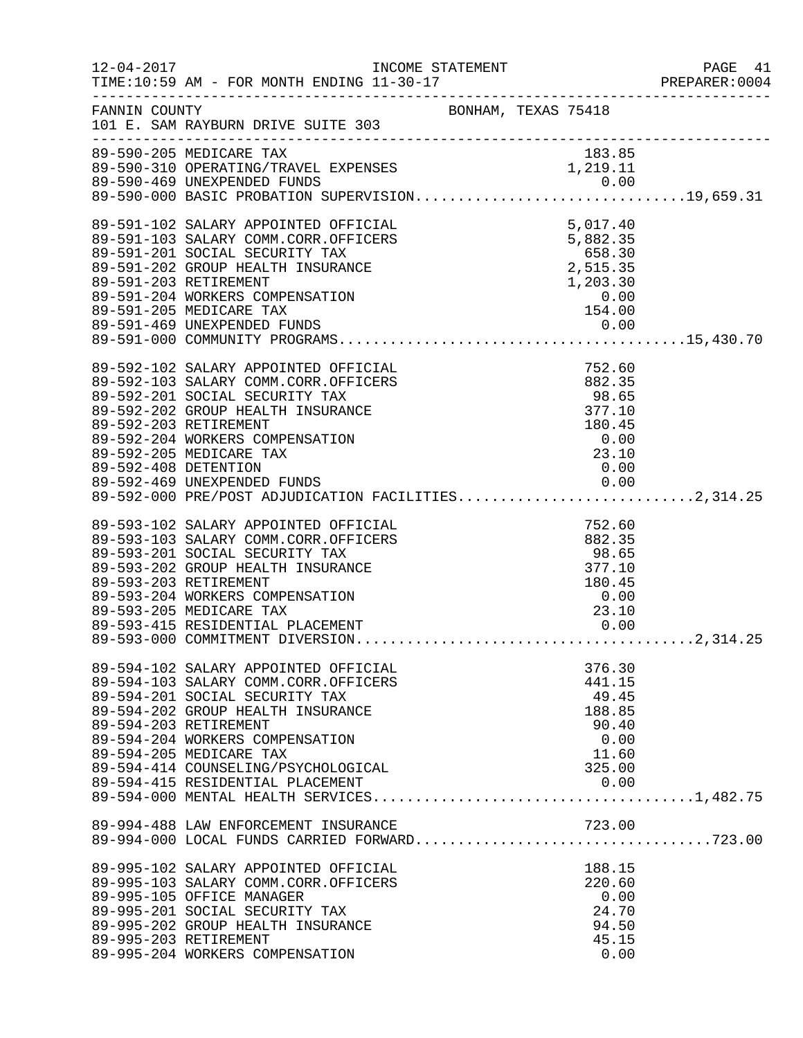12-04-2017 INCOME STATEMENT
TIME:10:59 AM - FOR MONTH ENDING 11-30-17

FANNIN COUNTY BONHAM, TEXAS 75418
101 E. SAM RAYBURN DRIVE SUITE 303

| Account | Description | Amount | Total |
|---|---|---|---|
| 89-590-205 | MEDICARE TAX | 183.85 | |
| 89-590-310 | OPERATING/TRAVEL EXPENSES | 1,219.11 | |
| 89-590-469 | UNEXPENDED FUNDS | 0.00 | |
| 89-590-000 | BASIC PROBATION SUPERVISION | | 19,659.31 |
| 89-591-102 | SALARY APPOINTED OFFICIAL | 5,017.40 | |
| 89-591-103 | SALARY COMM.CORR.OFFICERS | 5,882.35 | |
| 89-591-201 | SOCIAL SECURITY TAX | 658.30 | |
| 89-591-202 | GROUP HEALTH INSURANCE | 2,515.35 | |
| 89-591-203 | RETIREMENT | 1,203.30 | |
| 89-591-204 | WORKERS COMPENSATION | 0.00 | |
| 89-591-205 | MEDICARE TAX | 154.00 | |
| 89-591-469 | UNEXPENDED FUNDS | 0.00 | |
| 89-591-000 | COMMUNITY PROGRAMS | | 15,430.70 |
| 89-592-102 | SALARY APPOINTED OFFICIAL | 752.60 | |
| 89-592-103 | SALARY COMM.CORR.OFFICERS | 882.35 | |
| 89-592-201 | SOCIAL SECURITY TAX | 98.65 | |
| 89-592-202 | GROUP HEALTH INSURANCE | 377.10 | |
| 89-592-203 | RETIREMENT | 180.45 | |
| 89-592-204 | WORKERS COMPENSATION | 0.00 | |
| 89-592-205 | MEDICARE TAX | 23.10 | |
| 89-592-408 | DETENTION | 0.00 | |
| 89-592-469 | UNEXPENDED FUNDS | 0.00 | |
| 89-592-000 | PRE/POST ADJUDICATION FACILITIES | | 2,314.25 |
| 89-593-102 | SALARY APPOINTED OFFICIAL | 752.60 | |
| 89-593-103 | SALARY COMM.CORR.OFFICERS | 882.35 | |
| 89-593-201 | SOCIAL SECURITY TAX | 98.65 | |
| 89-593-202 | GROUP HEALTH INSURANCE | 377.10 | |
| 89-593-203 | RETIREMENT | 180.45 | |
| 89-593-204 | WORKERS COMPENSATION | 0.00 | |
| 89-593-205 | MEDICARE TAX | 23.10 | |
| 89-593-415 | RESIDENTIAL PLACEMENT | 0.00 | |
| 89-593-000 | COMMITMENT DIVERSION | | 2,314.25 |
| 89-594-102 | SALARY APPOINTED OFFICIAL | 376.30 | |
| 89-594-103 | SALARY COMM.CORR.OFFICERS | 441.15 | |
| 89-594-201 | SOCIAL SECURITY TAX | 49.45 | |
| 89-594-202 | GROUP HEALTH INSURANCE | 188.85 | |
| 89-594-203 | RETIREMENT | 90.40 | |
| 89-594-204 | WORKERS COMPENSATION | 0.00 | |
| 89-594-205 | MEDICARE TAX | 11.60 | |
| 89-594-414 | COUNSELING/PSYCHOLOGICAL | 325.00 | |
| 89-594-415 | RESIDENTIAL PLACEMENT | 0.00 | |
| 89-594-000 | MENTAL HEALTH SERVICES | | 1,482.75 |
| 89-994-488 | LAW ENFORCEMENT INSURANCE | 723.00 | |
| 89-994-000 | LOCAL FUNDS CARRIED FORWARD | | 723.00 |
| 89-995-102 | SALARY APPOINTED OFFICIAL | 188.15 | |
| 89-995-103 | SALARY COMM.CORR.OFFICERS | 220.60 | |
| 89-995-105 | OFFICE MANAGER | 0.00 | |
| 89-995-201 | SOCIAL SECURITY TAX | 24.70 | |
| 89-995-202 | GROUP HEALTH INSURANCE | 94.50 | |
| 89-995-203 | RETIREMENT | 45.15 | |
| 89-995-204 | WORKERS COMPENSATION | 0.00 | |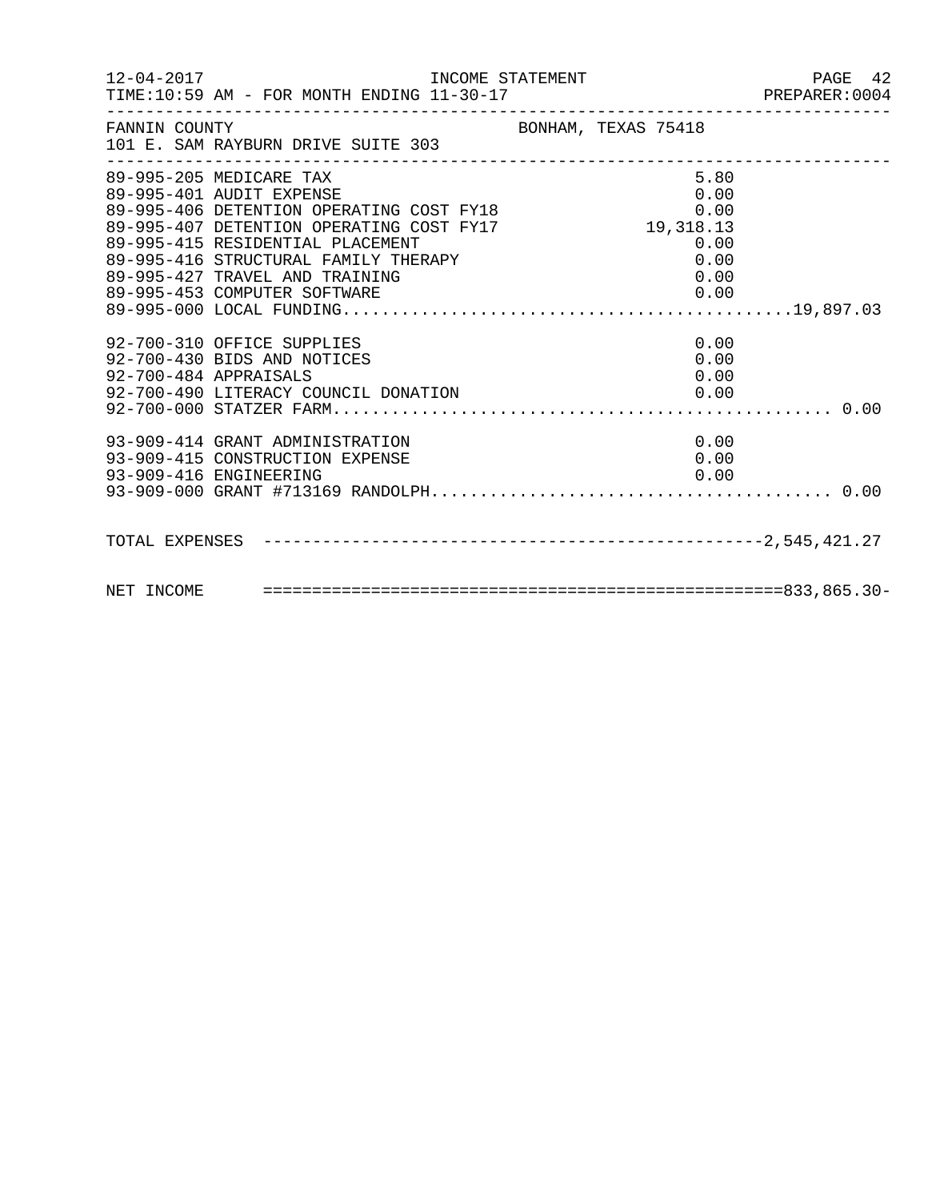FANNIN COUNTY BONHAM, TEXAS 75418
101 E. SAM RAYBURN DRIVE SUITE 303

| Account | Description | Amount | Total |
|---|---|---|---|
| 89-995-205 | MEDICARE TAX | 5.80 | |
| 89-995-401 | AUDIT EXPENSE | 0.00 | |
| 89-995-406 | DETENTION OPERATING COST FY18 | 0.00 | |
| 89-995-407 | DETENTION OPERATING COST FY17 | 19,318.13 | |
| 89-995-415 | RESIDENTIAL PLACEMENT | 0.00 | |
| 89-995-416 | STRUCTURAL FAMILY THERAPY | 0.00 | |
| 89-995-427 | TRAVEL AND TRAINING | 0.00 | |
| 89-995-453 | COMPUTER SOFTWARE | 0.00 | |
| 89-995-000 | LOCAL FUNDING | | 19,897.03 |
| 92-700-310 | OFFICE SUPPLIES | 0.00 | |
| 92-700-430 | BIDS AND NOTICES | 0.00 | |
| 92-700-484 | APPRAISALS | 0.00 | |
| 92-700-490 | LITERACY COUNCIL DONATION | 0.00 | |
| 92-700-000 | STATZER FARM | | 0.00 |
| 93-909-414 | GRANT ADMINISTRATION | 0.00 | |
| 93-909-415 | CONSTRUCTION EXPENSE | 0.00 | |
| 93-909-416 | ENGINEERING | 0.00 | |
| 93-909-000 | GRANT #713169 RANDOLPH | | 0.00 |

TOTAL EXPENSES ---------------------------------------------------2,545,421.27

NET INCOME ====================================================833,865.30-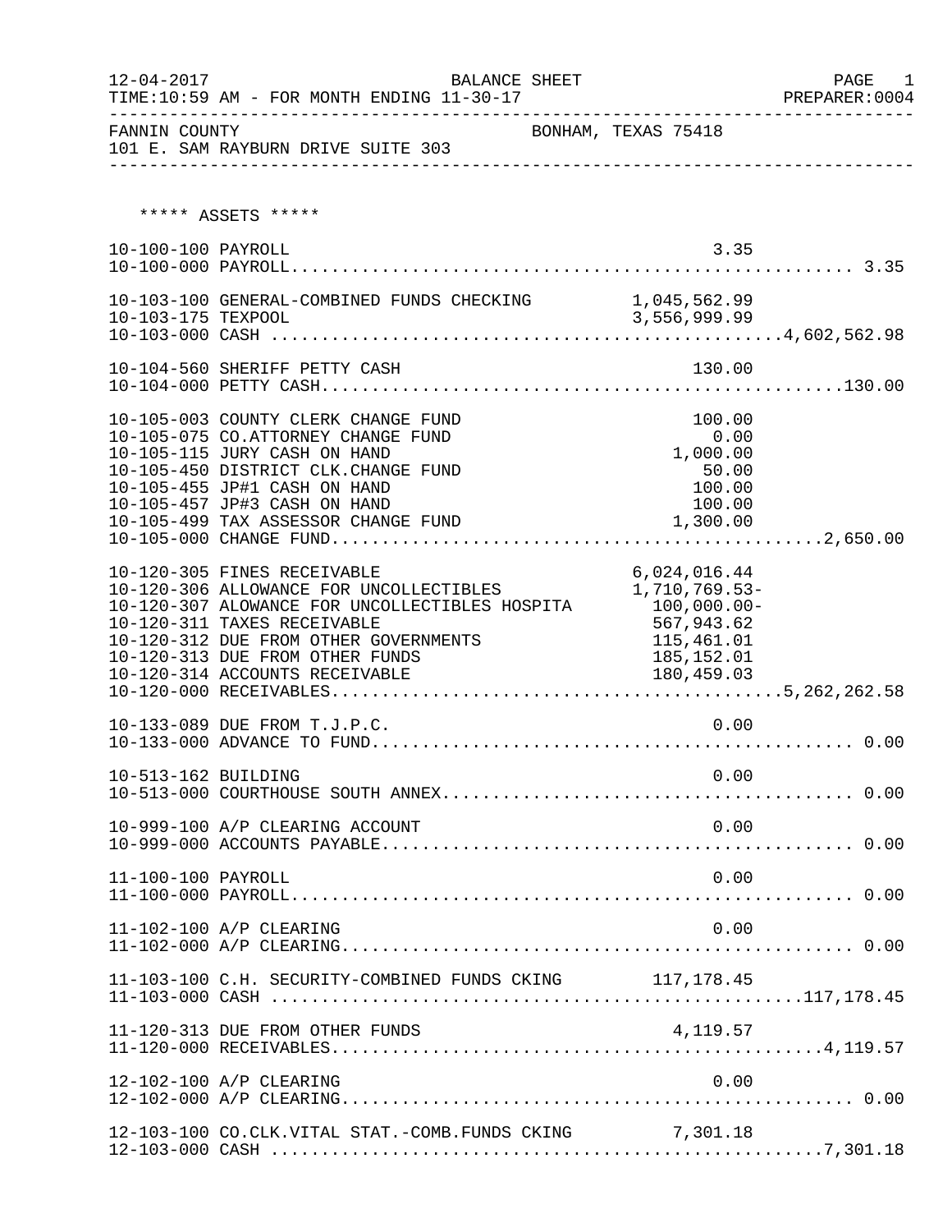BALANCE SHEET

FOR MONTH ENDING 11-30-17

FANNIN COUNTY — BONHAM, TEXAS 75418
101 E. SAM RAYBURN DRIVE SUITE 303

***** ASSETS *****

| Account | Description | Detail | Total |
|---|---|---|---|
| 10-100-100 | PAYROLL | 3.35 | |
| 10-100-000 | PAYROLL | | 3.35 |
| 10-103-100 | GENERAL-COMBINED FUNDS CHECKING | 1,045,562.99 | |
| 10-103-175 | TEXPOOL | 3,556,999.99 | |
| 10-103-000 | CASH | | 4,602,562.98 |
| 10-104-560 | SHERIFF PETTY CASH | 130.00 | |
| 10-104-000 | PETTY CASH | | 130.00 |
| 10-105-003 | COUNTY CLERK CHANGE FUND | 100.00 | |
| 10-105-075 | CO.ATTORNEY CHANGE FUND | 0.00 | |
| 10-105-115 | JURY CASH ON HAND | 1,000.00 | |
| 10-105-450 | DISTRICT CLK.CHANGE FUND | 50.00 | |
| 10-105-455 | JP#1 CASH ON HAND | 100.00 | |
| 10-105-457 | JP#3 CASH ON HAND | 100.00 | |
| 10-105-499 | TAX ASSESSOR CHANGE FUND | 1,300.00 | |
| 10-105-000 | CHANGE FUND | | 2,650.00 |
| 10-120-305 | FINES RECEIVABLE | 6,024,016.44 | |
| 10-120-306 | ALLOWANCE FOR UNCOLLECTIBLES | 1,710,769.53- | |
| 10-120-307 | ALOWANCE FOR UNCOLLECTIBLES HOSPITA | 100,000.00- | |
| 10-120-311 | TAXES RECEIVABLE | 567,943.62 | |
| 10-120-312 | DUE FROM OTHER GOVERNMENTS | 115,461.01 | |
| 10-120-313 | DUE FROM OTHER FUNDS | 185,152.01 | |
| 10-120-314 | ACCOUNTS RECEIVABLE | 180,459.03 | |
| 10-120-000 | RECEIVABLES | | 5,262,262.58 |
| 10-133-089 | DUE FROM T.J.P.C. | 0.00 | |
| 10-133-000 | ADVANCE TO FUND | | 0.00 |
| 10-513-162 | BUILDING | 0.00 | |
| 10-513-000 | COURTHOUSE SOUTH ANNEX | | 0.00 |
| 10-999-100 | A/P CLEARING ACCOUNT | 0.00 | |
| 10-999-000 | ACCOUNTS PAYABLE | | 0.00 |
| 11-100-100 | PAYROLL | 0.00 | |
| 11-100-000 | PAYROLL | | 0.00 |
| 11-102-100 | A/P CLEARING | 0.00 | |
| 11-102-000 | A/P CLEARING | | 0.00 |
| 11-103-100 | C.H. SECURITY-COMBINED FUNDS CKING | 117,178.45 | |
| 11-103-000 | CASH | | 117,178.45 |
| 11-120-313 | DUE FROM OTHER FUNDS | 4,119.57 | |
| 11-120-000 | RECEIVABLES | | 4,119.57 |
| 12-102-100 | A/P CLEARING | 0.00 | |
| 12-102-000 | A/P CLEARING | | 0.00 |
| 12-103-100 | CO.CLK.VITAL STAT.-COMB.FUNDS CKING | 7,301.18 | |
| 12-103-000 | CASH | | 7,301.18 |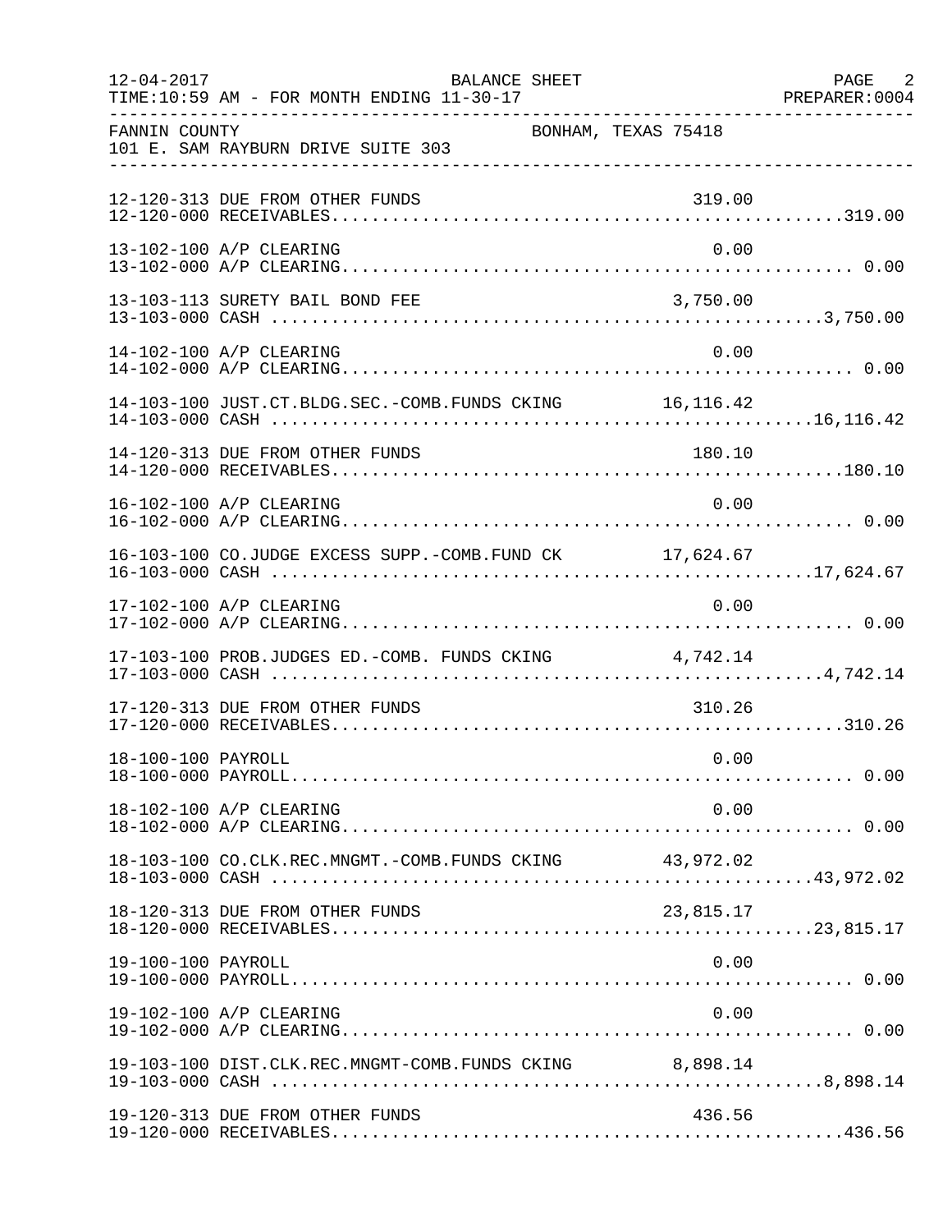FANNIN COUNTY  
BONHAM, TEXAS 75418  
101 E. SAM RAYBURN DRIVE SUITE 303

BALANCE SHEET  
FOR MONTH ENDING 11-30-17

| Account | Description | Amount | Total |
|---|---|---|---|
| 12-120-313 | DUE FROM OTHER FUNDS | 319.00 | |
| 12-120-000 | RECEIVABLES | | 319.00 |
| 13-102-100 | A/P CLEARING | 0.00 | |
| 13-102-000 | A/P CLEARING | | 0.00 |
| 13-103-113 | SURETY BAIL BOND FEE | 3,750.00 | |
| 13-103-000 | CASH | | 3,750.00 |
| 14-102-100 | A/P CLEARING | 0.00 | |
| 14-102-000 | A/P CLEARING | | 0.00 |
| 14-103-100 | JUST.CT.BLDG.SEC.-COMB.FUNDS CKING | 16,116.42 | |
| 14-103-000 | CASH | | 16,116.42 |
| 14-120-313 | DUE FROM OTHER FUNDS | 180.10 | |
| 14-120-000 | RECEIVABLES | | 180.10 |
| 16-102-100 | A/P CLEARING | 0.00 | |
| 16-102-000 | A/P CLEARING | | 0.00 |
| 16-103-100 | CO.JUDGE EXCESS SUPP.-COMB.FUND CK | 17,624.67 | |
| 16-103-000 | CASH | | 17,624.67 |
| 17-102-100 | A/P CLEARING | 0.00 | |
| 17-102-000 | A/P CLEARING | | 0.00 |
| 17-103-100 | PROB.JUDGES ED.-COMB. FUNDS CKING | 4,742.14 | |
| 17-103-000 | CASH | | 4,742.14 |
| 17-120-313 | DUE FROM OTHER FUNDS | 310.26 | |
| 17-120-000 | RECEIVABLES | | 310.26 |
| 18-100-100 | PAYROLL | 0.00 | |
| 18-100-000 | PAYROLL | | 0.00 |
| 18-102-100 | A/P CLEARING | 0.00 | |
| 18-102-000 | A/P CLEARING | | 0.00 |
| 18-103-100 | CO.CLK.REC.MNGMT.-COMB.FUNDS CKING | 43,972.02 | |
| 18-103-000 | CASH | | 43,972.02 |
| 18-120-313 | DUE FROM OTHER FUNDS | 23,815.17 | |
| 18-120-000 | RECEIVABLES | | 23,815.17 |
| 19-100-100 | PAYROLL | 0.00 | |
| 19-100-000 | PAYROLL | | 0.00 |
| 19-102-100 | A/P CLEARING | 0.00 | |
| 19-102-000 | A/P CLEARING | | 0.00 |
| 19-103-100 | DIST.CLK.REC.MNGMT-COMB.FUNDS CKING | 8,898.14 | |
| 19-103-000 | CASH | | 8,898.14 |
| 19-120-313 | DUE FROM OTHER FUNDS | 436.56 | |
| 19-120-000 | RECEIVABLES | | 436.56 |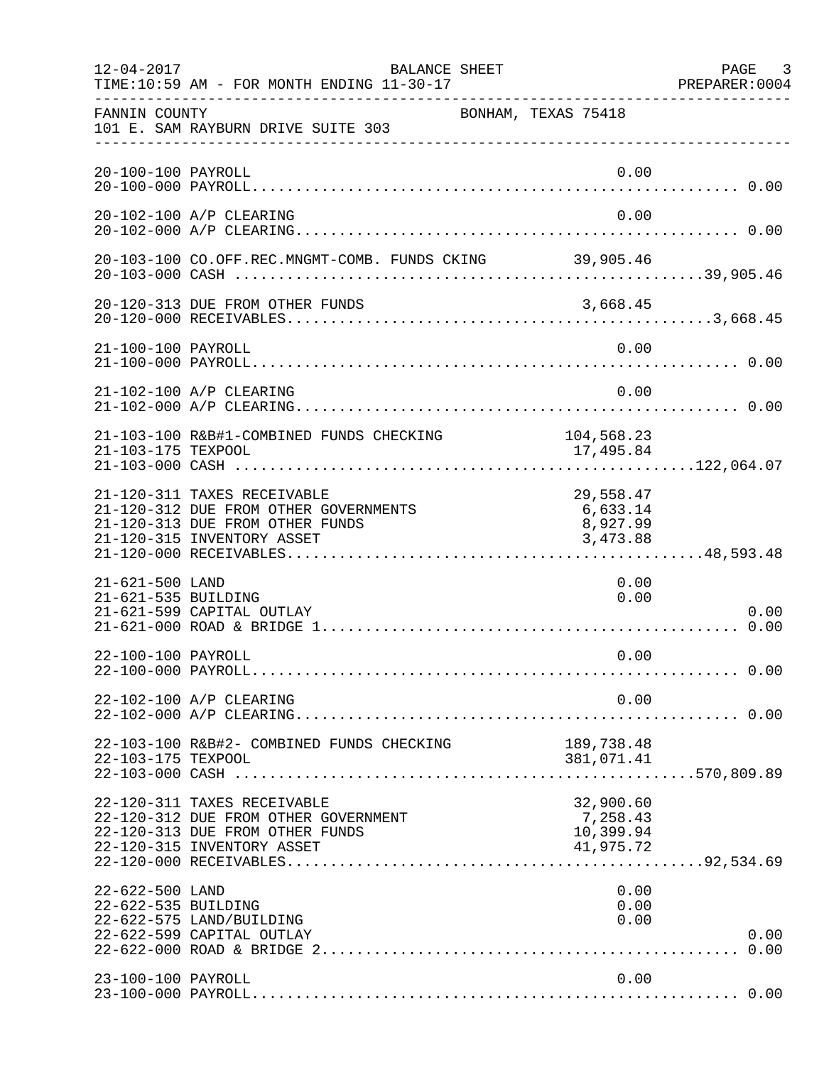FANNIN COUNTY BONHAM, TEXAS 75418
101 E. SAM RAYBURN DRIVE SUITE 303

| Account | Description | Detail | Total |
|---|---|---|---|
| 20-100-100 | PAYROLL | 0.00 | |
| 20-100-000 | PAYROLL | | 0.00 |
| 20-102-100 | A/P CLEARING | 0.00 | |
| 20-102-000 | A/P CLEARING | | 0.00 |
| 20-103-100 | CO.OFF.REC.MNGMT-COMB. FUNDS CKING | 39,905.46 | |
| 20-103-000 | CASH | | 39,905.46 |
| 20-120-313 | DUE FROM OTHER FUNDS | 3,668.45 | |
| 20-120-000 | RECEIVABLES | | 3,668.45 |
| 21-100-100 | PAYROLL | 0.00 | |
| 21-100-000 | PAYROLL | | 0.00 |
| 21-102-100 | A/P CLEARING | 0.00 | |
| 21-102-000 | A/P CLEARING | | 0.00 |
| 21-103-100 | R&B#1-COMBINED FUNDS CHECKING | 104,568.23 | |
| 21-103-175 | TEXPOOL | 17,495.84 | |
| 21-103-000 | CASH | | 122,064.07 |
| 21-120-311 | TAXES RECEIVABLE | 29,558.47 | |
| 21-120-312 | DUE FROM OTHER GOVERNMENTS | 6,633.14 | |
| 21-120-313 | DUE FROM OTHER FUNDS | 8,927.99 | |
| 21-120-315 | INVENTORY ASSET | 3,473.88 | |
| 21-120-000 | RECEIVABLES | | 48,593.48 |
| 21-621-500 | LAND | 0.00 | |
| 21-621-535 | BUILDING | 0.00 | |
| 21-621-599 | CAPITAL OUTLAY | | 0.00 |
| 21-621-000 | ROAD & BRIDGE 1 | | 0.00 |
| 22-100-100 | PAYROLL | 0.00 | |
| 22-100-000 | PAYROLL | | 0.00 |
| 22-102-100 | A/P CLEARING | 0.00 | |
| 22-102-000 | A/P CLEARING | | 0.00 |
| 22-103-100 | R&B#2- COMBINED FUNDS CHECKING | 189,738.48 | |
| 22-103-175 | TEXPOOL | 381,071.41 | |
| 22-103-000 | CASH | | 570,809.89 |
| 22-120-311 | TAXES RECEIVABLE | 32,900.60 | |
| 22-120-312 | DUE FROM OTHER GOVERNMENT | 7,258.43 | |
| 22-120-313 | DUE FROM OTHER FUNDS | 10,399.94 | |
| 22-120-315 | INVENTORY ASSET | 41,975.72 | |
| 22-120-000 | RECEIVABLES | | 92,534.69 |
| 22-622-500 | LAND | 0.00 | |
| 22-622-535 | BUILDING | 0.00 | |
| 22-622-575 | LAND/BUILDING | 0.00 | |
| 22-622-599 | CAPITAL OUTLAY | | 0.00 |
| 22-622-000 | ROAD & BRIDGE 2 | | 0.00 |
| 23-100-100 | PAYROLL | 0.00 | |
| 23-100-000 | PAYROLL | | 0.00 |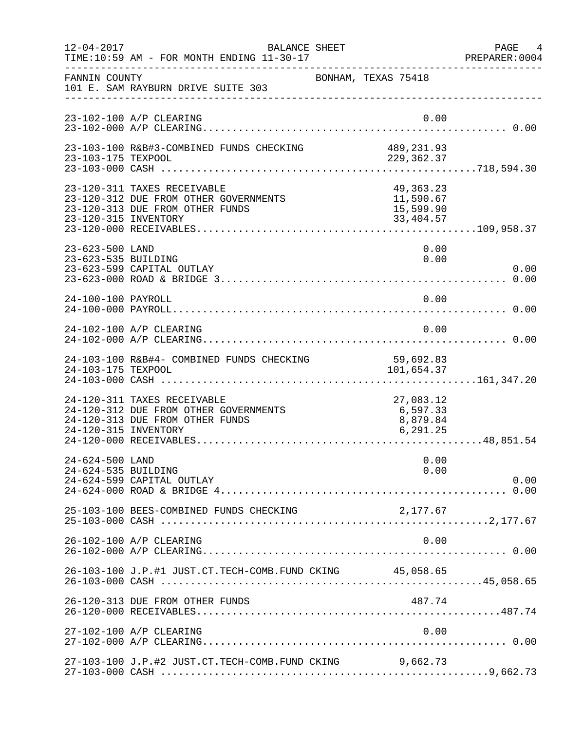12-04-2017 BALANCE SHEET PAGE 4
TIME:10:59 AM - FOR MONTH ENDING 11-30-17 PREPARER:0004

FANNIN COUNTY BONHAM, TEXAS 75418
101 E. SAM RAYBURN DRIVE SUITE 303

| Account | Description | Amount | Total |
|---|---|---|---|
| 23-102-100 | A/P CLEARING | 0.00 | |
| 23-102-000 | A/P CLEARING | | 0.00 |
| 23-103-100 | R&B#3-COMBINED FUNDS CHECKING | 489,231.93 | |
| 23-103-175 | TEXPOOL | 229,362.37 | |
| 23-103-000 | CASH | | 718,594.30 |
| 23-120-311 | TAXES RECEIVABLE | 49,363.23 | |
| 23-120-312 | DUE FROM OTHER GOVERNMENTS | 11,590.67 | |
| 23-120-313 | DUE FROM OTHER FUNDS | 15,599.90 | |
| 23-120-315 | INVENTORY | 33,404.57 | |
| 23-120-000 | RECEIVABLES | | 109,958.37 |
| 23-623-500 | LAND | 0.00 | |
| 23-623-535 | BUILDING | 0.00 | |
| 23-623-599 | CAPITAL OUTLAY | | 0.00 |
| 23-623-000 | ROAD & BRIDGE 3 | | 0.00 |
| 24-100-100 | PAYROLL | 0.00 | |
| 24-100-000 | PAYROLL | | 0.00 |
| 24-102-100 | A/P CLEARING | 0.00 | |
| 24-102-000 | A/P CLEARING | | 0.00 |
| 24-103-100 | R&B#4- COMBINED FUNDS CHECKING | 59,692.83 | |
| 24-103-175 | TEXPOOL | 101,654.37 | |
| 24-103-000 | CASH | | 161,347.20 |
| 24-120-311 | TAXES RECEIVABLE | 27,083.12 | |
| 24-120-312 | DUE FROM OTHER GOVERNMENTS | 6,597.33 | |
| 24-120-313 | DUE FROM OTHER FUNDS | 8,879.84 | |
| 24-120-315 | INVENTORY | 6,291.25 | |
| 24-120-000 | RECEIVABLES | | 48,851.54 |
| 24-624-500 | LAND | 0.00 | |
| 24-624-535 | BUILDING | 0.00 | |
| 24-624-599 | CAPITAL OUTLAY | | 0.00 |
| 24-624-000 | ROAD & BRIDGE 4 | | 0.00 |
| 25-103-100 | BEES-COMBINED FUNDS CHECKING | 2,177.67 | |
| 25-103-000 | CASH | | 2,177.67 |
| 26-102-100 | A/P CLEARING | 0.00 | |
| 26-102-000 | A/P CLEARING | | 0.00 |
| 26-103-100 | J.P.#1 JUST.CT.TECH-COMB.FUND CKING | 45,058.65 | |
| 26-103-000 | CASH | | 45,058.65 |
| 26-120-313 | DUE FROM OTHER FUNDS | 487.74 | |
| 26-120-000 | RECEIVABLES | | 487.74 |
| 27-102-100 | A/P CLEARING | 0.00 | |
| 27-102-000 | A/P CLEARING | | 0.00 |
| 27-103-100 | J.P.#2 JUST.CT.TECH-COMB.FUND CKING | 9,662.73 | |
| 27-103-000 | CASH | | 9,662.73 |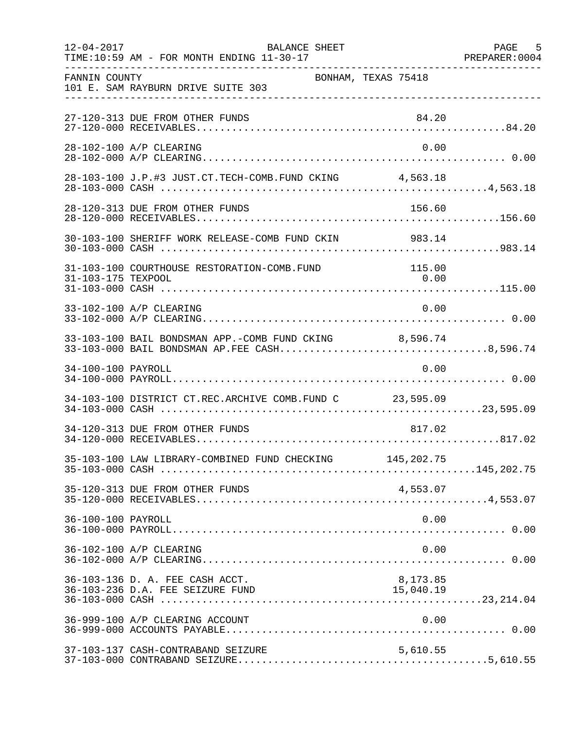FANNIN COUNTY — BONHAM, TEXAS 75418
101 E. SAM RAYBURN DRIVE SUITE 303

BALANCE SHEET — FOR MONTH ENDING 11-30-17

| Account | Description | Detail | Total |
|---|---|---|---|
| 27-120-313 | DUE FROM OTHER FUNDS | 84.20 | |
| 27-120-000 | RECEIVABLES | | 84.20 |
| 28-102-100 | A/P CLEARING | 0.00 | |
| 28-102-000 | A/P CLEARING | | 0.00 |
| 28-103-100 | J.P.#3 JUST.CT.TECH-COMB.FUND CKING | 4,563.18 | |
| 28-103-000 | CASH | | 4,563.18 |
| 28-120-313 | DUE FROM OTHER FUNDS | 156.60 | |
| 28-120-000 | RECEIVABLES | | 156.60 |
| 30-103-100 | SHERIFF WORK RELEASE-COMB FUND CKIN | 983.14 | |
| 30-103-000 | CASH | | 983.14 |
| 31-103-100 | COURTHOUSE RESTORATION-COMB.FUND | 115.00 | |
| 31-103-175 | TEXPOOL | 0.00 | |
| 31-103-000 | CASH | | 115.00 |
| 33-102-100 | A/P CLEARING | 0.00 | |
| 33-102-000 | A/P CLEARING | | 0.00 |
| 33-103-100 | BAIL BONDSMAN APP.-COMB FUND CKING | 8,596.74 | |
| 33-103-000 | BAIL BONDSMAN AP.FEE CASH | | 8,596.74 |
| 34-100-100 | PAYROLL | 0.00 | |
| 34-100-000 | PAYROLL | | 0.00 |
| 34-103-100 | DISTRICT CT.REC.ARCHIVE COMB.FUND C | 23,595.09 | |
| 34-103-000 | CASH | | 23,595.09 |
| 34-120-313 | DUE FROM OTHER FUNDS | 817.02 | |
| 34-120-000 | RECEIVABLES | | 817.02 |
| 35-103-100 | LAW LIBRARY-COMBINED FUND CHECKING | 145,202.75 | |
| 35-103-000 | CASH | | 145,202.75 |
| 35-120-313 | DUE FROM OTHER FUNDS | 4,553.07 | |
| 35-120-000 | RECEIVABLES | | 4,553.07 |
| 36-100-100 | PAYROLL | 0.00 | |
| 36-100-000 | PAYROLL | | 0.00 |
| 36-102-100 | A/P CLEARING | 0.00 | |
| 36-102-000 | A/P CLEARING | | 0.00 |
| 36-103-136 | D. A. FEE CASH ACCT. | 8,173.85 | |
| 36-103-236 | D.A. FEE SEIZURE FUND | 15,040.19 | |
| 36-103-000 | CASH | | 23,214.04 |
| 36-999-100 | A/P CLEARING ACCOUNT | 0.00 | |
| 36-999-000 | ACCOUNTS PAYABLE | | 0.00 |
| 37-103-137 | CASH-CONTRABAND SEIZURE | 5,610.55 | |
| 37-103-000 | CONTRABAND SEIZURE | | 5,610.55 |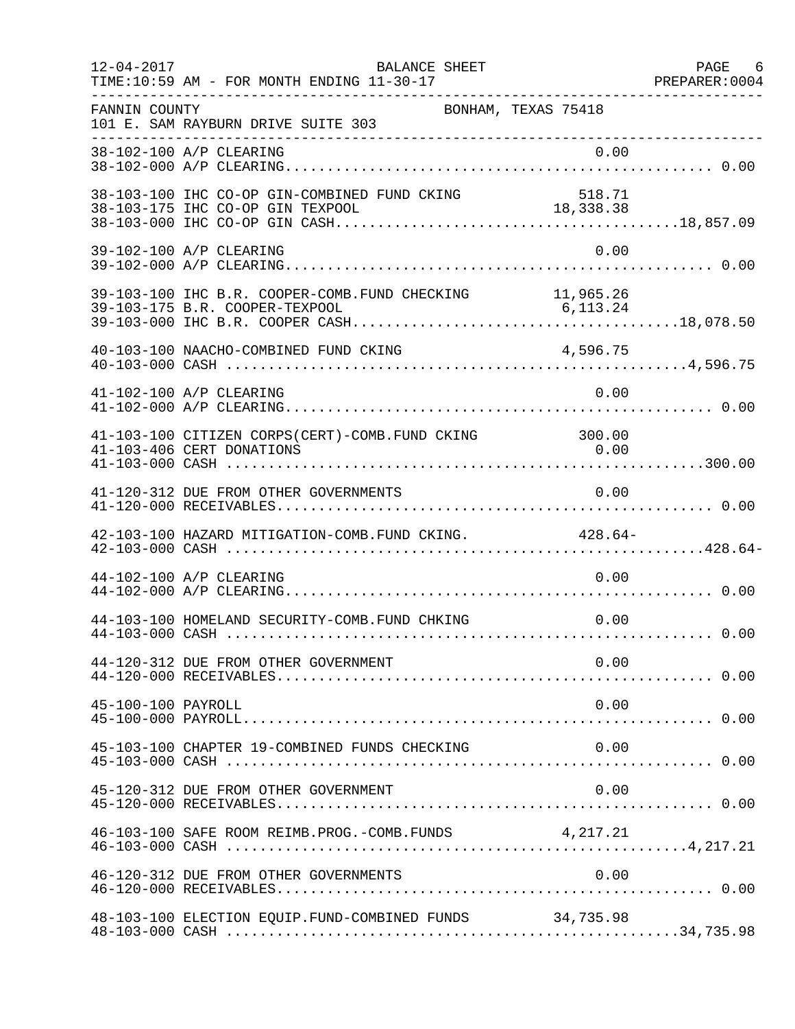12-04-2017 BALANCE SHEET
TIME:10:59 AM - FOR MONTH ENDING 11-30-17

FANNIN COUNTY BONHAM, TEXAS 75418
101 E. SAM RAYBURN DRIVE SUITE 303

| Account | Description | Amount | Total |
|---|---|---|---|
| 38-102-100 | A/P CLEARING | 0.00 | |
| 38-102-000 | A/P CLEARING | | 0.00 |
| 38-103-100 | IHC CO-OP GIN-COMBINED FUND CKING | 518.71 | |
| 38-103-175 | IHC CO-OP GIN TEXPOOL | 18,338.38 | |
| 38-103-000 | IHC CO-OP GIN CASH | | 18,857.09 |
| 39-102-100 | A/P CLEARING | 0.00 | |
| 39-102-000 | A/P CLEARING | | 0.00 |
| 39-103-100 | IHC B.R. COOPER-COMB.FUND CHECKING | 11,965.26 | |
| 39-103-175 | B.R. COOPER-TEXPOOL | 6,113.24 | |
| 39-103-000 | IHC B.R. COOPER CASH | | 18,078.50 |
| 40-103-100 | NAACHO-COMBINED FUND CKING | 4,596.75 | |
| 40-103-000 | CASH | | 4,596.75 |
| 41-102-100 | A/P CLEARING | 0.00 | |
| 41-102-000 | A/P CLEARING | | 0.00 |
| 41-103-100 | CITIZEN CORPS(CERT)-COMB.FUND CKING | 300.00 | |
| 41-103-406 | CERT DONATIONS | 0.00 | |
| 41-103-000 | CASH | | 300.00 |
| 41-120-312 | DUE FROM OTHER GOVERNMENTS | 0.00 | |
| 41-120-000 | RECEIVABLES | | 0.00 |
| 42-103-100 | HAZARD MITIGATION-COMB.FUND CKING. | 428.64- | |
| 42-103-000 | CASH | | 428.64- |
| 44-102-100 | A/P CLEARING | 0.00 | |
| 44-102-000 | A/P CLEARING | | 0.00 |
| 44-103-100 | HOMELAND SECURITY-COMB.FUND CHKING | 0.00 | |
| 44-103-000 | CASH | | 0.00 |
| 44-120-312 | DUE FROM OTHER GOVERNMENT | 0.00 | |
| 44-120-000 | RECEIVABLES | | 0.00 |
| 45-100-100 | PAYROLL | 0.00 | |
| 45-100-000 | PAYROLL | | 0.00 |
| 45-103-100 | CHAPTER 19-COMBINED FUNDS CHECKING | 0.00 | |
| 45-103-000 | CASH | | 0.00 |
| 45-120-312 | DUE FROM OTHER GOVERNMENT | 0.00 | |
| 45-120-000 | RECEIVABLES | | 0.00 |
| 46-103-100 | SAFE ROOM REIMB.PROG.-COMB.FUNDS | 4,217.21 | |
| 46-103-000 | CASH | | 4,217.21 |
| 46-120-312 | DUE FROM OTHER GOVERNMENTS | 0.00 | |
| 46-120-000 | RECEIVABLES | | 0.00 |
| 48-103-100 | ELECTION EQUIP.FUND-COMBINED FUNDS | 34,735.98 | |
| 48-103-000 | CASH | | 34,735.98 |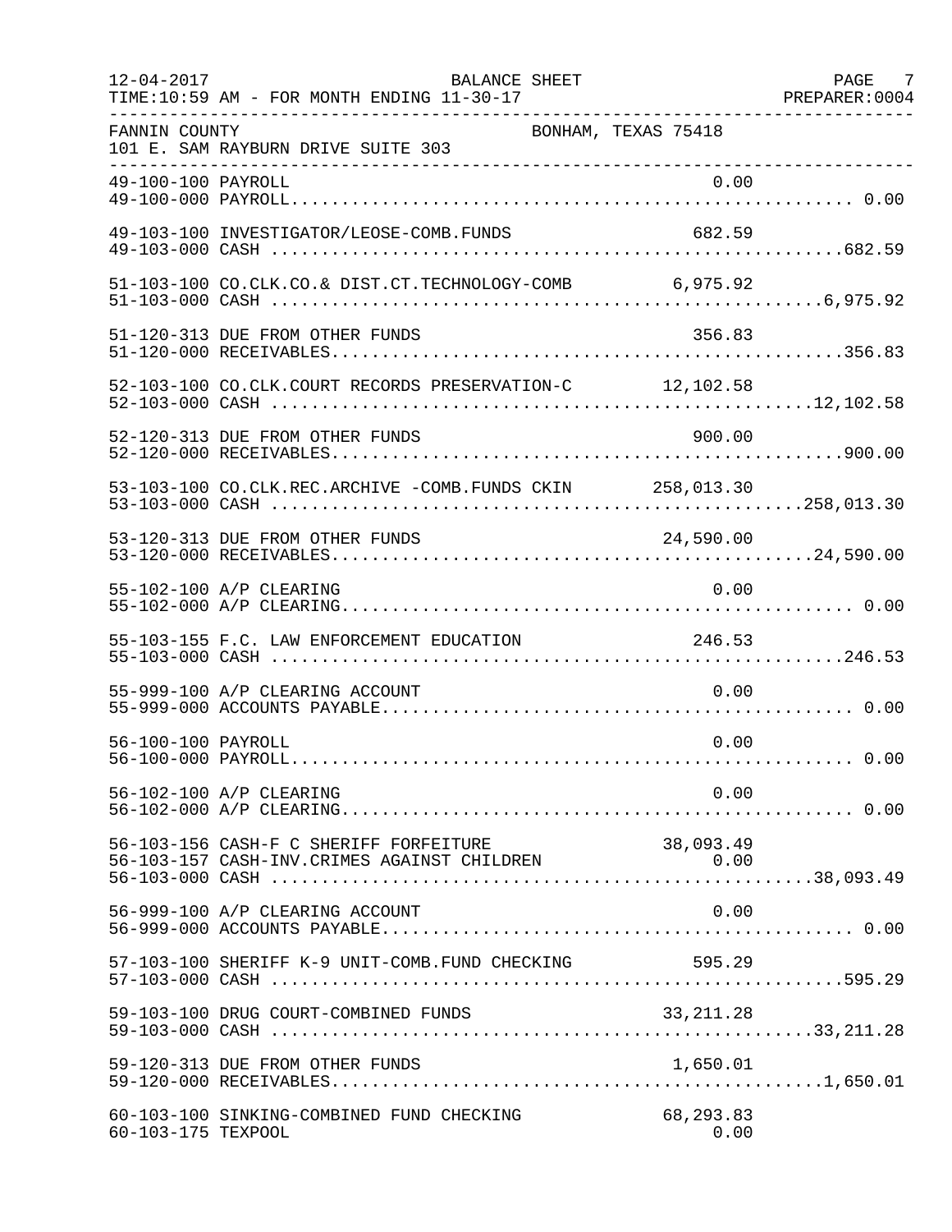12-04-2017 BALANCE SHEET
TIME:10:59 AM - FOR MONTH ENDING 11-30-17

FANNIN COUNTY BONHAM, TEXAS 75418
101 E. SAM RAYBURN DRIVE SUITE 303

| Account | Description | Detail | Total |
|---|---|---|---|
| 49-100-100 | PAYROLL | 0.00 | |
| 49-100-000 | PAYROLL | | 0.00 |
| 49-103-100 | INVESTIGATOR/LEOSE-COMB.FUNDS | 682.59 | |
| 49-103-000 | CASH | | 682.59 |
| 51-103-100 | CO.CLK.CO.& DIST.CT.TECHNOLOGY-COMB | 6,975.92 | |
| 51-103-000 | CASH | | 6,975.92 |
| 51-120-313 | DUE FROM OTHER FUNDS | 356.83 | |
| 51-120-000 | RECEIVABLES | | 356.83 |
| 52-103-100 | CO.CLK.COURT RECORDS PRESERVATION-C | 12,102.58 | |
| 52-103-000 | CASH | | 12,102.58 |
| 52-120-313 | DUE FROM OTHER FUNDS | 900.00 | |
| 52-120-000 | RECEIVABLES | | 900.00 |
| 53-103-100 | CO.CLK.REC.ARCHIVE -COMB.FUNDS CKIN | 258,013.30 | |
| 53-103-000 | CASH | | 258,013.30 |
| 53-120-313 | DUE FROM OTHER FUNDS | 24,590.00 | |
| 53-120-000 | RECEIVABLES | | 24,590.00 |
| 55-102-100 | A/P CLEARING | 0.00 | |
| 55-102-000 | A/P CLEARING | | 0.00 |
| 55-103-155 | F.C. LAW ENFORCEMENT EDUCATION | 246.53 | |
| 55-103-000 | CASH | | 246.53 |
| 55-999-100 | A/P CLEARING ACCOUNT | 0.00 | |
| 55-999-000 | ACCOUNTS PAYABLE | | 0.00 |
| 56-100-100 | PAYROLL | 0.00 | |
| 56-100-000 | PAYROLL | | 0.00 |
| 56-102-100 | A/P CLEARING | 0.00 | |
| 56-102-000 | A/P CLEARING | | 0.00 |
| 56-103-156 | CASH-F C SHERIFF FORFEITURE | 38,093.49 | |
| 56-103-157 | CASH-INV.CRIMES AGAINST CHILDREN | 0.00 | |
| 56-103-000 | CASH | | 38,093.49 |
| 56-999-100 | A/P CLEARING ACCOUNT | 0.00 | |
| 56-999-000 | ACCOUNTS PAYABLE | | 0.00 |
| 57-103-100 | SHERIFF K-9 UNIT-COMB.FUND CHECKING | 595.29 | |
| 57-103-000 | CASH | | 595.29 |
| 59-103-100 | DRUG COURT-COMBINED FUNDS | 33,211.28 | |
| 59-103-000 | CASH | | 33,211.28 |
| 59-120-313 | DUE FROM OTHER FUNDS | 1,650.01 | |
| 59-120-000 | RECEIVABLES | | 1,650.01 |
| 60-103-100 | SINKING-COMBINED FUND CHECKING | 68,293.83 | |
| 60-103-175 | TEXPOOL | 0.00 | |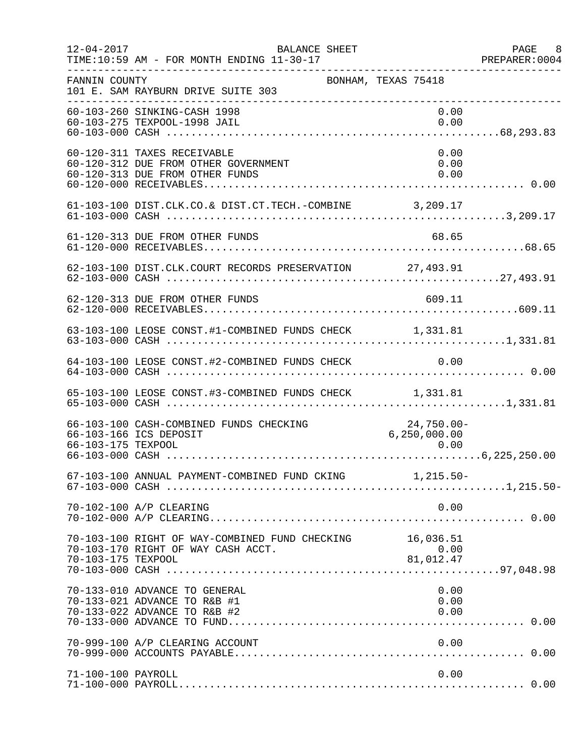FANNIN COUNTY BONHAM, TEXAS 75418
101 E. SAM RAYBURN DRIVE SUITE 303

BALANCE SHEET
TIME:10:59 AM - FOR MONTH ENDING 11-30-17

| Account | Description | Detail | Total |
|---|---|---|---|
| 60-103-260 | SINKING-CASH 1998 | 0.00 | |
| 60-103-275 | TEXPOOL-1998 JAIL | 0.00 | |
| 60-103-000 | CASH | | 68,293.83 |
| 60-120-311 | TAXES RECEIVABLE | 0.00 | |
| 60-120-312 | DUE FROM OTHER GOVERNMENT | 0.00 | |
| 60-120-313 | DUE FROM OTHER FUNDS | 0.00 | |
| 60-120-000 | RECEIVABLES | | 0.00 |
| 61-103-100 | DIST.CLK.CO.& DIST.CT.TECH.-COMBINE | 3,209.17 | |
| 61-103-000 | CASH | | 3,209.17 |
| 61-120-313 | DUE FROM OTHER FUNDS | 68.65 | |
| 61-120-000 | RECEIVABLES | | 68.65 |
| 62-103-100 | DIST.CLK.COURT RECORDS PRESERVATION | 27,493.91 | |
| 62-103-000 | CASH | | 27,493.91 |
| 62-120-313 | DUE FROM OTHER FUNDS | 609.11 | |
| 62-120-000 | RECEIVABLES | | 609.11 |
| 63-103-100 | LEOSE CONST.#1-COMBINED FUNDS CHECK | 1,331.81 | |
| 63-103-000 | CASH | | 1,331.81 |
| 64-103-100 | LEOSE CONST.#2-COMBINED FUNDS CHECK | 0.00 | |
| 64-103-000 | CASH | | 0.00 |
| 65-103-100 | LEOSE CONST.#3-COMBINED FUNDS CHECK | 1,331.81 | |
| 65-103-000 | CASH | | 1,331.81 |
| 66-103-100 | CASH-COMBINED FUNDS CHECKING | 24,750.00- | |
| 66-103-166 | ICS DEPOSIT | 6,250,000.00 | |
| 66-103-175 | TEXPOOL | 0.00 | |
| 66-103-000 | CASH | | 6,225,250.00 |
| 67-103-100 | ANNUAL PAYMENT-COMBINED FUND CKING | 1,215.50- | |
| 67-103-000 | CASH | | 1,215.50- |
| 70-102-100 | A/P CLEARING | 0.00 | |
| 70-102-000 | A/P CLEARING | | 0.00 |
| 70-103-100 | RIGHT OF WAY-COMBINED FUND CHECKING | 16,036.51 | |
| 70-103-170 | RIGHT OF WAY CASH ACCT. | 0.00 | |
| 70-103-175 | TEXPOOL | 81,012.47 | |
| 70-103-000 | CASH | | 97,048.98 |
| 70-133-010 | ADVANCE TO GENERAL | 0.00 | |
| 70-133-021 | ADVANCE TO R&B #1 | 0.00 | |
| 70-133-022 | ADVANCE TO R&B #2 | 0.00 | |
| 70-133-000 | ADVANCE TO FUND | | 0.00 |
| 70-999-100 | A/P CLEARING ACCOUNT | 0.00 | |
| 70-999-000 | ACCOUNTS PAYABLE | | 0.00 |
| 71-100-100 | PAYROLL | 0.00 | |
| 71-100-000 | PAYROLL | | 0.00 |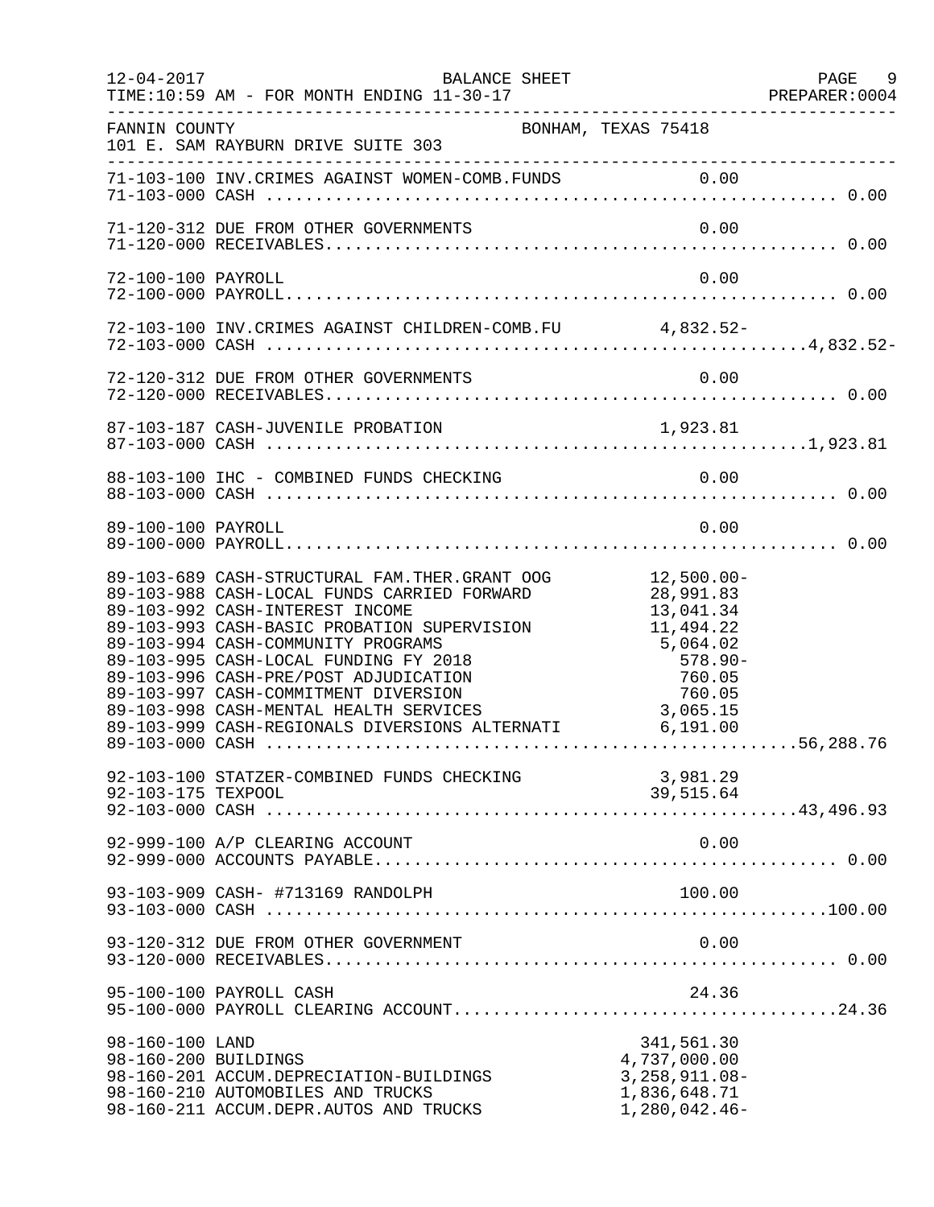12-04-2017 BALANCE SHEET
TIME:10:59 AM - FOR MONTH ENDING 11-30-17 PREPARER:0004

FANNIN COUNTY BONHAM, TEXAS 75418
101 E. SAM RAYBURN DRIVE SUITE 303

| Account | Description | Detail | Total |
|---|---|---|---|
| 71-103-100 | INV.CRIMES AGAINST WOMEN-COMB.FUNDS | 0.00 | |
| 71-103-000 | CASH | | 0.00 |
| 71-120-312 | DUE FROM OTHER GOVERNMENTS | 0.00 | |
| 71-120-000 | RECEIVABLES | | 0.00 |
| 72-100-100 | PAYROLL | 0.00 | |
| 72-100-000 | PAYROLL | | 0.00 |
| 72-103-100 | INV.CRIMES AGAINST CHILDREN-COMB.FU | 4,832.52- | |
| 72-103-000 | CASH | | 4,832.52- |
| 72-120-312 | DUE FROM OTHER GOVERNMENTS | 0.00 | |
| 72-120-000 | RECEIVABLES | | 0.00 |
| 87-103-187 | CASH-JUVENILE PROBATION | 1,923.81 | |
| 87-103-000 | CASH | | 1,923.81 |
| 88-103-100 | IHC - COMBINED FUNDS CHECKING | 0.00 | |
| 88-103-000 | CASH | | 0.00 |
| 89-100-100 | PAYROLL | 0.00 | |
| 89-100-000 | PAYROLL | | 0.00 |
| 89-103-689 | CASH-STRUCTURAL FAM.THER.GRANT OOG | 12,500.00- | |
| 89-103-988 | CASH-LOCAL FUNDS CARRIED FORWARD | 28,991.83 | |
| 89-103-992 | CASH-INTEREST INCOME | 13,041.34 | |
| 89-103-993 | CASH-BASIC PROBATION SUPERVISION | 11,494.22 | |
| 89-103-994 | CASH-COMMUNITY PROGRAMS | 5,064.02 | |
| 89-103-995 | CASH-LOCAL FUNDING FY 2018 | 578.90- | |
| 89-103-996 | CASH-PRE/POST ADJUDICATION | 760.05 | |
| 89-103-997 | CASH-COMMITMENT DIVERSION | 760.05 | |
| 89-103-998 | CASH-MENTAL HEALTH SERVICES | 3,065.15 | |
| 89-103-999 | CASH-REGIONALS DIVERSIONS ALTERNATI | 6,191.00 | |
| 89-103-000 | CASH | | 56,288.76 |
| 92-103-100 | STATZER-COMBINED FUNDS CHECKING | 3,981.29 | |
| 92-103-175 | TEXPOOL | 39,515.64 | |
| 92-103-000 | CASH | | 43,496.93 |
| 92-999-100 | A/P CLEARING ACCOUNT | 0.00 | |
| 92-999-000 | ACCOUNTS PAYABLE | | 0.00 |
| 93-103-909 | CASH- #713169 RANDOLPH | 100.00 | |
| 93-103-000 | CASH | | 100.00 |
| 93-120-312 | DUE FROM OTHER GOVERNMENT | 0.00 | |
| 93-120-000 | RECEIVABLES | | 0.00 |
| 95-100-100 | PAYROLL CASH | 24.36 | |
| 95-100-000 | PAYROLL CLEARING ACCOUNT | | 24.36 |
| 98-160-100 | LAND | 341,561.30 | |
| 98-160-200 | BUILDINGS | 4,737,000.00 | |
| 98-160-201 | ACCUM.DEPRECIATION-BUILDINGS | 3,258,911.08- | |
| 98-160-210 | AUTOMOBILES AND TRUCKS | 1,836,648.71 | |
| 98-160-211 | ACCUM.DEPR.AUTOS AND TRUCKS | 1,280,042.46- | |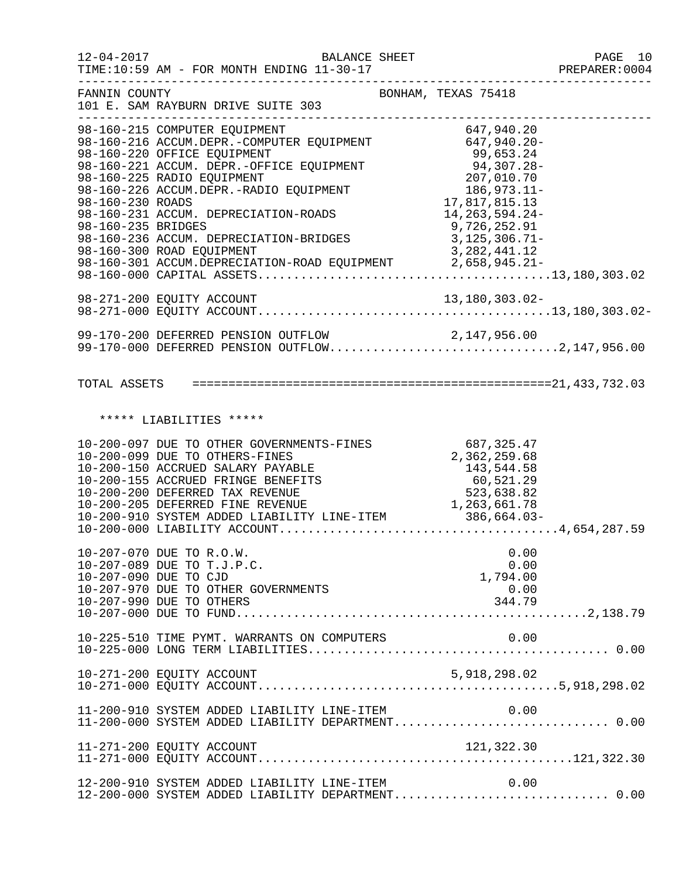FANNIN COUNTY BONHAM, TEXAS 75418
101 E. SAM RAYBURN DRIVE SUITE 303

| Account | Description | Amount | Total |
|---|---|---|---|
| 98-160-215 | COMPUTER EQUIPMENT | 647,940.20 | |
| 98-160-216 | ACCUM.DEPR.-COMPUTER EQUIPMENT | 647,940.20- | |
| 98-160-220 | OFFICE EQUIPMENT | 99,653.24 | |
| 98-160-221 | ACCUM. DEPR.-OFFICE EQUIPMENT | 94,307.28- | |
| 98-160-225 | RADIO EQUIPMENT | 207,010.70 | |
| 98-160-226 | ACCUM.DEPR.-RADIO EQUIPMENT | 186,973.11- | |
| 98-160-230 | ROADS | 17,817,815.13 | |
| 98-160-231 | ACCUM. DEPRECIATION-ROADS | 14,263,594.24- | |
| 98-160-235 | BRIDGES | 9,726,252.91 | |
| 98-160-236 | ACCUM. DEPRECIATION-BRIDGES | 3,125,306.71- | |
| 98-160-300 | ROAD EQUIPMENT | 3,282,441.12 | |
| 98-160-301 | ACCUM.DEPRECIATION-ROAD EQUIPMENT | 2,658,945.21- | |
| 98-160-000 | CAPITAL ASSETS | | 13,180,303.02 |
| 98-271-200 | EQUITY ACCOUNT | 13,180,303.02- | |
| 98-271-000 | EQUITY ACCOUNT | | 13,180,303.02- |
| 99-170-200 | DEFERRED PENSION OUTFLOW | 2,147,956.00 | |
| 99-170-000 | DEFERRED PENSION OUTFLOW | | 2,147,956.00 |
| TOTAL ASSETS | | | 21,433,732.03 |

***** LIABILITIES *****

| Account | Description | Amount | Total |
|---|---|---|---|
| 10-200-097 | DUE TO OTHER GOVERNMENTS-FINES | 687,325.47 | |
| 10-200-099 | DUE TO OTHERS-FINES | 2,362,259.68 | |
| 10-200-150 | ACCRUED SALARY PAYABLE | 143,544.58 | |
| 10-200-155 | ACCRUED FRINGE BENEFITS | 60,521.29 | |
| 10-200-200 | DEFERRED TAX REVENUE | 523,638.82 | |
| 10-200-205 | DEFERRED FINE REVENUE | 1,263,661.78 | |
| 10-200-910 | SYSTEM ADDED LIABILITY LINE-ITEM | 386,664.03- | |
| 10-200-000 | LIABILITY ACCOUNT | | 4,654,287.59 |
| 10-207-070 | DUE TO R.O.W. | 0.00 | |
| 10-207-089 | DUE TO T.J.P.C. | 0.00 | |
| 10-207-090 | DUE TO CJD | 1,794.00 | |
| 10-207-970 | DUE TO OTHER GOVERNMENTS | 0.00 | |
| 10-207-990 | DUE TO OTHERS | 344.79 | |
| 10-207-000 | DUE TO FUND | | 2,138.79 |
| 10-225-510 | TIME PYMT. WARRANTS ON COMPUTERS | 0.00 | |
| 10-225-000 | LONG TERM LIABILITIES | | 0.00 |
| 10-271-200 | EQUITY ACCOUNT | 5,918,298.02 | |
| 10-271-000 | EQUITY ACCOUNT | | 5,918,298.02 |
| 11-200-910 | SYSTEM ADDED LIABILITY LINE-ITEM | 0.00 | |
| 11-200-000 | SYSTEM ADDED LIABILITY DEPARTMENT | | 0.00 |
| 11-271-200 | EQUITY ACCOUNT | 121,322.30 | |
| 11-271-000 | EQUITY ACCOUNT | | 121,322.30 |
| 12-200-910 | SYSTEM ADDED LIABILITY LINE-ITEM | 0.00 | |
| 12-200-000 | SYSTEM ADDED LIABILITY DEPARTMENT | | 0.00 |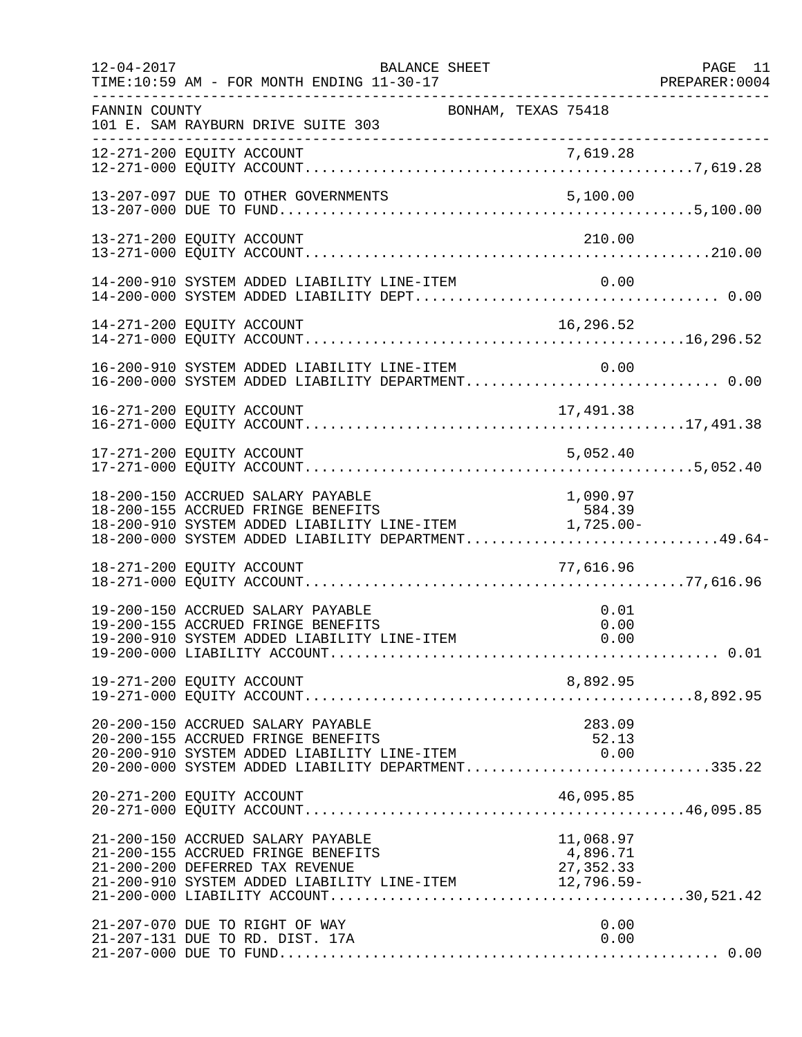FANNIN COUNTY BONHAM, TEXAS 75418
101 E. SAM RAYBURN DRIVE SUITE 303

| Account | Description | Detail | Total |
|---|---|---|---|
| 12-271-200 | EQUITY ACCOUNT | 7,619.28 | |
| 12-271-000 | EQUITY ACCOUNT | | 7,619.28 |
| 13-207-097 | DUE TO OTHER GOVERNMENTS | 5,100.00 | |
| 13-207-000 | DUE TO FUND | | 5,100.00 |
| 13-271-200 | EQUITY ACCOUNT | 210.00 | |
| 13-271-000 | EQUITY ACCOUNT | | 210.00 |
| 14-200-910 | SYSTEM ADDED LIABILITY LINE-ITEM | 0.00 | |
| 14-200-000 | SYSTEM ADDED LIABILITY DEPT | | 0.00 |
| 14-271-200 | EQUITY ACCOUNT | 16,296.52 | |
| 14-271-000 | EQUITY ACCOUNT | | 16,296.52 |
| 16-200-910 | SYSTEM ADDED LIABILITY LINE-ITEM | 0.00 | |
| 16-200-000 | SYSTEM ADDED LIABILITY DEPARTMENT | | 0.00 |
| 16-271-200 | EQUITY ACCOUNT | 17,491.38 | |
| 16-271-000 | EQUITY ACCOUNT | | 17,491.38 |
| 17-271-200 | EQUITY ACCOUNT | 5,052.40 | |
| 17-271-000 | EQUITY ACCOUNT | | 5,052.40 |
| 18-200-150 | ACCRUED SALARY PAYABLE | 1,090.97 | |
| 18-200-155 | ACCRUED FRINGE BENEFITS | 584.39 | |
| 18-200-910 | SYSTEM ADDED LIABILITY LINE-ITEM | 1,725.00- | |
| 18-200-000 | SYSTEM ADDED LIABILITY DEPARTMENT | | 49.64- |
| 18-271-200 | EQUITY ACCOUNT | 77,616.96 | |
| 18-271-000 | EQUITY ACCOUNT | | 77,616.96 |
| 19-200-150 | ACCRUED SALARY PAYABLE | 0.01 | |
| 19-200-155 | ACCRUED FRINGE BENEFITS | 0.00 | |
| 19-200-910 | SYSTEM ADDED LIABILITY LINE-ITEM | 0.00 | |
| 19-200-000 | LIABILITY ACCOUNT | | 0.01 |
| 19-271-200 | EQUITY ACCOUNT | 8,892.95 | |
| 19-271-000 | EQUITY ACCOUNT | | 8,892.95 |
| 20-200-150 | ACCRUED SALARY PAYABLE | 283.09 | |
| 20-200-155 | ACCRUED FRINGE BENEFITS | 52.13 | |
| 20-200-910 | SYSTEM ADDED LIABILITY LINE-ITEM | 0.00 | |
| 20-200-000 | SYSTEM ADDED LIABILITY DEPARTMENT | | 335.22 |
| 20-271-200 | EQUITY ACCOUNT | 46,095.85 | |
| 20-271-000 | EQUITY ACCOUNT | | 46,095.85 |
| 21-200-150 | ACCRUED SALARY PAYABLE | 11,068.97 | |
| 21-200-155 | ACCRUED FRINGE BENEFITS | 4,896.71 | |
| 21-200-200 | DEFERRED TAX REVENUE | 27,352.33 | |
| 21-200-910 | SYSTEM ADDED LIABILITY LINE-ITEM | 12,796.59- | |
| 21-200-000 | LIABILITY ACCOUNT | | 30,521.42 |
| 21-207-070 | DUE TO RIGHT OF WAY | 0.00 | |
| 21-207-131 | DUE TO RD. DIST. 17A | 0.00 | |
| 21-207-000 | DUE TO FUND | | 0.00 |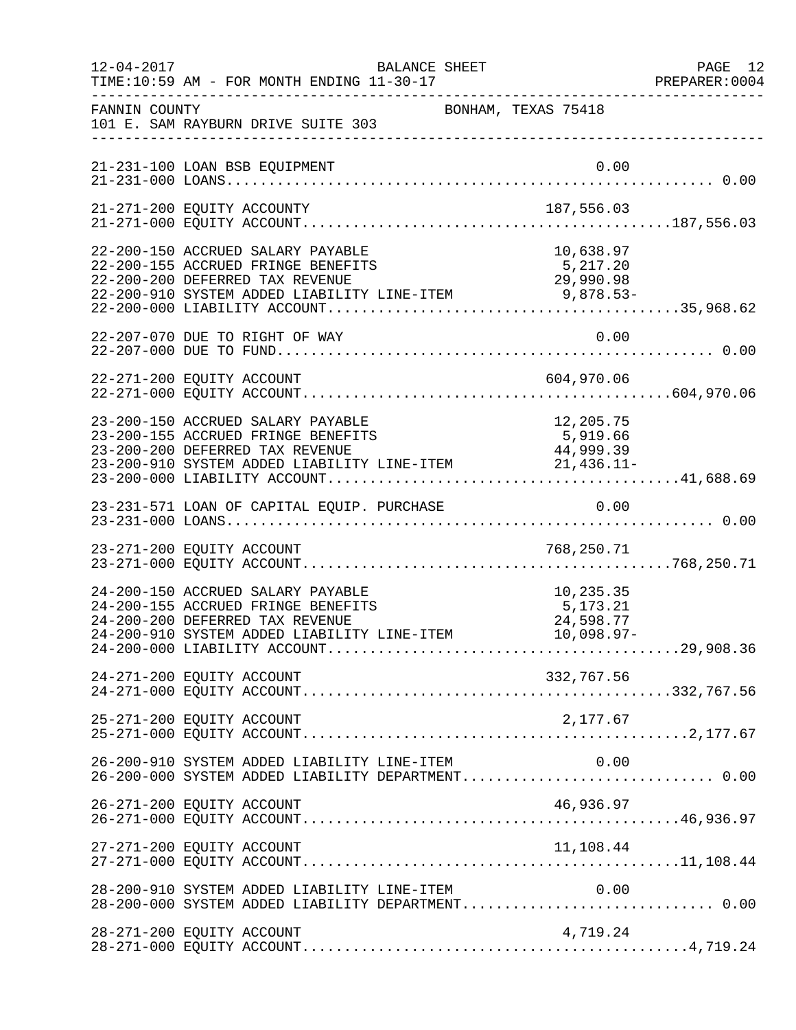FANNIN COUNTY BONHAM, TEXAS 75418
101 E. SAM RAYBURN DRIVE SUITE 303

BALANCE SHEET — FOR MONTH ENDING 11-30-17

| Account | Description | Amount | Total |
|---|---|---|---|
| 21-231-100 | LOAN BSB EQUIPMENT | 0.00 | |
| 21-231-000 | LOANS | | 0.00 |
| 21-271-200 | EQUITY ACCOUNTY | 187,556.03 | |
| 21-271-000 | EQUITY ACCOUNT | | 187,556.03 |
| 22-200-150 | ACCRUED SALARY PAYABLE | 10,638.97 | |
| 22-200-155 | ACCRUED FRINGE BENEFITS | 5,217.20 | |
| 22-200-200 | DEFERRED TAX REVENUE | 29,990.98 | |
| 22-200-910 | SYSTEM ADDED LIABILITY LINE-ITEM | 9,878.53- | |
| 22-200-000 | LIABILITY ACCOUNT | | 35,968.62 |
| 22-207-070 | DUE TO RIGHT OF WAY | 0.00 | |
| 22-207-000 | DUE TO FUND | | 0.00 |
| 22-271-200 | EQUITY ACCOUNT | 604,970.06 | |
| 22-271-000 | EQUITY ACCOUNT | | 604,970.06 |
| 23-200-150 | ACCRUED SALARY PAYABLE | 12,205.75 | |
| 23-200-155 | ACCRUED FRINGE BENEFITS | 5,919.66 | |
| 23-200-200 | DEFERRED TAX REVENUE | 44,999.39 | |
| 23-200-910 | SYSTEM ADDED LIABILITY LINE-ITEM | 21,436.11- | |
| 23-200-000 | LIABILITY ACCOUNT | | 41,688.69 |
| 23-231-571 | LOAN OF CAPITAL EQUIP. PURCHASE | 0.00 | |
| 23-231-000 | LOANS | | 0.00 |
| 23-271-200 | EQUITY ACCOUNT | 768,250.71 | |
| 23-271-000 | EQUITY ACCOUNT | | 768,250.71 |
| 24-200-150 | ACCRUED SALARY PAYABLE | 10,235.35 | |
| 24-200-155 | ACCRUED FRINGE BENEFITS | 5,173.21 | |
| 24-200-200 | DEFERRED TAX REVENUE | 24,598.77 | |
| 24-200-910 | SYSTEM ADDED LIABILITY LINE-ITEM | 10,098.97- | |
| 24-200-000 | LIABILITY ACCOUNT | | 29,908.36 |
| 24-271-200 | EQUITY ACCOUNT | 332,767.56 | |
| 24-271-000 | EQUITY ACCOUNT | | 332,767.56 |
| 25-271-200 | EQUITY ACCOUNT | 2,177.67 | |
| 25-271-000 | EQUITY ACCOUNT | | 2,177.67 |
| 26-200-910 | SYSTEM ADDED LIABILITY LINE-ITEM | 0.00 | |
| 26-200-000 | SYSTEM ADDED LIABILITY DEPARTMENT | | 0.00 |
| 26-271-200 | EQUITY ACCOUNT | 46,936.97 | |
| 26-271-000 | EQUITY ACCOUNT | | 46,936.97 |
| 27-271-200 | EQUITY ACCOUNT | 11,108.44 | |
| 27-271-000 | EQUITY ACCOUNT | | 11,108.44 |
| 28-200-910 | SYSTEM ADDED LIABILITY LINE-ITEM | 0.00 | |
| 28-200-000 | SYSTEM ADDED LIABILITY DEPARTMENT | | 0.00 |
| 28-271-200 | EQUITY ACCOUNT | 4,719.24 | |
| 28-271-000 | EQUITY ACCOUNT | | 4,719.24 |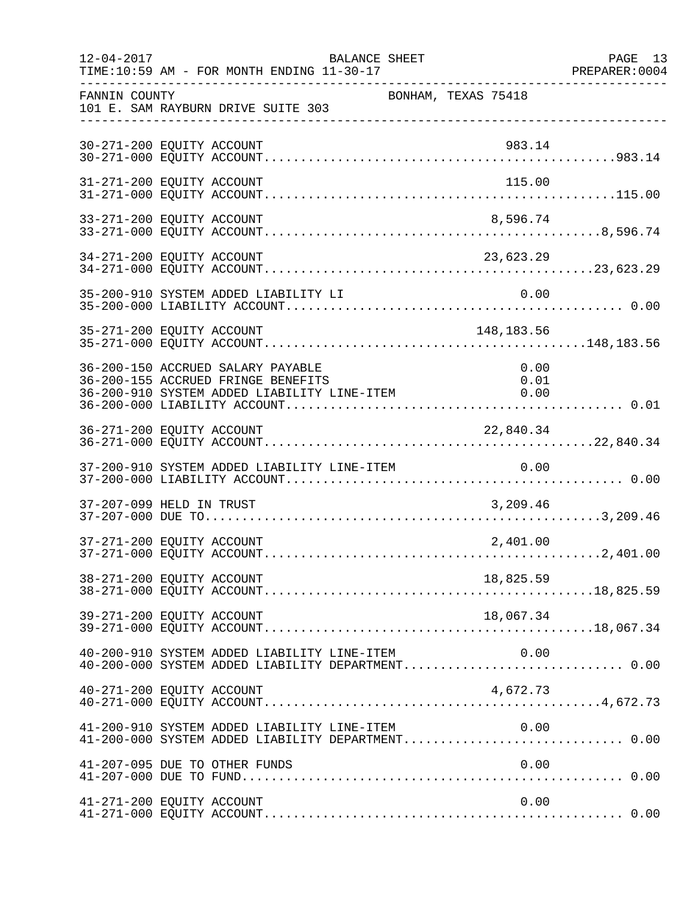FANNIN COUNTY BONHAM, TEXAS 75418
101 E. SAM RAYBURN DRIVE SUITE 303

BALANCE SHEET
FOR MONTH ENDING 11-30-17

| Account | Description | Amount | Total |
|---|---|---|---|
| 30-271-200 | EQUITY ACCOUNT | 983.14 | |
| 30-271-000 | EQUITY ACCOUNT | | 983.14 |
| 31-271-200 | EQUITY ACCOUNT | 115.00 | |
| 31-271-000 | EQUITY ACCOUNT | | 115.00 |
| 33-271-200 | EQUITY ACCOUNT | 8,596.74 | |
| 33-271-000 | EQUITY ACCOUNT | | 8,596.74 |
| 34-271-200 | EQUITY ACCOUNT | 23,623.29 | |
| 34-271-000 | EQUITY ACCOUNT | | 23,623.29 |
| 35-200-910 | SYSTEM ADDED LIABILITY LI | 0.00 | |
| 35-200-000 | LIABILITY ACCOUNT | | 0.00 |
| 35-271-200 | EQUITY ACCOUNT | 148,183.56 | |
| 35-271-000 | EQUITY ACCOUNT | | 148,183.56 |
| 36-200-150 | ACCRUED SALARY PAYABLE | 0.00 | |
| 36-200-155 | ACCRUED FRINGE BENEFITS | 0.01 | |
| 36-200-910 | SYSTEM ADDED LIABILITY LINE-ITEM | 0.00 | |
| 36-200-000 | LIABILITY ACCOUNT | | 0.01 |
| 36-271-200 | EQUITY ACCOUNT | 22,840.34 | |
| 36-271-000 | EQUITY ACCOUNT | | 22,840.34 |
| 37-200-910 | SYSTEM ADDED LIABILITY LINE-ITEM | 0.00 | |
| 37-200-000 | LIABILITY ACCOUNT | | 0.00 |
| 37-207-099 | HELD IN TRUST | 3,209.46 | |
| 37-207-000 | DUE TO | | 3,209.46 |
| 37-271-200 | EQUITY ACCOUNT | 2,401.00 | |
| 37-271-000 | EQUITY ACCOUNT | | 2,401.00 |
| 38-271-200 | EQUITY ACCOUNT | 18,825.59 | |
| 38-271-000 | EQUITY ACCOUNT | | 18,825.59 |
| 39-271-200 | EQUITY ACCOUNT | 18,067.34 | |
| 39-271-000 | EQUITY ACCOUNT | | 18,067.34 |
| 40-200-910 | SYSTEM ADDED LIABILITY LINE-ITEM | 0.00 | |
| 40-200-000 | SYSTEM ADDED LIABILITY DEPARTMENT | | 0.00 |
| 40-271-200 | EQUITY ACCOUNT | 4,672.73 | |
| 40-271-000 | EQUITY ACCOUNT | | 4,672.73 |
| 41-200-910 | SYSTEM ADDED LIABILITY LINE-ITEM | 0.00 | |
| 41-200-000 | SYSTEM ADDED LIABILITY DEPARTMENT | | 0.00 |
| 41-207-095 | DUE TO OTHER FUNDS | 0.00 | |
| 41-207-000 | DUE TO FUND | | 0.00 |
| 41-271-200 | EQUITY ACCOUNT | 0.00 | |
| 41-271-000 | EQUITY ACCOUNT | | 0.00 |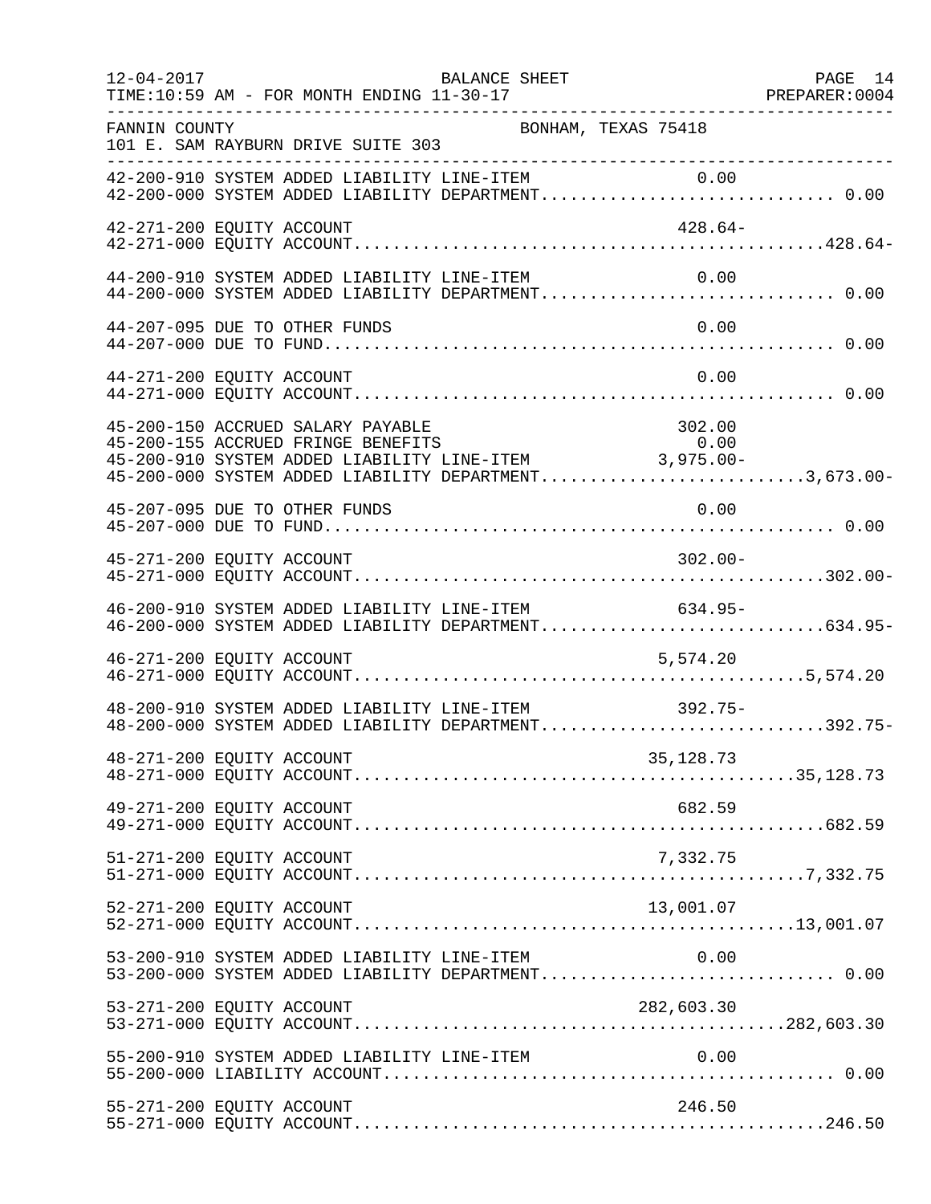FANNIN COUNTY BONHAM, TEXAS 75418
101 E. SAM RAYBURN DRIVE SUITE 303

| Account | Description | Line-Item Amount | Department Total |
|---|---|---|---|
| 42-200-910 | SYSTEM ADDED LIABILITY LINE-ITEM | 0.00 | |
| 42-200-000 | SYSTEM ADDED LIABILITY DEPARTMENT | | 0.00 |
| 42-271-200 | EQUITY ACCOUNT | 428.64- | |
| 42-271-000 | EQUITY ACCOUNT | | 428.64- |
| 44-200-910 | SYSTEM ADDED LIABILITY LINE-ITEM | 0.00 | |
| 44-200-000 | SYSTEM ADDED LIABILITY DEPARTMENT | | 0.00 |
| 44-207-095 | DUE TO OTHER FUNDS | 0.00 | |
| 44-207-000 | DUE TO FUND | | 0.00 |
| 44-271-200 | EQUITY ACCOUNT | 0.00 | |
| 44-271-000 | EQUITY ACCOUNT | | 0.00 |
| 45-200-150 | ACCRUED SALARY PAYABLE | 302.00 | |
| 45-200-155 | ACCRUED FRINGE BENEFITS | 0.00 | |
| 45-200-910 | SYSTEM ADDED LIABILITY LINE-ITEM | 3,975.00- | |
| 45-200-000 | SYSTEM ADDED LIABILITY DEPARTMENT | | 3,673.00- |
| 45-207-095 | DUE TO OTHER FUNDS | 0.00 | |
| 45-207-000 | DUE TO FUND | | 0.00 |
| 45-271-200 | EQUITY ACCOUNT | 302.00- | |
| 45-271-000 | EQUITY ACCOUNT | | 302.00- |
| 46-200-910 | SYSTEM ADDED LIABILITY LINE-ITEM | 634.95- | |
| 46-200-000 | SYSTEM ADDED LIABILITY DEPARTMENT | | 634.95- |
| 46-271-200 | EQUITY ACCOUNT | 5,574.20 | |
| 46-271-000 | EQUITY ACCOUNT | | 5,574.20 |
| 48-200-910 | SYSTEM ADDED LIABILITY LINE-ITEM | 392.75- | |
| 48-200-000 | SYSTEM ADDED LIABILITY DEPARTMENT | | 392.75- |
| 48-271-200 | EQUITY ACCOUNT | 35,128.73 | |
| 48-271-000 | EQUITY ACCOUNT | | 35,128.73 |
| 49-271-200 | EQUITY ACCOUNT | 682.59 | |
| 49-271-000 | EQUITY ACCOUNT | | 682.59 |
| 51-271-200 | EQUITY ACCOUNT | 7,332.75 | |
| 51-271-000 | EQUITY ACCOUNT | | 7,332.75 |
| 52-271-200 | EQUITY ACCOUNT | 13,001.07 | |
| 52-271-000 | EQUITY ACCOUNT | | 13,001.07 |
| 53-200-910 | SYSTEM ADDED LIABILITY LINE-ITEM | 0.00 | |
| 53-200-000 | SYSTEM ADDED LIABILITY DEPARTMENT | | 0.00 |
| 53-271-200 | EQUITY ACCOUNT | 282,603.30 | |
| 53-271-000 | EQUITY ACCOUNT | | 282,603.30 |
| 55-200-910 | SYSTEM ADDED LIABILITY LINE-ITEM | 0.00 | |
| 55-200-000 | LIABILITY ACCOUNT | | 0.00 |
| 55-271-200 | EQUITY ACCOUNT | 246.50 | |
| 55-271-000 | EQUITY ACCOUNT | | 246.50 |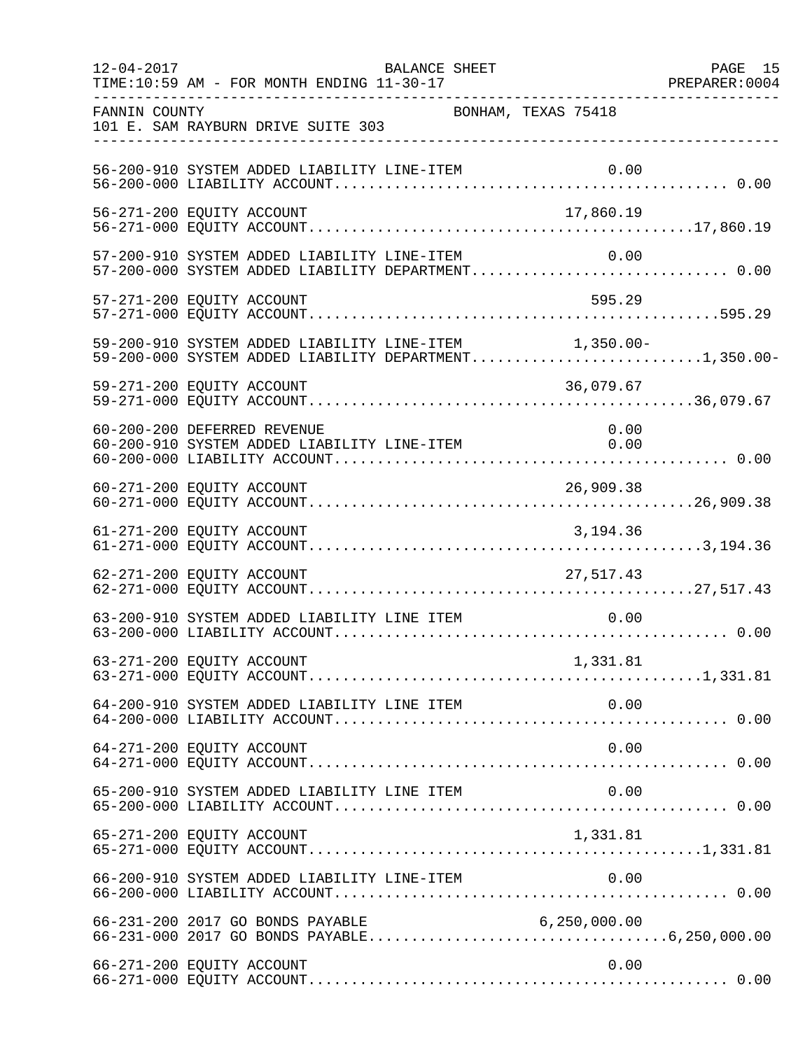FANNIN COUNTY BONHAM, TEXAS 75418
101 E. SAM RAYBURN DRIVE SUITE 303

| Account | Description | Line Item Amount | Total |
|---|---|---|---|
| 56-200-910 | SYSTEM ADDED LIABILITY LINE-ITEM | 0.00 | |
| 56-200-000 | LIABILITY ACCOUNT | | 0.00 |
| 56-271-200 | EQUITY ACCOUNT | 17,860.19 | |
| 56-271-000 | EQUITY ACCOUNT | | 17,860.19 |
| 57-200-910 | SYSTEM ADDED LIABILITY LINE-ITEM | 0.00 | |
| 57-200-000 | SYSTEM ADDED LIABILITY DEPARTMENT | | 0.00 |
| 57-271-200 | EQUITY ACCOUNT | 595.29 | |
| 57-271-000 | EQUITY ACCOUNT | | 595.29 |
| 59-200-910 | SYSTEM ADDED LIABILITY LINE-ITEM | 1,350.00- | |
| 59-200-000 | SYSTEM ADDED LIABILITY DEPARTMENT | | 1,350.00- |
| 59-271-200 | EQUITY ACCOUNT | 36,079.67 | |
| 59-271-000 | EQUITY ACCOUNT | | 36,079.67 |
| 60-200-200 | DEFERRED REVENUE | 0.00 | |
| 60-200-910 | SYSTEM ADDED LIABILITY LINE-ITEM | 0.00 | |
| 60-200-000 | LIABILITY ACCOUNT | | 0.00 |
| 60-271-200 | EQUITY ACCOUNT | 26,909.38 | |
| 60-271-000 | EQUITY ACCOUNT | | 26,909.38 |
| 61-271-200 | EQUITY ACCOUNT | 3,194.36 | |
| 61-271-000 | EQUITY ACCOUNT | | 3,194.36 |
| 62-271-200 | EQUITY ACCOUNT | 27,517.43 | |
| 62-271-000 | EQUITY ACCOUNT | | 27,517.43 |
| 63-200-910 | SYSTEM ADDED LIABILITY LINE ITEM | 0.00 | |
| 63-200-000 | LIABILITY ACCOUNT | | 0.00 |
| 63-271-200 | EQUITY ACCOUNT | 1,331.81 | |
| 63-271-000 | EQUITY ACCOUNT | | 1,331.81 |
| 64-200-910 | SYSTEM ADDED LIABILITY LINE ITEM | 0.00 | |
| 64-200-000 | LIABILITY ACCOUNT | | 0.00 |
| 64-271-200 | EQUITY ACCOUNT | 0.00 | |
| 64-271-000 | EQUITY ACCOUNT | | 0.00 |
| 65-200-910 | SYSTEM ADDED LIABILITY LINE ITEM | 0.00 | |
| 65-200-000 | LIABILITY ACCOUNT | | 0.00 |
| 65-271-200 | EQUITY ACCOUNT | 1,331.81 | |
| 65-271-000 | EQUITY ACCOUNT | | 1,331.81 |
| 66-200-910 | SYSTEM ADDED LIABILITY LINE-ITEM | 0.00 | |
| 66-200-000 | LIABILITY ACCOUNT | | 0.00 |
| 66-231-200 | 2017 GO BONDS PAYABLE | 6,250,000.00 | |
| 66-231-000 | 2017 GO BONDS PAYABLE | | 6,250,000.00 |
| 66-271-200 | EQUITY ACCOUNT | 0.00 | |
| 66-271-000 | EQUITY ACCOUNT | | 0.00 |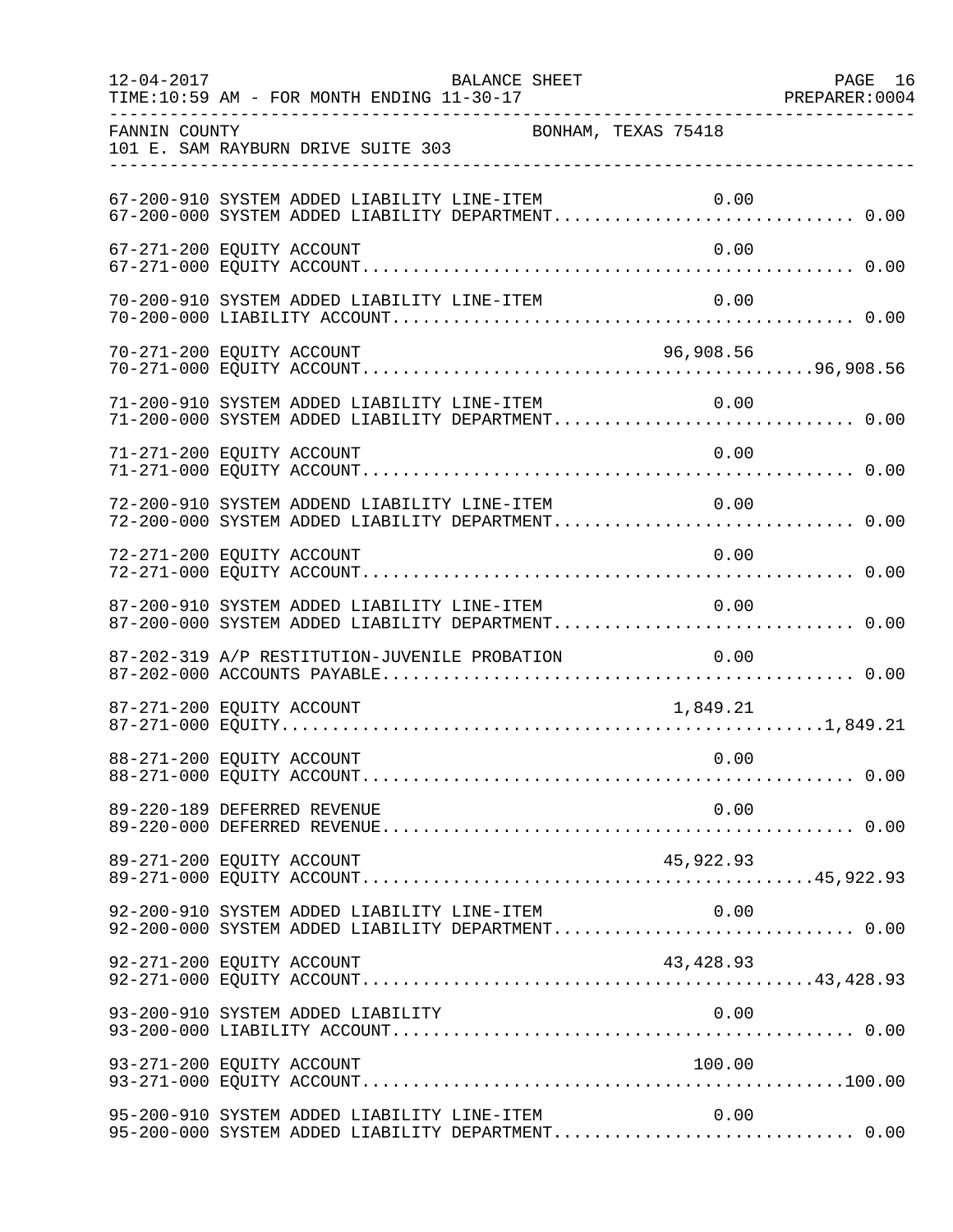FANNIN COUNTY BONHAM, TEXAS 75418
101 E. SAM RAYBURN DRIVE SUITE 303

| Account | Description | Line-Item Amount | Total |
|---|---|---|---|
| 67-200-910 | SYSTEM ADDED LIABILITY LINE-ITEM | 0.00 | |
| 67-200-000 | SYSTEM ADDED LIABILITY DEPARTMENT | | 0.00 |
| 67-271-200 | EQUITY ACCOUNT | 0.00 | |
| 67-271-000 | EQUITY ACCOUNT | | 0.00 |
| 70-200-910 | SYSTEM ADDED LIABILITY LINE-ITEM | 0.00 | |
| 70-200-000 | LIABILITY ACCOUNT | | 0.00 |
| 70-271-200 | EQUITY ACCOUNT | 96,908.56 | |
| 70-271-000 | EQUITY ACCOUNT | | 96,908.56 |
| 71-200-910 | SYSTEM ADDED LIABILITY LINE-ITEM | 0.00 | |
| 71-200-000 | SYSTEM ADDED LIABILITY DEPARTMENT | | 0.00 |
| 71-271-200 | EQUITY ACCOUNT | 0.00 | |
| 71-271-000 | EQUITY ACCOUNT | | 0.00 |
| 72-200-910 | SYSTEM ADDEND LIABILITY LINE-ITEM | 0.00 | |
| 72-200-000 | SYSTEM ADDED LIABILITY DEPARTMENT | | 0.00 |
| 72-271-200 | EQUITY ACCOUNT | 0.00 | |
| 72-271-000 | EQUITY ACCOUNT | | 0.00 |
| 87-200-910 | SYSTEM ADDED LIABILITY LINE-ITEM | 0.00 | |
| 87-200-000 | SYSTEM ADDED LIABILITY DEPARTMENT | | 0.00 |
| 87-202-319 | A/P RESTITUTION-JUVENILE PROBATION | 0.00 | |
| 87-202-000 | ACCOUNTS PAYABLE | | 0.00 |
| 87-271-200 | EQUITY ACCOUNT | 1,849.21 | |
| 87-271-000 | EQUITY | | 1,849.21 |
| 88-271-200 | EQUITY ACCOUNT | 0.00 | |
| 88-271-000 | EQUITY ACCOUNT | | 0.00 |
| 89-220-189 | DEFERRED REVENUE | 0.00 | |
| 89-220-000 | DEFERRED REVENUE | | 0.00 |
| 89-271-200 | EQUITY ACCOUNT | 45,922.93 | |
| 89-271-000 | EQUITY ACCOUNT | | 45,922.93 |
| 92-200-910 | SYSTEM ADDED LIABILITY LINE-ITEM | 0.00 | |
| 92-200-000 | SYSTEM ADDED LIABILITY DEPARTMENT | | 0.00 |
| 92-271-200 | EQUITY ACCOUNT | 43,428.93 | |
| 92-271-000 | EQUITY ACCOUNT | | 43,428.93 |
| 93-200-910 | SYSTEM ADDED LIABILITY | 0.00 | |
| 93-200-000 | LIABILITY ACCOUNT | | 0.00 |
| 93-271-200 | EQUITY ACCOUNT | 100.00 | |
| 93-271-000 | EQUITY ACCOUNT | | 100.00 |
| 95-200-910 | SYSTEM ADDED LIABILITY LINE-ITEM | 0.00 | |
| 95-200-000 | SYSTEM ADDED LIABILITY DEPARTMENT | | 0.00 |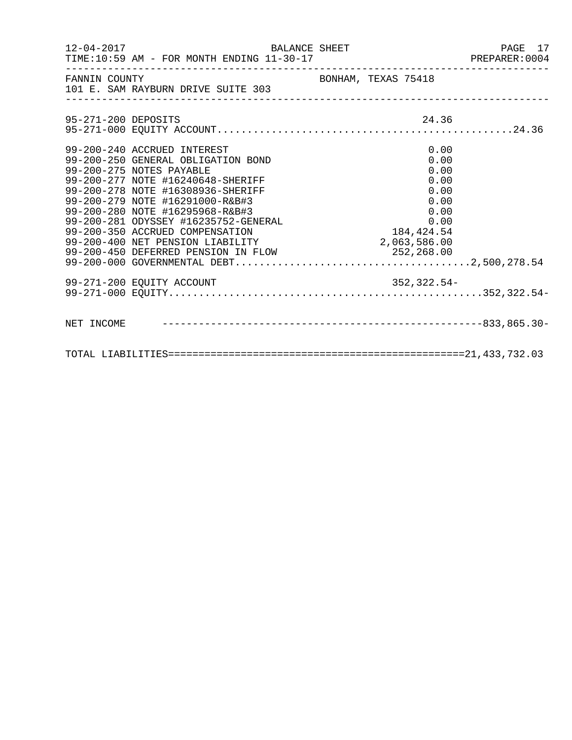12-04-2017 BALANCE SHEET PAGE 17
TIME:10:59 AM - FOR MONTH ENDING 11-30-17 PREPARER:0004

FANNIN COUNTY BONHAM, TEXAS 75418
101 E. SAM RAYBURN DRIVE SUITE 303

| | | |
|---|---|---|
| 95-271-200 DEPOSITS | 24.36 | |
| 95-271-000 EQUITY ACCOUNT | | 24.36 |
| 99-200-240 ACCRUED INTEREST | 0.00 | |
| 99-200-250 GENERAL OBLIGATION BOND | 0.00 | |
| 99-200-275 NOTES PAYABLE | 0.00 | |
| 99-200-277 NOTE #16240648-SHERIFF | 0.00 | |
| 99-200-278 NOTE #16308936-SHERIFF | 0.00 | |
| 99-200-279 NOTE #16291000-R&B#3 | 0.00 | |
| 99-200-280 NOTE #16295968-R&B#3 | 0.00 | |
| 99-200-281 ODYSSEY #16235752-GENERAL | 0.00 | |
| 99-200-350 ACCRUED COMPENSATION | 184,424.54 | |
| 99-200-400 NET PENSION LIABILITY | 2,063,586.00 | |
| 99-200-450 DEFERRED PENSION IN FLOW | 252,268.00 | |
| 99-200-000 GOVERNMENTAL DEBT | | 2,500,278.54 |
| 99-271-200 EQUITY ACCOUNT | 352,322.54- | |
| 99-271-000 EQUITY | | 352,322.54- |
| NET INCOME | | 833,865.30- |
| TOTAL LIABILITIES | | 21,433,732.03 |